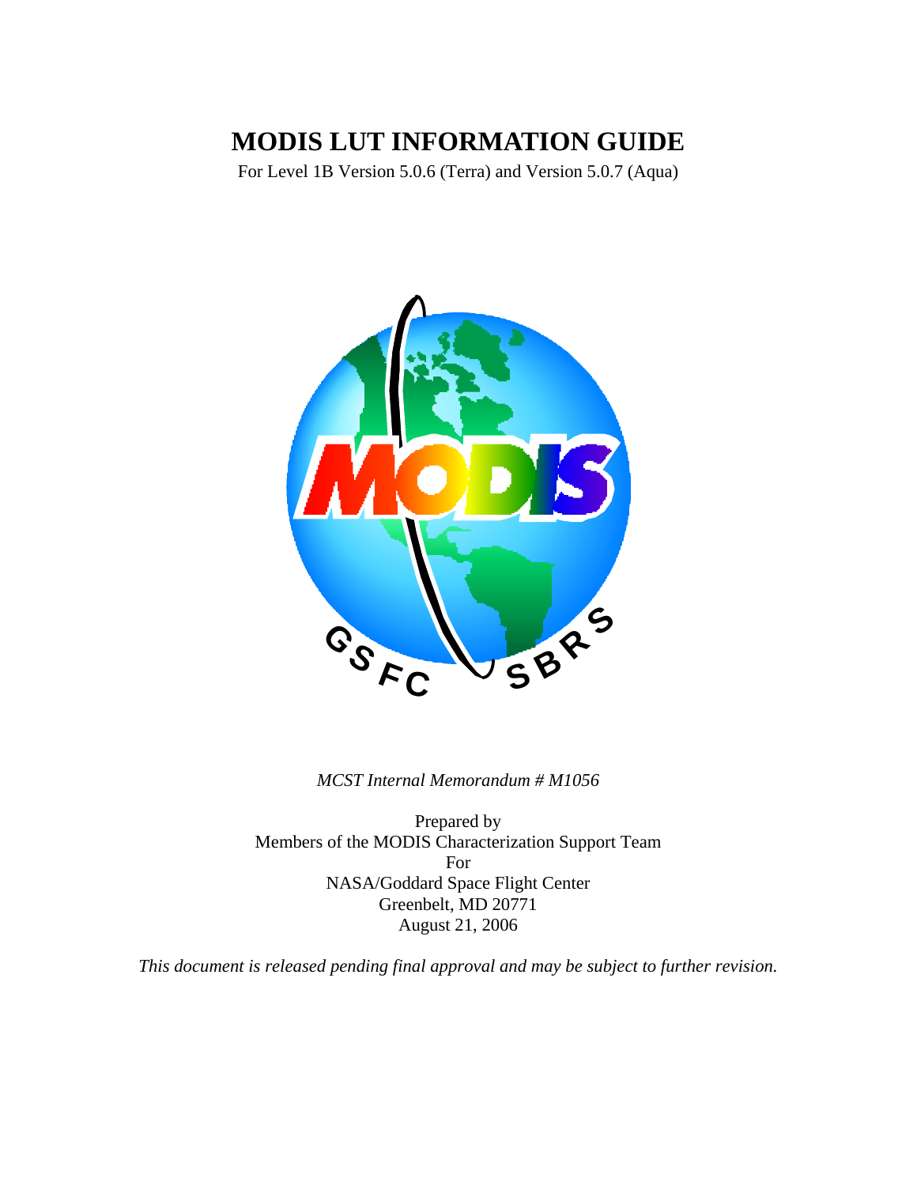# MODIS LUT INFORMATION GUIDE

For Level 1B Version 5.0.6 (Terra) and Version 5.0.7 (Aqua)

*MCST Internal Memorandum # M1056*

Prepared by
Members of the MODIS Characterization Support Team
For
NASA/Goddard Space Flight Center
Greenbelt, MD 20771
August 21, 2006

*This document is released pending final approval and may be subject to further revision.*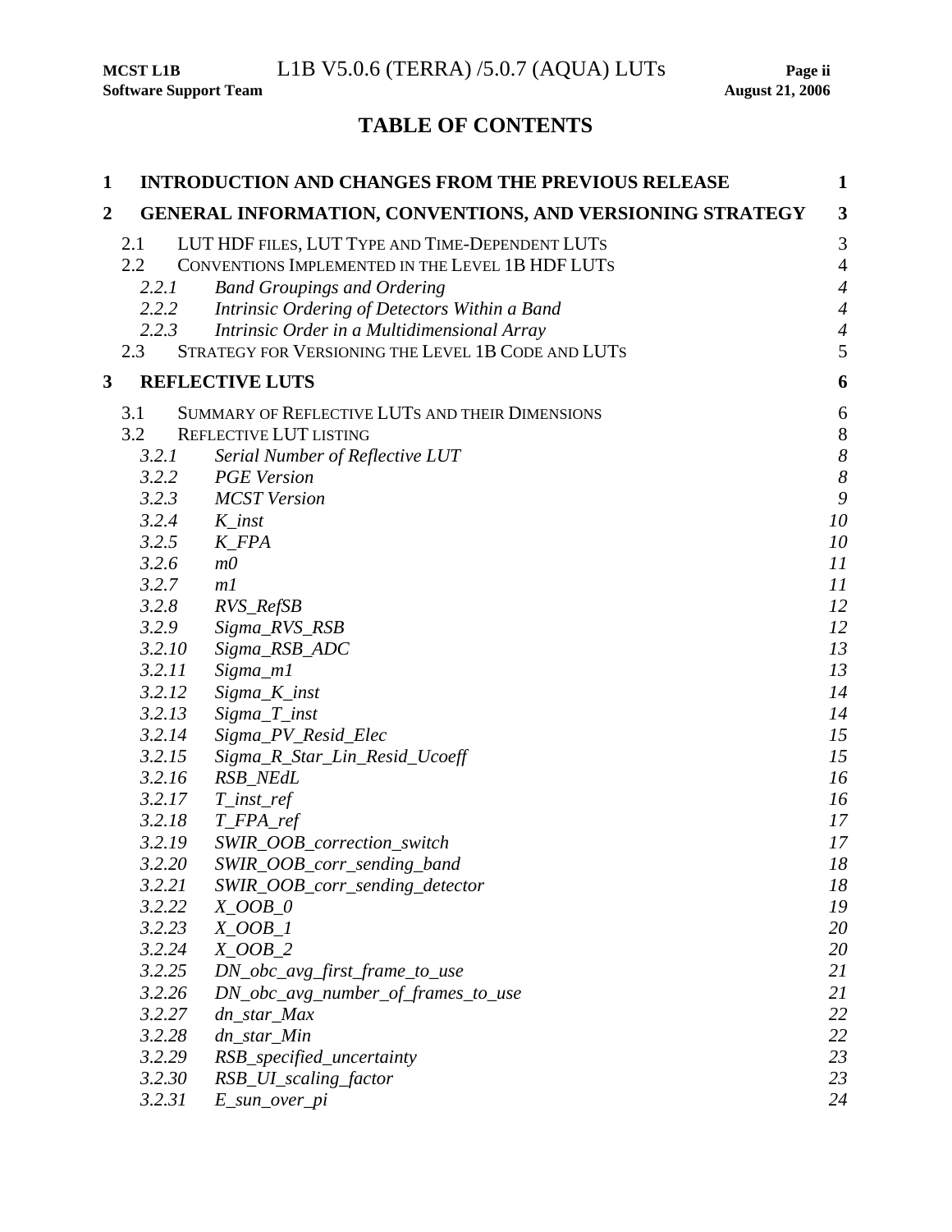# TABLE OF CONTENTS

| | | |
|---|---|---|
| **1** | **INTRODUCTION AND CHANGES FROM THE PREVIOUS RELEASE** | **1** |
| **2** | **GENERAL INFORMATION, CONVENTIONS, AND VERSIONING STRATEGY** | **3** |
| 2.1 | LUT HDF FILES, LUT TYPE AND TIME-DEPENDENT LUTS | 3 |
| 2.2 | CONVENTIONS IMPLEMENTED IN THE LEVEL 1B HDF LUTS | 4 |
| *2.2.1* | *Band Groupings and Ordering* | *4* |
| *2.2.2* | *Intrinsic Ordering of Detectors Within a Band* | *4* |
| *2.2.3* | *Intrinsic Order in a Multidimensional Array* | *4* |
| 2.3 | STRATEGY FOR VERSIONING THE LEVEL 1B CODE AND LUTS | 5 |
| **3** | **REFLECTIVE LUTS** | **6** |
| 3.1 | SUMMARY OF REFLECTIVE LUTS AND THEIR DIMENSIONS | 6 |
| 3.2 | REFLECTIVE LUT LISTING | 8 |
| *3.2.1* | *Serial Number of Reflective LUT* | *8* |
| *3.2.2* | *PGE Version* | *8* |
| *3.2.3* | *MCST Version* | *9* |
| *3.2.4* | *K_inst* | *10* |
| *3.2.5* | *K_FPA* | *10* |
| *3.2.6* | *m0* | *11* |
| *3.2.7* | *m1* | *11* |
| *3.2.8* | *RVS_RefSB* | *12* |
| *3.2.9* | *Sigma_RVS_RSB* | *12* |
| *3.2.10* | *Sigma_RSB_ADC* | *13* |
| *3.2.11* | *Sigma_m1* | *13* |
| *3.2.12* | *Sigma_K_inst* | *14* |
| *3.2.13* | *Sigma_T_inst* | *14* |
| *3.2.14* | *Sigma_PV_Resid_Elec* | *15* |
| *3.2.15* | *Sigma_R_Star_Lin_Resid_Ucoeff* | *15* |
| *3.2.16* | *RSB_NEdL* | *16* |
| *3.2.17* | *T_inst_ref* | *16* |
| *3.2.18* | *T_FPA_ref* | *17* |
| *3.2.19* | *SWIR_OOB_correction_switch* | *17* |
| *3.2.20* | *SWIR_OOB_corr_sending_band* | *18* |
| *3.2.21* | *SWIR_OOB_corr_sending_detector* | *18* |
| *3.2.22* | *X_OOB_0* | *19* |
| *3.2.23* | *X_OOB_1* | *20* |
| *3.2.24* | *X_OOB_2* | *20* |
| *3.2.25* | *DN_obc_avg_first_frame_to_use* | *21* |
| *3.2.26* | *DN_obc_avg_number_of_frames_to_use* | *21* |
| *3.2.27* | *dn_star_Max* | *22* |
| *3.2.28* | *dn_star_Min* | *22* |
| *3.2.29* | *RSB_specified_uncertainty* | *23* |
| *3.2.30* | *RSB_UI_scaling_factor* | *23* |
| *3.2.31* | *E_sun_over_pi* | *24* |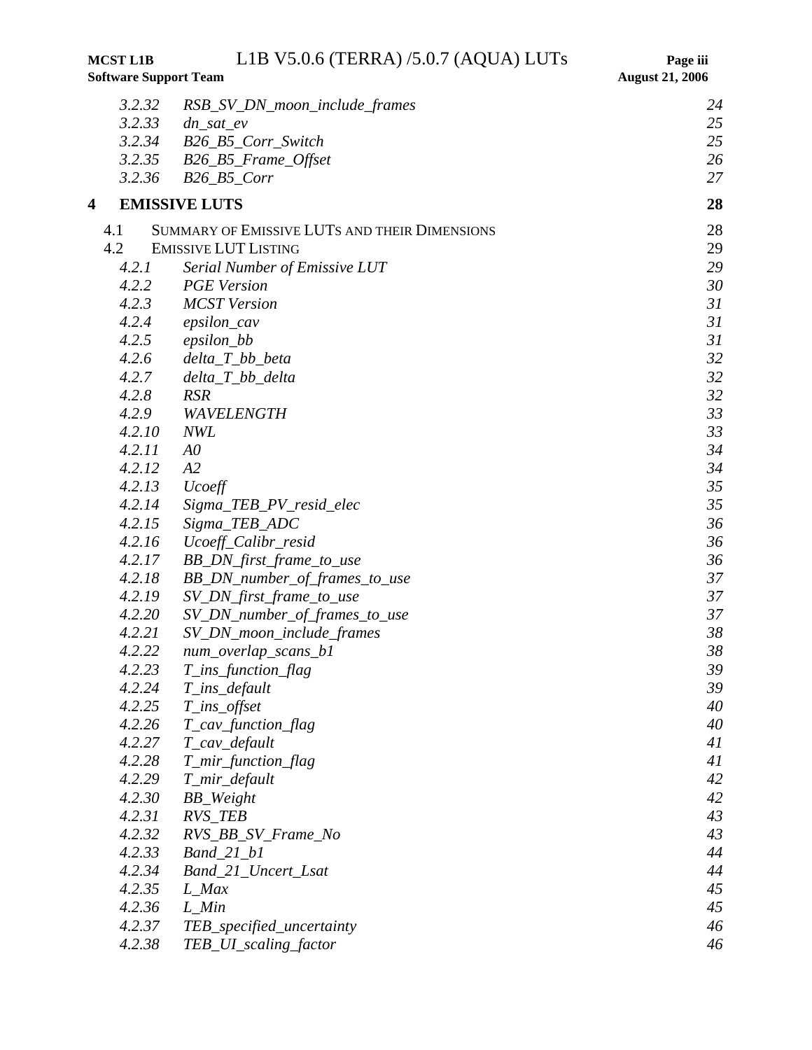| | | |
|---|---|---|
| *3.2.32* | *RSB_SV_DN_moon_include_frames* | *24* |
| *3.2.33* | *dn_sat_ev* | *25* |
| *3.2.34* | *B26_B5_Corr_Switch* | *25* |
| *3.2.35* | *B26_B5_Frame_Offset* | *26* |
| *3.2.36* | *B26_B5_Corr* | *27* |
| **4** | **EMISSIVE LUTS** | **28** |
| 4.1 | SUMMARY OF EMISSIVE LUTS AND THEIR DIMENSIONS | 28 |
| 4.2 | EMISSIVE LUT LISTING | 29 |
| *4.2.1* | *Serial Number of Emissive LUT* | *29* |
| *4.2.2* | *PGE Version* | *30* |
| *4.2.3* | *MCST Version* | *31* |
| *4.2.4* | *epsilon_cav* | *31* |
| *4.2.5* | *epsilon_bb* | *31* |
| *4.2.6* | *delta_T_bb_beta* | *32* |
| *4.2.7* | *delta_T_bb_delta* | *32* |
| *4.2.8* | *RSR* | *32* |
| *4.2.9* | *WAVELENGTH* | *33* |
| *4.2.10* | *NWL* | *33* |
| *4.2.11* | *A0* | *34* |
| *4.2.12* | *A2* | *34* |
| *4.2.13* | *Ucoeff* | *35* |
| *4.2.14* | *Sigma_TEB_PV_resid_elec* | *35* |
| *4.2.15* | *Sigma_TEB_ADC* | *36* |
| *4.2.16* | *Ucoeff_Calibr_resid* | *36* |
| *4.2.17* | *BB_DN_first_frame_to_use* | *36* |
| *4.2.18* | *BB_DN_number_of_frames_to_use* | *37* |
| *4.2.19* | *SV_DN_first_frame_to_use* | *37* |
| *4.2.20* | *SV_DN_number_of_frames_to_use* | *37* |
| *4.2.21* | *SV_DN_moon_include_frames* | *38* |
| *4.2.22* | *num_overlap_scans_b1* | *38* |
| *4.2.23* | *T_ins_function_flag* | *39* |
| *4.2.24* | *T_ins_default* | *39* |
| *4.2.25* | *T_ins_offset* | *40* |
| *4.2.26* | *T_cav_function_flag* | *40* |
| *4.2.27* | *T_cav_default* | *41* |
| *4.2.28* | *T_mir_function_flag* | *41* |
| *4.2.29* | *T_mir_default* | *42* |
| *4.2.30* | *BB_Weight* | *42* |
| *4.2.31* | *RVS_TEB* | *43* |
| *4.2.32* | *RVS_BB_SV_Frame_No* | *43* |
| *4.2.33* | *Band_21_b1* | *44* |
| *4.2.34* | *Band_21_Uncert_Lsat* | *44* |
| *4.2.35* | *L_Max* | *45* |
| *4.2.36* | *L_Min* | *45* |
| *4.2.37* | *TEB_specified_uncertainty* | *46* |
| *4.2.38* | *TEB_UI_scaling_factor* | *46* |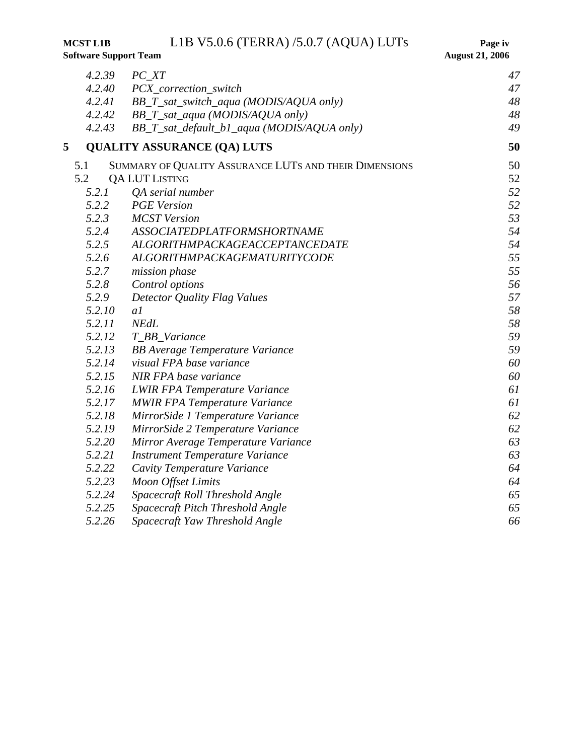| | | |
|---|---|---|
| *4.2.39* | *PC_XT* | *47* |
| *4.2.40* | *PCX_correction_switch* | *47* |
| *4.2.41* | *BB_T_sat_switch_aqua (MODIS/AQUA only)* | *48* |
| *4.2.42* | *BB_T_sat_aqua (MODIS/AQUA only)* | *48* |
| *4.2.43* | *BB_T_sat_default_b1_aqua (MODIS/AQUA only)* | *49* |
| **5** | **QUALITY ASSURANCE (QA) LUTS** | **50** |
| 5.1 | SUMMARY OF QUALITY ASSURANCE LUTS AND THEIR DIMENSIONS | 50 |
| 5.2 | QA LUT LISTING | 52 |
| *5.2.1* | *QA serial number* | *52* |
| *5.2.2* | *PGE Version* | *52* |
| *5.2.3* | *MCST Version* | *53* |
| *5.2.4* | *ASSOCIATEDPLATFORMSHORTNAME* | *54* |
| *5.2.5* | *ALGORITHMPACKAGEACCEPTANCEDATE* | *54* |
| *5.2.6* | *ALGORITHMPACKAGEMATURITYCODE* | *55* |
| *5.2.7* | *mission phase* | *55* |
| *5.2.8* | *Control options* | *56* |
| *5.2.9* | *Detector Quality Flag Values* | *57* |
| *5.2.10* | *a1* | *58* |
| *5.2.11* | *NEdL* | *58* |
| *5.2.12* | *T_BB_Variance* | *59* |
| *5.2.13* | *BB Average Temperature Variance* | *59* |
| *5.2.14* | *visual FPA base variance* | *60* |
| *5.2.15* | *NIR FPA base variance* | *60* |
| *5.2.16* | *LWIR FPA Temperature Variance* | *61* |
| *5.2.17* | *MWIR FPA Temperature Variance* | *61* |
| *5.2.18* | *MirrorSide 1 Temperature Variance* | *62* |
| *5.2.19* | *MirrorSide 2 Temperature Variance* | *62* |
| *5.2.20* | *Mirror Average Temperature Variance* | *63* |
| *5.2.21* | *Instrument Temperature Variance* | *63* |
| *5.2.22* | *Cavity Temperature Variance* | *64* |
| *5.2.23* | *Moon Offset Limits* | *64* |
| *5.2.24* | *Spacecraft Roll Threshold Angle* | *65* |
| *5.2.25* | *Spacecraft Pitch Threshold Angle* | *65* |
| *5.2.26* | *Spacecraft Yaw Threshold Angle* | *66* |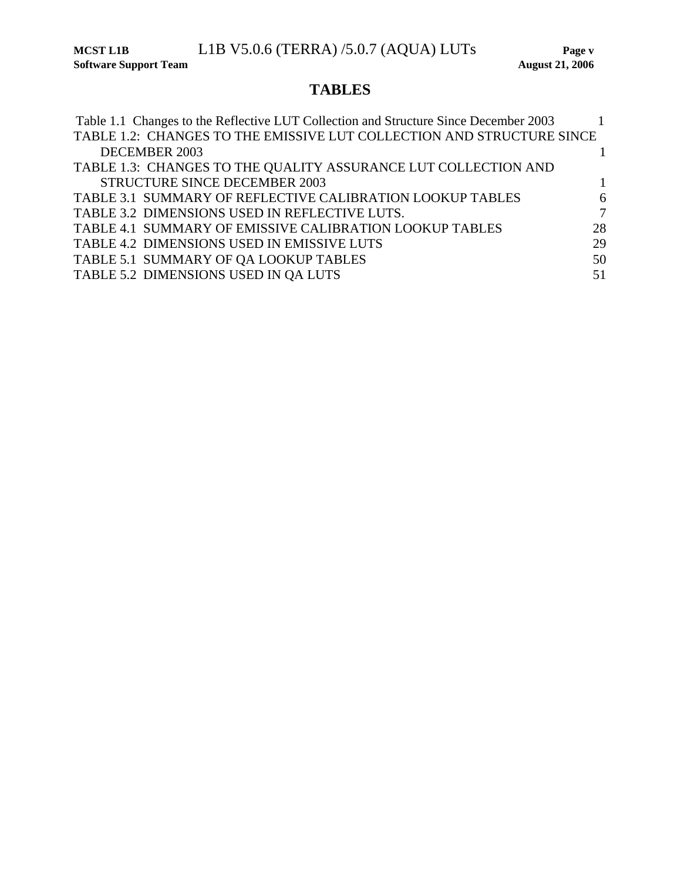# TABLES

Table 1.1 Changes to the Reflective LUT Collection and Structure Since December 2003 1

TABLE 1.2: CHANGES TO THE EMISSIVE LUT COLLECTION AND STRUCTURE SINCE DECEMBER 2003 1

TABLE 1.3: CHANGES TO THE QUALITY ASSURANCE LUT COLLECTION AND STRUCTURE SINCE DECEMBER 2003 1

TABLE 3.1 SUMMARY OF REFLECTIVE CALIBRATION LOOKUP TABLES 6

TABLE 3.2 DIMENSIONS USED IN REFLECTIVE LUTS. 7

TABLE 4.1 SUMMARY OF EMISSIVE CALIBRATION LOOKUP TABLES 28

TABLE 4.2 DIMENSIONS USED IN EMISSIVE LUTS 29

TABLE 5.1 SUMMARY OF QA LOOKUP TABLES 50

TABLE 5.2 DIMENSIONS USED IN QA LUTS 51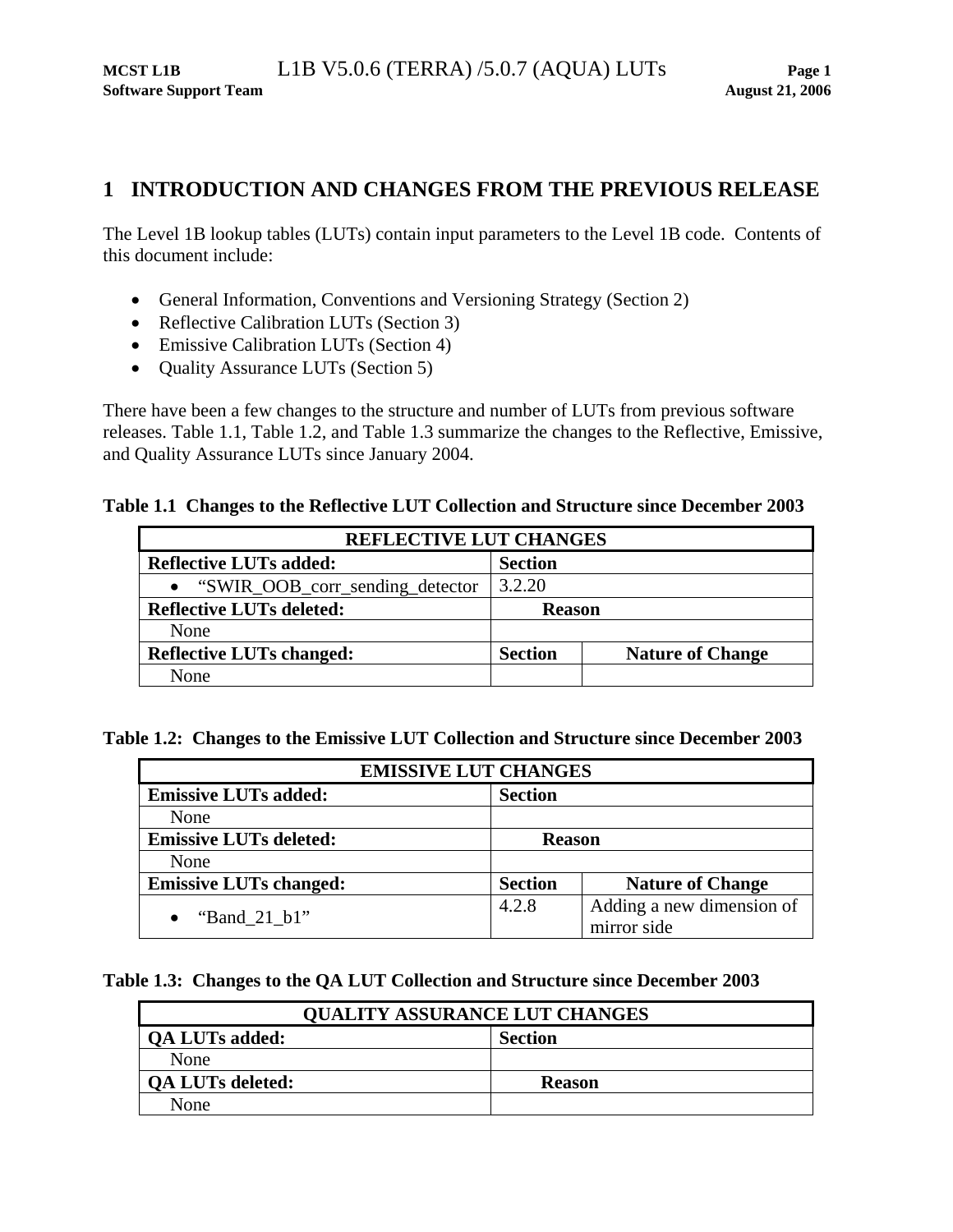# 1 INTRODUCTION AND CHANGES FROM THE PREVIOUS RELEASE

The Level 1B lookup tables (LUTs) contain input parameters to the Level 1B code. Contents of this document include:

- General Information, Conventions and Versioning Strategy (Section 2)
- Reflective Calibration LUTs (Section 3)
- Emissive Calibration LUTs (Section 4)
- Quality Assurance LUTs (Section 5)

There have been a few changes to the structure and number of LUTs from previous software releases. Table 1.1, Table 1.2, and Table 1.3 summarize the changes to the Reflective, Emissive, and Quality Assurance LUTs since January 2004.

**Table 1.1 Changes to the Reflective LUT Collection and Structure since December 2003**

| REFLECTIVE LUT CHANGES | | |
|---|---|---|
| **Reflective LUTs added:** | **Section** | |
| • "SWIR_OOB_corr_sending_detector | 3.2.20 | |
| **Reflective LUTs deleted:** | **Reason** | |
| None | | |
| **Reflective LUTs changed:** | **Section** | **Nature of Change** |
| None | | |

**Table 1.2: Changes to the Emissive LUT Collection and Structure since December 2003**

| EMISSIVE LUT CHANGES | | |
|---|---|---|
| **Emissive LUTs added:** | **Section** | |
| None | | |
| **Emissive LUTs deleted:** | **Reason** | |
| None | | |
| **Emissive LUTs changed:** | **Section** | **Nature of Change** |
| • "Band_21_b1" | 4.2.8 | Adding a new dimension of mirror side |

**Table 1.3: Changes to the QA LUT Collection and Structure since December 2003**

| QUALITY ASSURANCE LUT CHANGES | |
|---|---|
| **QA LUTs added:** | **Section** |
| None | |
| **QA LUTs deleted:** | **Reason** |
| None | |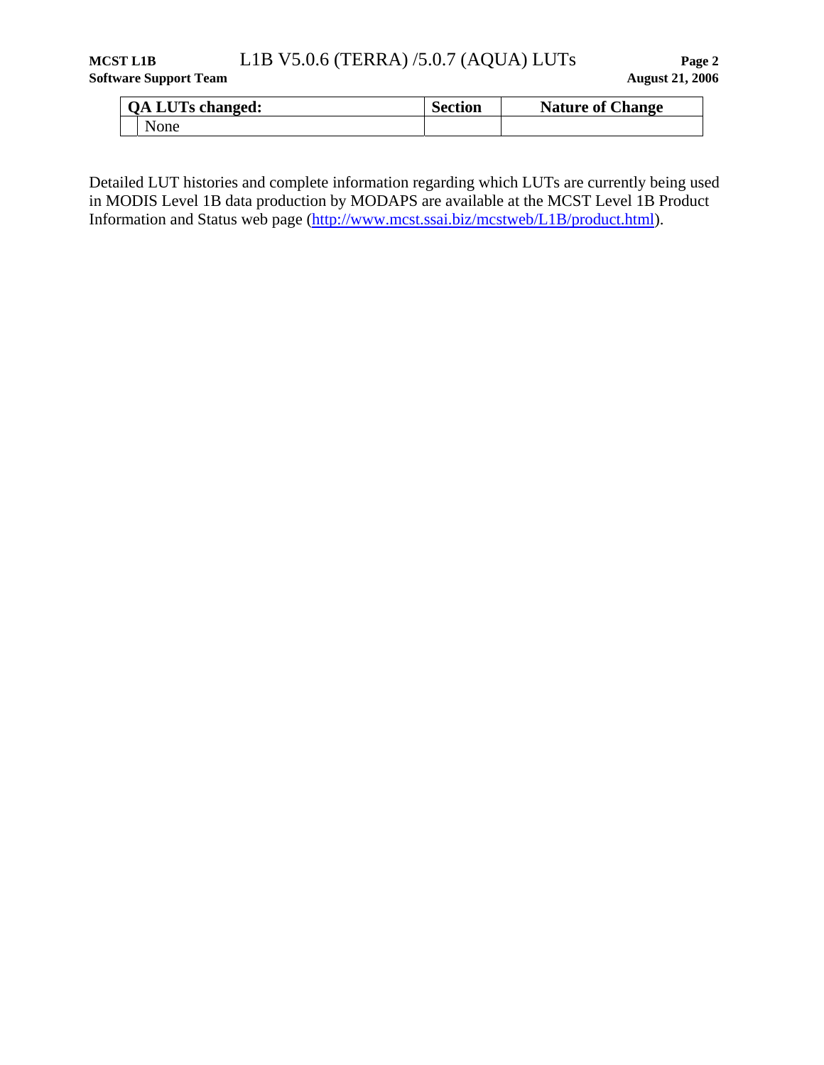| QA LUTs changed: | | Section | Nature of Change |
|---|---|---|---|
| | None | | |

Detailed LUT histories and complete information regarding which LUTs are currently being used in MODIS Level 1B data production by MODAPS are available at the MCST Level 1B Product Information and Status web page (http://www.mcst.ssai.biz/mcstweb/L1B/product.html).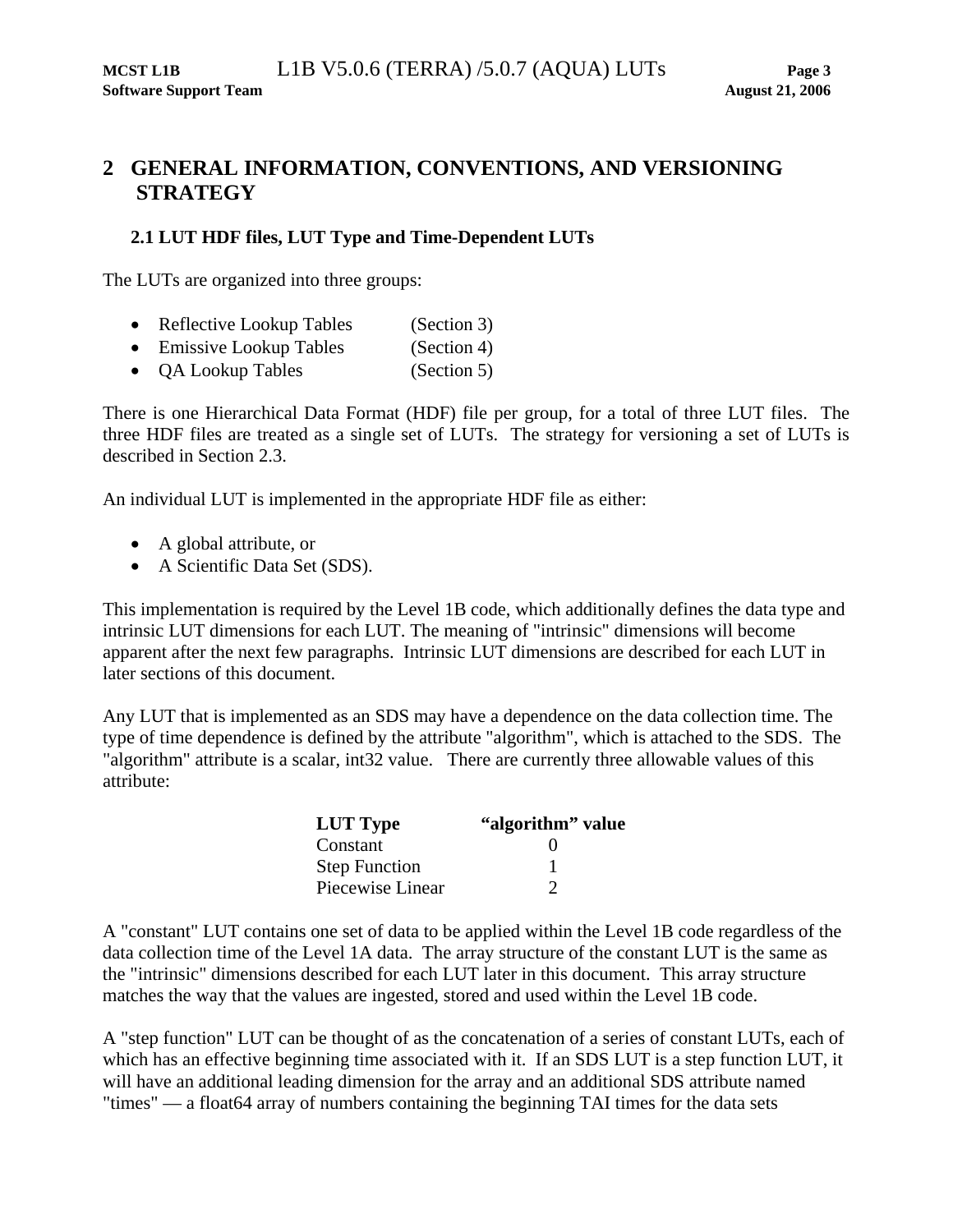# 2 GENERAL INFORMATION, CONVENTIONS, AND VERSIONING STRATEGY

## 2.1 LUT HDF files, LUT Type and Time-Dependent LUTs

The LUTs are organized into three groups:

- Reflective Lookup Tables (Section 3)
- Emissive Lookup Tables (Section 4)
- QA Lookup Tables (Section 5)

There is one Hierarchical Data Format (HDF) file per group, for a total of three LUT files. The three HDF files are treated as a single set of LUTs. The strategy for versioning a set of LUTs is described in Section 2.3.

An individual LUT is implemented in the appropriate HDF file as either:

- A global attribute, or
- A Scientific Data Set (SDS).

This implementation is required by the Level 1B code, which additionally defines the data type and intrinsic LUT dimensions for each LUT. The meaning of "intrinsic" dimensions will become apparent after the next few paragraphs. Intrinsic LUT dimensions are described for each LUT in later sections of this document.

Any LUT that is implemented as an SDS may have a dependence on the data collection time. The type of time dependence is defined by the attribute "algorithm", which is attached to the SDS. The "algorithm" attribute is a scalar, int32 value. There are currently three allowable values of this attribute:

| LUT Type | "algorithm" value |
|---|---|
| Constant | 0 |
| Step Function | 1 |
| Piecewise Linear | 2 |

A "constant" LUT contains one set of data to be applied within the Level 1B code regardless of the data collection time of the Level 1A data. The array structure of the constant LUT is the same as the "intrinsic" dimensions described for each LUT later in this document. This array structure matches the way that the values are ingested, stored and used within the Level 1B code.

A "step function" LUT can be thought of as the concatenation of a series of constant LUTs, each of which has an effective beginning time associated with it. If an SDS LUT is a step function LUT, it will have an additional leading dimension for the array and an additional SDS attribute named "times" — a float64 array of numbers containing the beginning TAI times for the data sets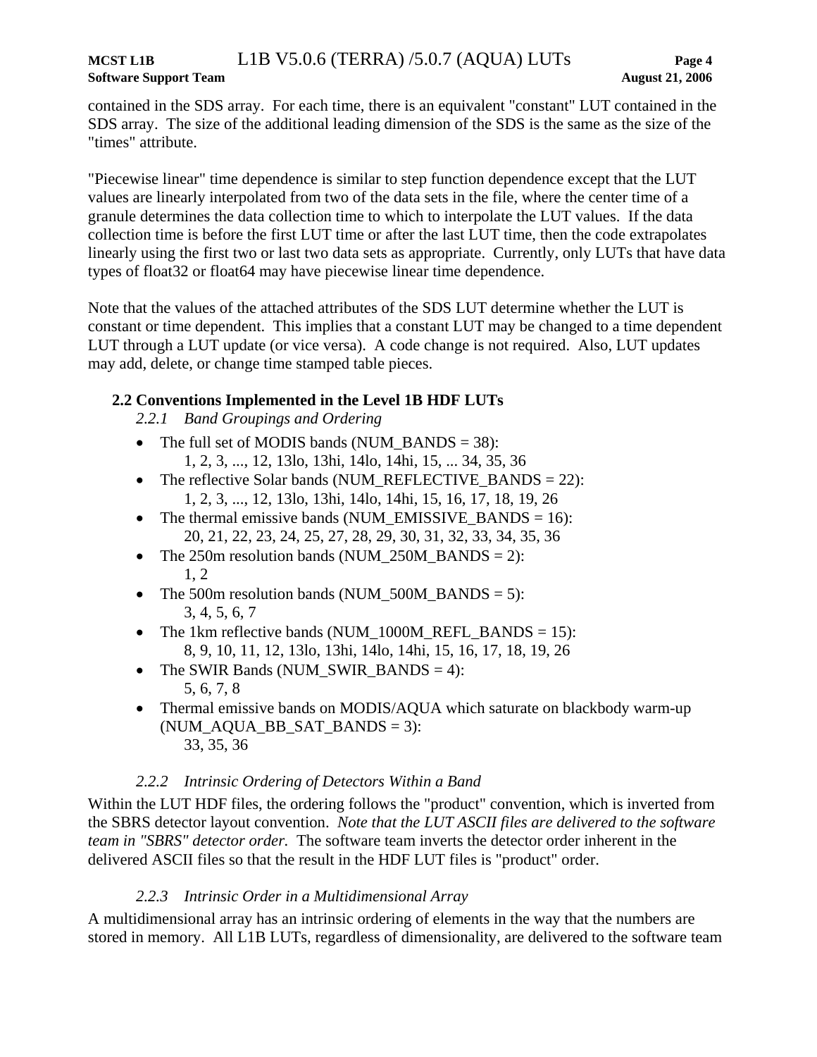contained in the SDS array. For each time, there is an equivalent "constant" LUT contained in the SDS array. The size of the additional leading dimension of the SDS is the same as the size of the "times" attribute.

"Piecewise linear" time dependence is similar to step function dependence except that the LUT values are linearly interpolated from two of the data sets in the file, where the center time of a granule determines the data collection time to which to interpolate the LUT values. If the data collection time is before the first LUT time or after the last LUT time, then the code extrapolates linearly using the first two or last two data sets as appropriate. Currently, only LUTs that have data types of float32 or float64 may have piecewise linear time dependence.

Note that the values of the attached attributes of the SDS LUT determine whether the LUT is constant or time dependent. This implies that a constant LUT may be changed to a time dependent LUT through a LUT update (or vice versa). A code change is not required. Also, LUT updates may add, delete, or change time stamped table pieces.

## 2.2 Conventions Implemented in the Level 1B HDF LUTs

### *2.2.1 Band Groupings and Ordering*

- The full set of MODIS bands (NUM_BANDS = 38):
  1, 2, 3, ..., 12, 13lo, 13hi, 14lo, 14hi, 15, ... 34, 35, 36
- The reflective Solar bands (NUM_REFLECTIVE_BANDS = 22):
  1, 2, 3, ..., 12, 13lo, 13hi, 14lo, 14hi, 15, 16, 17, 18, 19, 26
- The thermal emissive bands (NUM_EMISSIVE_BANDS = 16):
  20, 21, 22, 23, 24, 25, 27, 28, 29, 30, 31, 32, 33, 34, 35, 36
- The 250m resolution bands (NUM_250M_BANDS = 2):
  1, 2
- The 500m resolution bands (NUM_500M_BANDS = 5):
  3, 4, 5, 6, 7
- The 1km reflective bands (NUM_1000M_REFL_BANDS = 15):
  8, 9, 10, 11, 12, 13lo, 13hi, 14lo, 14hi, 15, 16, 17, 18, 19, 26
- The SWIR Bands (NUM_SWIR_BANDS = 4):
  5, 6, 7, 8
- Thermal emissive bands on MODIS/AQUA which saturate on blackbody warm-up (NUM_AQUA_BB_SAT_BANDS = 3):
  33, 35, 36

### *2.2.2 Intrinsic Ordering of Detectors Within a Band*

Within the LUT HDF files, the ordering follows the "product" convention, which is inverted from the SBRS detector layout convention. *Note that the LUT ASCII files are delivered to the software team in "SBRS" detector order.* The software team inverts the detector order inherent in the delivered ASCII files so that the result in the HDF LUT files is "product" order.

### *2.2.3 Intrinsic Order in a Multidimensional Array*

A multidimensional array has an intrinsic ordering of elements in the way that the numbers are stored in memory. All L1B LUTs, regardless of dimensionality, are delivered to the software team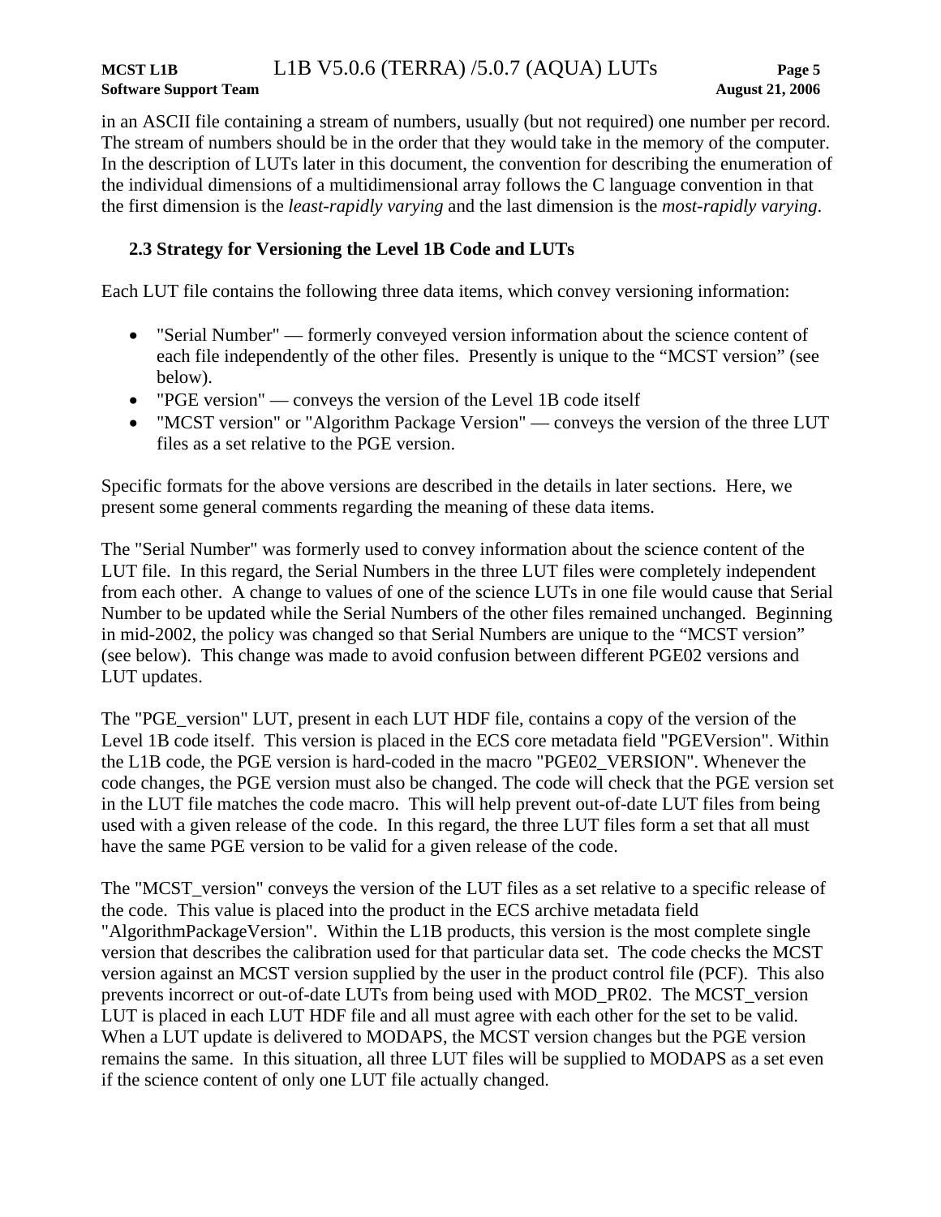in an ASCII file containing a stream of numbers, usually (but not required) one number per record. The stream of numbers should be in the order that they would take in the memory of the computer. In the description of LUTs later in this document, the convention for describing the enumeration of the individual dimensions of a multidimensional array follows the C language convention in that the first dimension is the *least-rapidly varying* and the last dimension is the *most-rapidly varying*.

### 2.3 Strategy for Versioning the Level 1B Code and LUTs

Each LUT file contains the following three data items, which convey versioning information:

- "Serial Number" — formerly conveyed version information about the science content of each file independently of the other files. Presently is unique to the "MCST version" (see below).
- "PGE version" — conveys the version of the Level 1B code itself
- "MCST version" or "Algorithm Package Version" — conveys the version of the three LUT files as a set relative to the PGE version.

Specific formats for the above versions are described in the details in later sections. Here, we present some general comments regarding the meaning of these data items.

The "Serial Number" was formerly used to convey information about the science content of the LUT file. In this regard, the Serial Numbers in the three LUT files were completely independent from each other. A change to values of one of the science LUTs in one file would cause that Serial Number to be updated while the Serial Numbers of the other files remained unchanged. Beginning in mid-2002, the policy was changed so that Serial Numbers are unique to the "MCST version" (see below). This change was made to avoid confusion between different PGE02 versions and LUT updates.

The "PGE_version" LUT, present in each LUT HDF file, contains a copy of the version of the Level 1B code itself. This version is placed in the ECS core metadata field "PGEVersion". Within the L1B code, the PGE version is hard-coded in the macro "PGE02_VERSION". Whenever the code changes, the PGE version must also be changed. The code will check that the PGE version set in the LUT file matches the code macro. This will help prevent out-of-date LUT files from being used with a given release of the code. In this regard, the three LUT files form a set that all must have the same PGE version to be valid for a given release of the code.

The "MCST_version" conveys the version of the LUT files as a set relative to a specific release of the code. This value is placed into the product in the ECS archive metadata field "AlgorithmPackageVersion". Within the L1B products, this version is the most complete single version that describes the calibration used for that particular data set. The code checks the MCST version against an MCST version supplied by the user in the product control file (PCF). This also prevents incorrect or out-of-date LUTs from being used with MOD_PR02. The MCST_version LUT is placed in each LUT HDF file and all must agree with each other for the set to be valid. When a LUT update is delivered to MODAPS, the MCST version changes but the PGE version remains the same. In this situation, all three LUT files will be supplied to MODAPS as a set even if the science content of only one LUT file actually changed.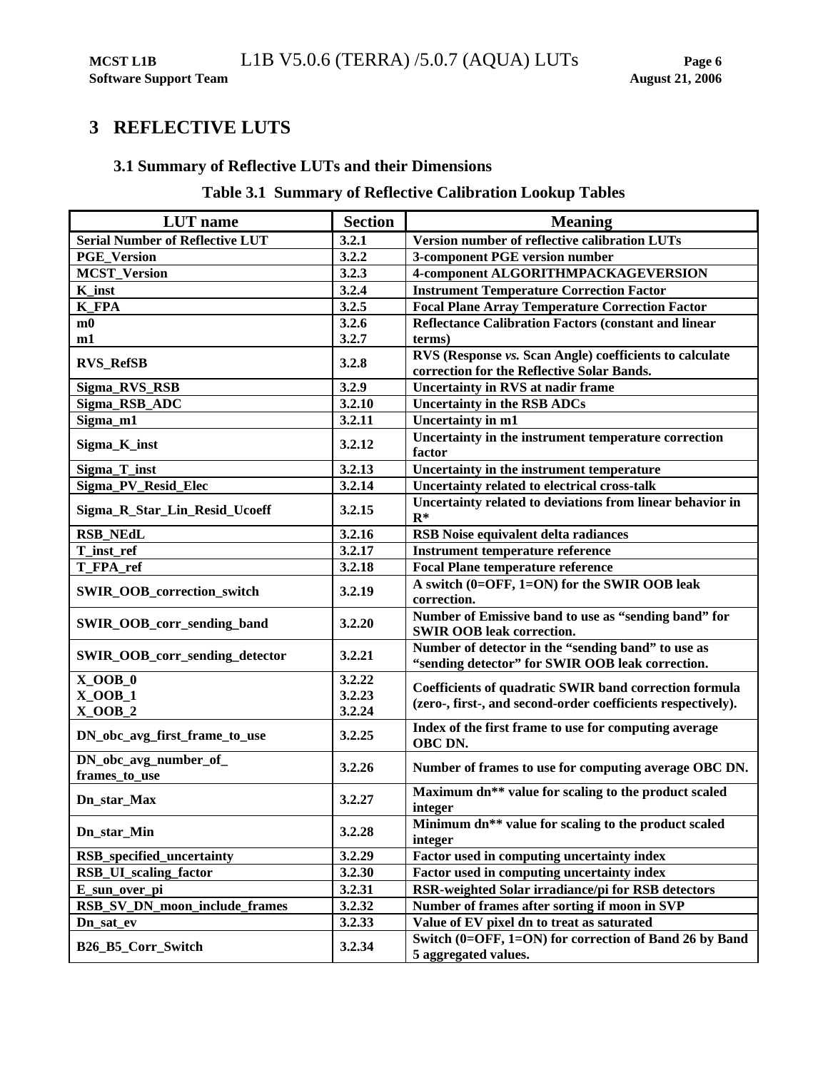# 3 REFLECTIVE LUTS

## 3.1 Summary of Reflective LUTs and their Dimensions

**Table 3.1 Summary of Reflective Calibration Lookup Tables**

| LUT name | Section | Meaning |
|---|---|---|
| Serial Number of Reflective LUT | 3.2.1 | Version number of reflective calibration LUTs |
| PGE_Version | 3.2.2 | 3-component PGE version number |
| MCST_Version | 3.2.3 | 4-component ALGORITHMPACKAGEVERSION |
| K_inst | 3.2.4 | Instrument Temperature Correction Factor |
| K_FPA | 3.2.5 | Focal Plane Array Temperature Correction Factor |
| m0<br>m1 | 3.2.6<br>3.2.7 | Reflectance Calibration Factors (constant and linear terms) |
| RVS_RefSB | 3.2.8 | RVS (Response *vs.* Scan Angle) coefficients to calculate correction for the Reflective Solar Bands. |
| Sigma_RVS_RSB | 3.2.9 | Uncertainty in RVS at nadir frame |
| Sigma_RSB_ADC | 3.2.10 | Uncertainty in the RSB ADCs |
| Sigma_m1 | 3.2.11 | Uncertainty in m1 |
| Sigma_K_inst | 3.2.12 | Uncertainty in the instrument temperature correction factor |
| Sigma_T_inst | 3.2.13 | Uncertainty in the instrument temperature |
| Sigma_PV_Resid_Elec | 3.2.14 | Uncertainty related to electrical cross-talk |
| Sigma_R_Star_Lin_Resid_Ucoeff | 3.2.15 | Uncertainty related to deviations from linear behavior in R* |
| RSB_NEdL | 3.2.16 | RSB Noise equivalent delta radiances |
| T_inst_ref | 3.2.17 | Instrument temperature reference |
| T_FPA_ref | 3.2.18 | Focal Plane temperature reference |
| SWIR_OOB_correction_switch | 3.2.19 | A switch (0=OFF, 1=ON) for the SWIR OOB leak correction. |
| SWIR_OOB_corr_sending_band | 3.2.20 | Number of Emissive band to use as “sending band” for SWIR OOB leak correction. |
| SWIR_OOB_corr_sending_detector | 3.2.21 | Number of detector in the “sending band” to use as “sending detector” for SWIR OOB leak correction. |
| X_OOB_0<br>X_OOB_1<br>X_OOB_2 | 3.2.22<br>3.2.23<br>3.2.24 | Coefficients of quadratic SWIR band correction formula (zero-, first-, and second-order coefficients respectively). |
| DN_obc_avg_first_frame_to_use | 3.2.25 | Index of the first frame to use for computing average OBC DN. |
| DN_obc_avg_number_of_ frames_to_use | 3.2.26 | Number of frames to use for computing average OBC DN. |
| Dn_star_Max | 3.2.27 | Maximum dn** value for scaling to the product scaled integer |
| Dn_star_Min | 3.2.28 | Minimum dn** value for scaling to the product scaled integer |
| RSB_specified_uncertainty | 3.2.29 | Factor used in computing uncertainty index |
| RSB_UI_scaling_factor | 3.2.30 | Factor used in computing uncertainty index |
| E_sun_over_pi | 3.2.31 | RSR-weighted Solar irradiance/pi for RSB detectors |
| RSB_SV_DN_moon_include_frames | 3.2.32 | Number of frames after sorting if moon in SVP |
| Dn_sat_ev | 3.2.33 | Value of EV pixel dn to treat as saturated |
| B26_B5_Corr_Switch | 3.2.34 | Switch (0=OFF, 1=ON) for correction of Band 26 by Band 5 aggregated values. |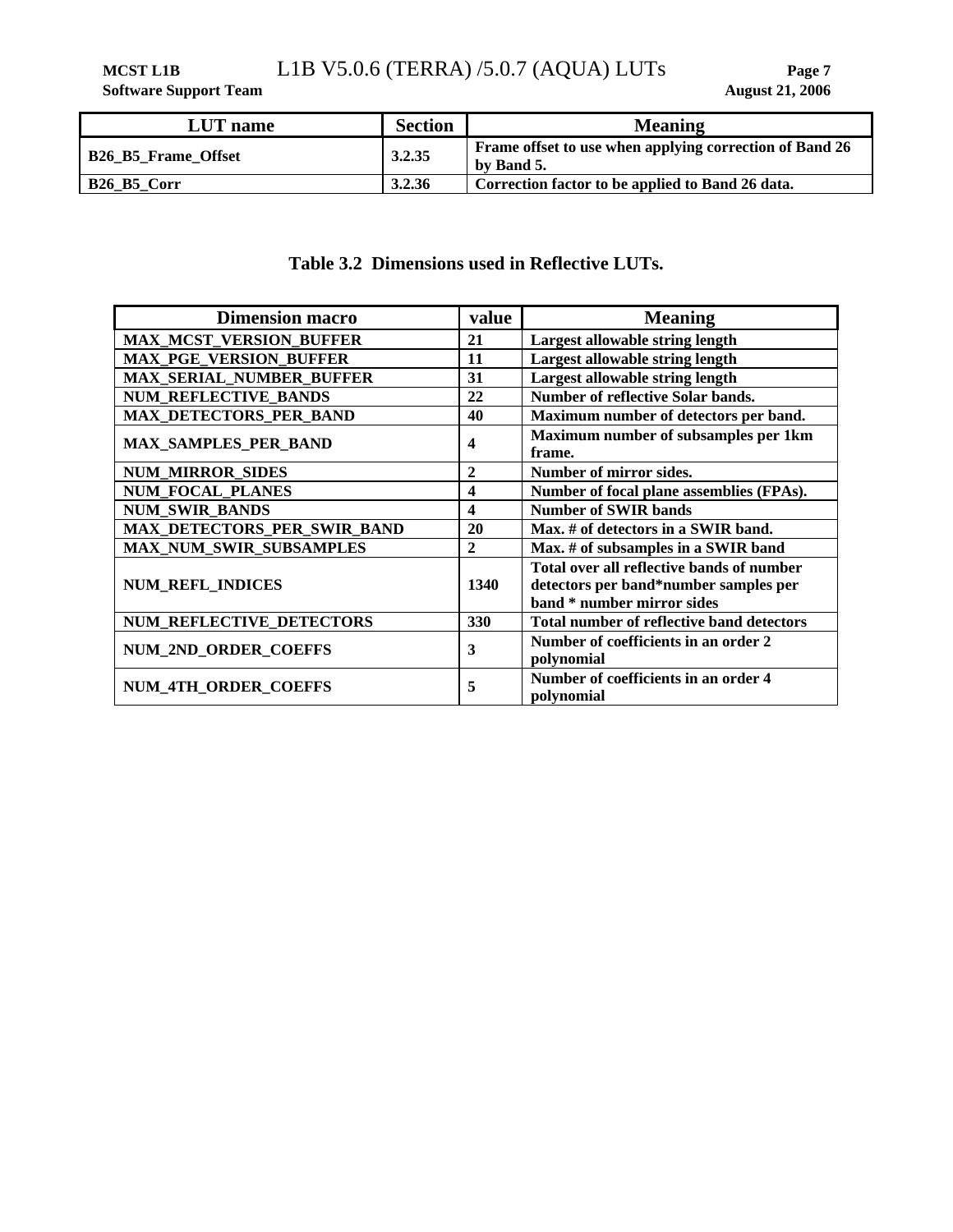| LUT name | Section | Meaning |
|---|---|---|
| **B26_B5_Frame_Offset** | **3.2.35** | **Frame offset to use when applying correction of Band 26 by Band 5.** |
| **B26_B5_Corr** | **3.2.36** | **Correction factor to be applied to Band 26 data.** |

**Table 3.2 Dimensions used in Reflective LUTs.**

| Dimension macro | value | Meaning |
|---|---|---|
| **MAX_MCST_VERSION_BUFFER** | **21** | **Largest allowable string length** |
| **MAX_PGE_VERSION_BUFFER** | **11** | **Largest allowable string length** |
| **MAX_SERIAL_NUMBER_BUFFER** | **31** | **Largest allowable string length** |
| **NUM_REFLECTIVE_BANDS** | **22** | **Number of reflective Solar bands.** |
| **MAX_DETECTORS_PER_BAND** | **40** | **Maximum number of detectors per band.** |
| **MAX_SAMPLES_PER_BAND** | **4** | **Maximum number of subsamples per 1km frame.** |
| **NUM_MIRROR_SIDES** | **2** | **Number of mirror sides.** |
| **NUM_FOCAL_PLANES** | **4** | **Number of focal plane assemblies (FPAs).** |
| **NUM_SWIR_BANDS** | **4** | **Number of SWIR bands** |
| **MAX_DETECTORS_PER_SWIR_BAND** | **20** | **Max. # of detectors in a SWIR band.** |
| **MAX_NUM_SWIR_SUBSAMPLES** | **2** | **Max. # of subsamples in a SWIR band** |
| **NUM_REFL_INDICES** | **1340** | **Total over all reflective bands of number detectors per band*number samples per band * number mirror sides** |
| **NUM_REFLECTIVE_DETECTORS** | **330** | **Total number of reflective band detectors** |
| **NUM_2ND_ORDER_COEFFS** | **3** | **Number of coefficients in an order 2 polynomial** |
| **NUM_4TH_ORDER_COEFFS** | **5** | **Number of coefficients in an order 4 polynomial** |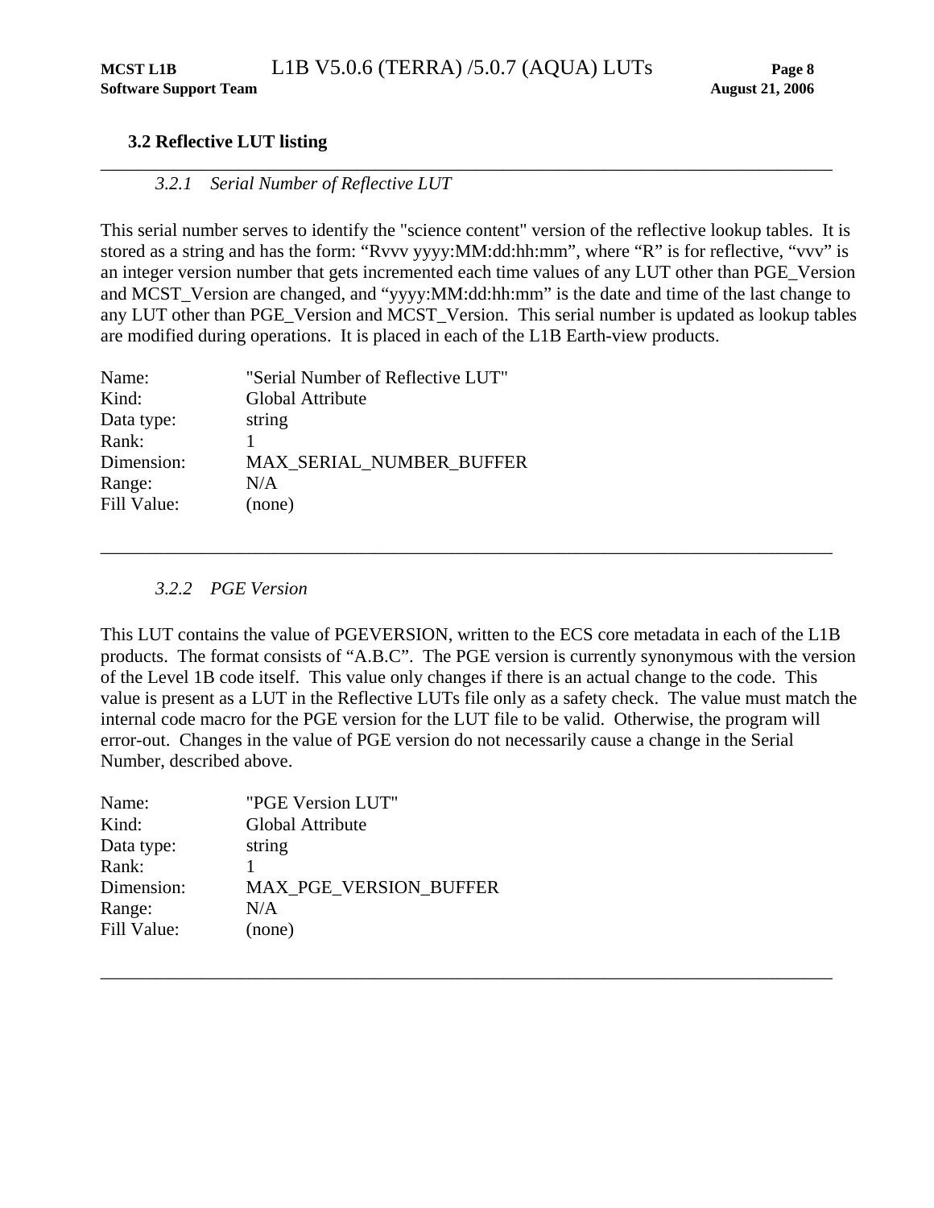## 3.2 Reflective LUT listing

---

### *3.2.1 Serial Number of Reflective LUT*

This serial number serves to identify the "science content" version of the reflective lookup tables. It is stored as a string and has the form: "Rvvv yyyy:MM:dd:hh:mm", where "R" is for reflective, "vvv" is an integer version number that gets incremented each time values of any LUT other than PGE_Version and MCST_Version are changed, and "yyyy:MM:dd:hh:mm" is the date and time of the last change to any LUT other than PGE_Version and MCST_Version. This serial number is updated as lookup tables are modified during operations. It is placed in each of the L1B Earth-view products.

| | |
|---|---|
| Name: | "Serial Number of Reflective LUT" |
| Kind: | Global Attribute |
| Data type: | string |
| Rank: | 1 |
| Dimension: | MAX_SERIAL_NUMBER_BUFFER |
| Range: | N/A |
| Fill Value: | (none) |

---

### *3.2.2 PGE Version*

This LUT contains the value of PGEVERSION, written to the ECS core metadata in each of the L1B products. The format consists of "A.B.C". The PGE version is currently synonymous with the version of the Level 1B code itself. This value only changes if there is an actual change to the code. This value is present as a LUT in the Reflective LUTs file only as a safety check. The value must match the internal code macro for the PGE version for the LUT file to be valid. Otherwise, the program will error-out. Changes in the value of PGE version do not necessarily cause a change in the Serial Number, described above.

| | |
|---|---|
| Name: | "PGE Version LUT" |
| Kind: | Global Attribute |
| Data type: | string |
| Rank: | 1 |
| Dimension: | MAX_PGE_VERSION_BUFFER |
| Range: | N/A |
| Fill Value: | (none) |

---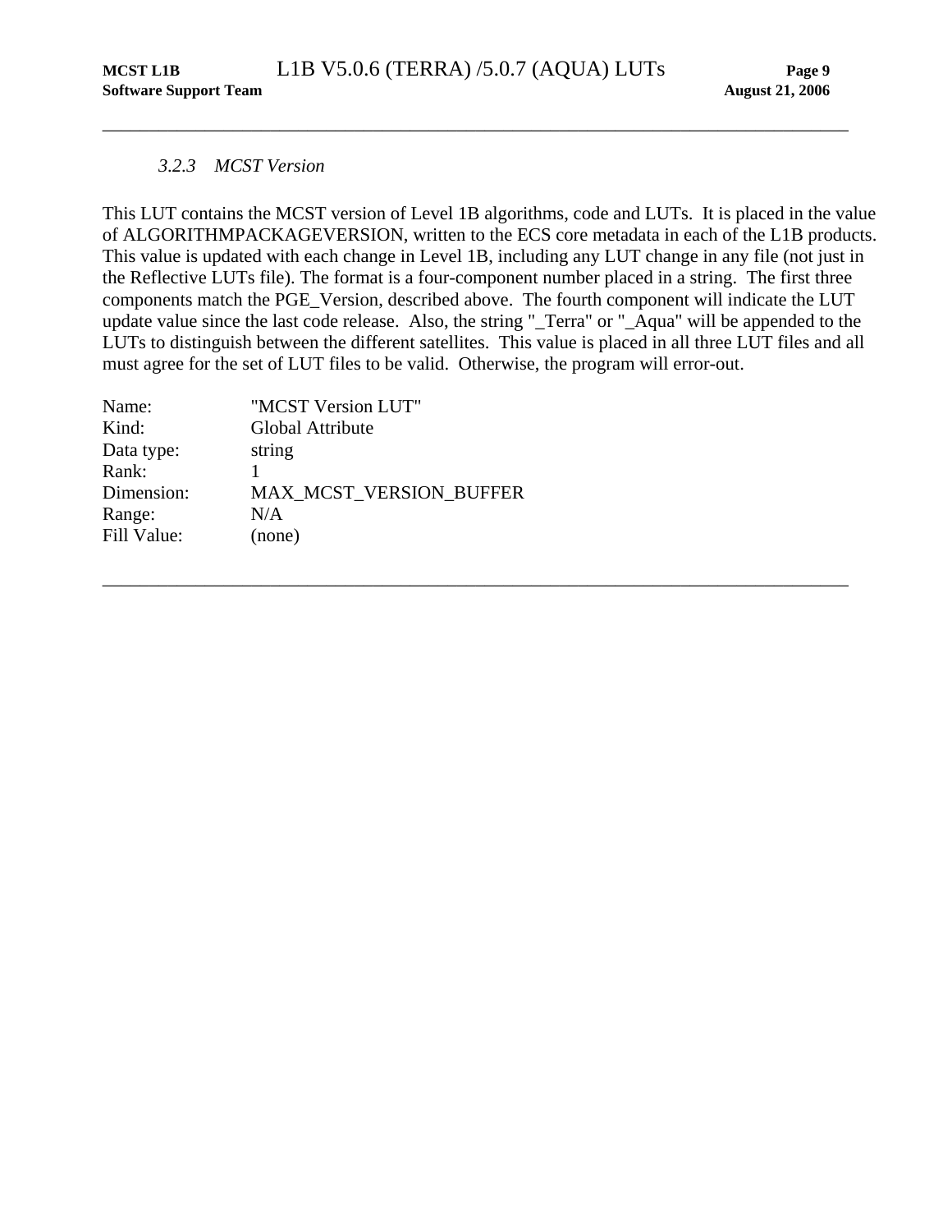### *3.2.3 MCST Version*

This LUT contains the MCST version of Level 1B algorithms, code and LUTs. It is placed in the value of ALGORITHMPACKAGEVERSION, written to the ECS core metadata in each of the L1B products. This value is updated with each change in Level 1B, including any LUT change in any file (not just in the Reflective LUTs file). The format is a four-component number placed in a string. The first three components match the PGE_Version, described above. The fourth component will indicate the LUT update value since the last code release. Also, the string "_Terra" or "_Aqua" will be appended to the LUTs to distinguish between the different satellites. This value is placed in all three LUT files and all must agree for the set of LUT files to be valid. Otherwise, the program will error-out.

| | |
|---|---|
| Name: | "MCST Version LUT" |
| Kind: | Global Attribute |
| Data type: | string |
| Rank: | 1 |
| Dimension: | MAX_MCST_VERSION_BUFFER |
| Range: | N/A |
| Fill Value: | (none) |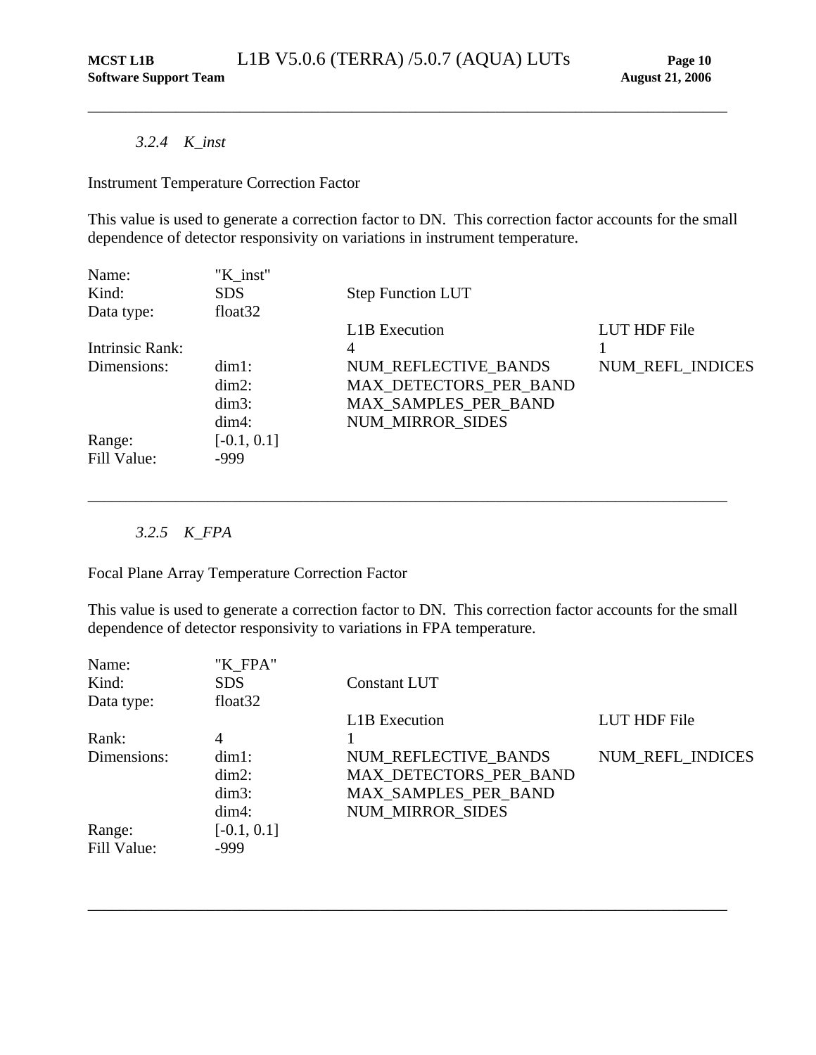### *3.2.4 K_inst*

Instrument Temperature Correction Factor

This value is used to generate a correction factor to DN. This correction factor accounts for the small dependence of detector responsivity on variations in instrument temperature.

| | | | |
|---|---|---|---|
| Name: | "K_inst" | | |
| Kind: | SDS | Step Function LUT | |
| Data type: | float32 | | |
| | | L1B Execution | LUT HDF File |
| Intrinsic Rank: | | 4 | 1 |
| Dimensions: | dim1: | NUM_REFLECTIVE_BANDS | NUM_REFL_INDICES |
| | dim2: | MAX_DETECTORS_PER_BAND | |
| | dim3: | MAX_SAMPLES_PER_BAND | |
| | dim4: | NUM_MIRROR_SIDES | |
| Range: | [-0.1, 0.1] | | |
| Fill Value: | -999 | | |

---

### *3.2.5 K_FPA*

Focal Plane Array Temperature Correction Factor

This value is used to generate a correction factor to DN. This correction factor accounts for the small dependence of detector responsivity to variations in FPA temperature.

| | | | |
|---|---|---|---|
| Name: | "K_FPA" | | |
| Kind: | SDS | Constant LUT | |
| Data type: | float32 | | |
| | | L1B Execution | LUT HDF File |
| Rank: | 4 | 1 | |
| Dimensions: | dim1: | NUM_REFLECTIVE_BANDS | NUM_REFL_INDICES |
| | dim2: | MAX_DETECTORS_PER_BAND | |
| | dim3: | MAX_SAMPLES_PER_BAND | |
| | dim4: | NUM_MIRROR_SIDES | |
| Range: | [-0.1, 0.1] | | |
| Fill Value: | -999 | | |

---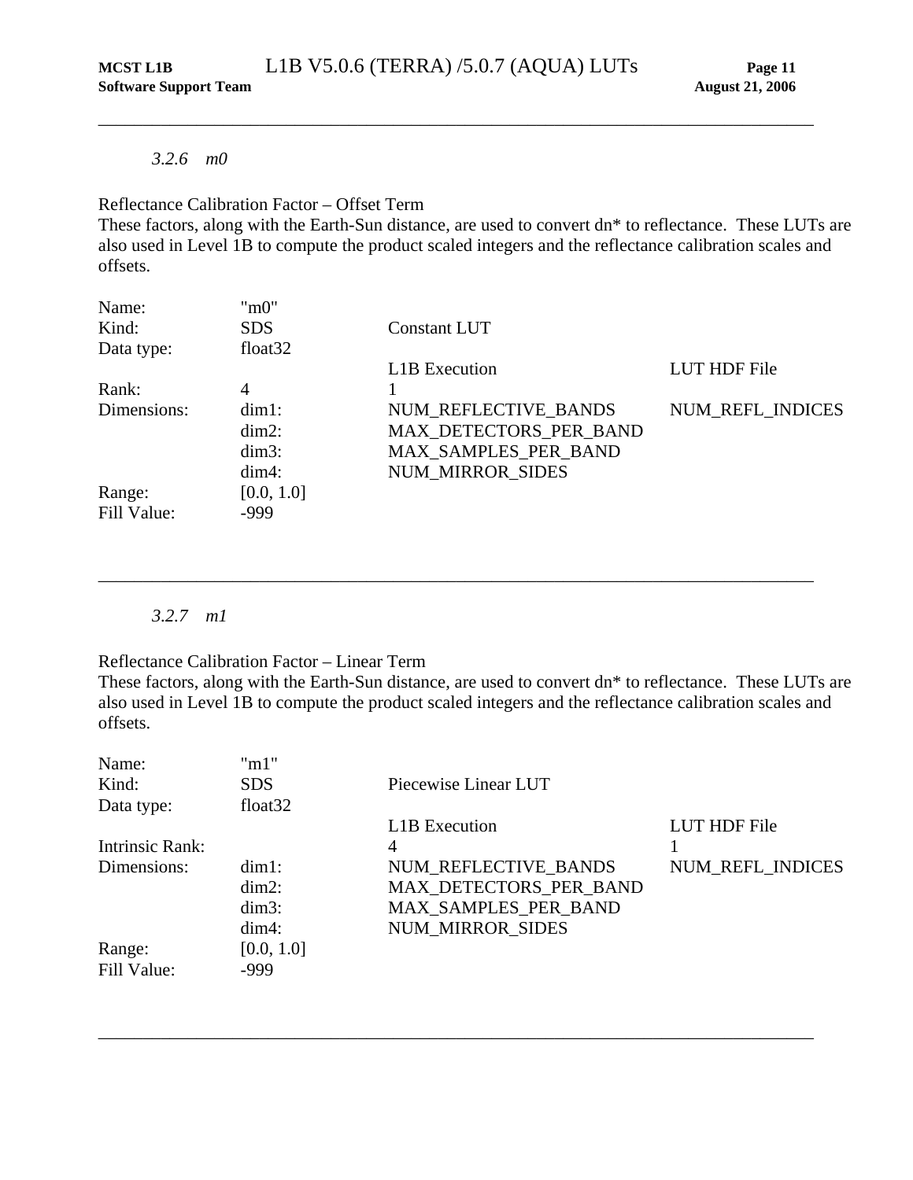### *3.2.6 m0*

Reflectance Calibration Factor – Offset Term
These factors, along with the Earth-Sun distance, are used to convert dn* to reflectance. These LUTs are also used in Level 1B to compute the product scaled integers and the reflectance calibration scales and offsets.

| | | | |
|---|---|---|---|
| Name: | "m0" | | |
| Kind: | SDS | Constant LUT | |
| Data type: | float32 | | |
| | | L1B Execution | LUT HDF File |
| Rank: | 4 | 1 | |
| Dimensions: | dim1: | NUM_REFLECTIVE_BANDS | NUM_REFL_INDICES |
| | dim2: | MAX_DETECTORS_PER_BAND | |
| | dim3: | MAX_SAMPLES_PER_BAND | |
| | dim4: | NUM_MIRROR_SIDES | |
| Range: | [0.0, 1.0] | | |
| Fill Value: | -999 | | |

---

### *3.2.7 m1*

Reflectance Calibration Factor – Linear Term
These factors, along with the Earth-Sun distance, are used to convert dn* to reflectance. These LUTs are also used in Level 1B to compute the product scaled integers and the reflectance calibration scales and offsets.

| | | | |
|---|---|---|---|
| Name: | "m1" | | |
| Kind: | SDS | Piecewise Linear LUT | |
| Data type: | float32 | | |
| | | L1B Execution | LUT HDF File |
| Intrinsic Rank: | | 4 | 1 |
| Dimensions: | dim1: | NUM_REFLECTIVE_BANDS | NUM_REFL_INDICES |
| | dim2: | MAX_DETECTORS_PER_BAND | |
| | dim3: | MAX_SAMPLES_PER_BAND | |
| | dim4: | NUM_MIRROR_SIDES | |
| Range: | [0.0, 1.0] | | |
| Fill Value: | -999 | | |

---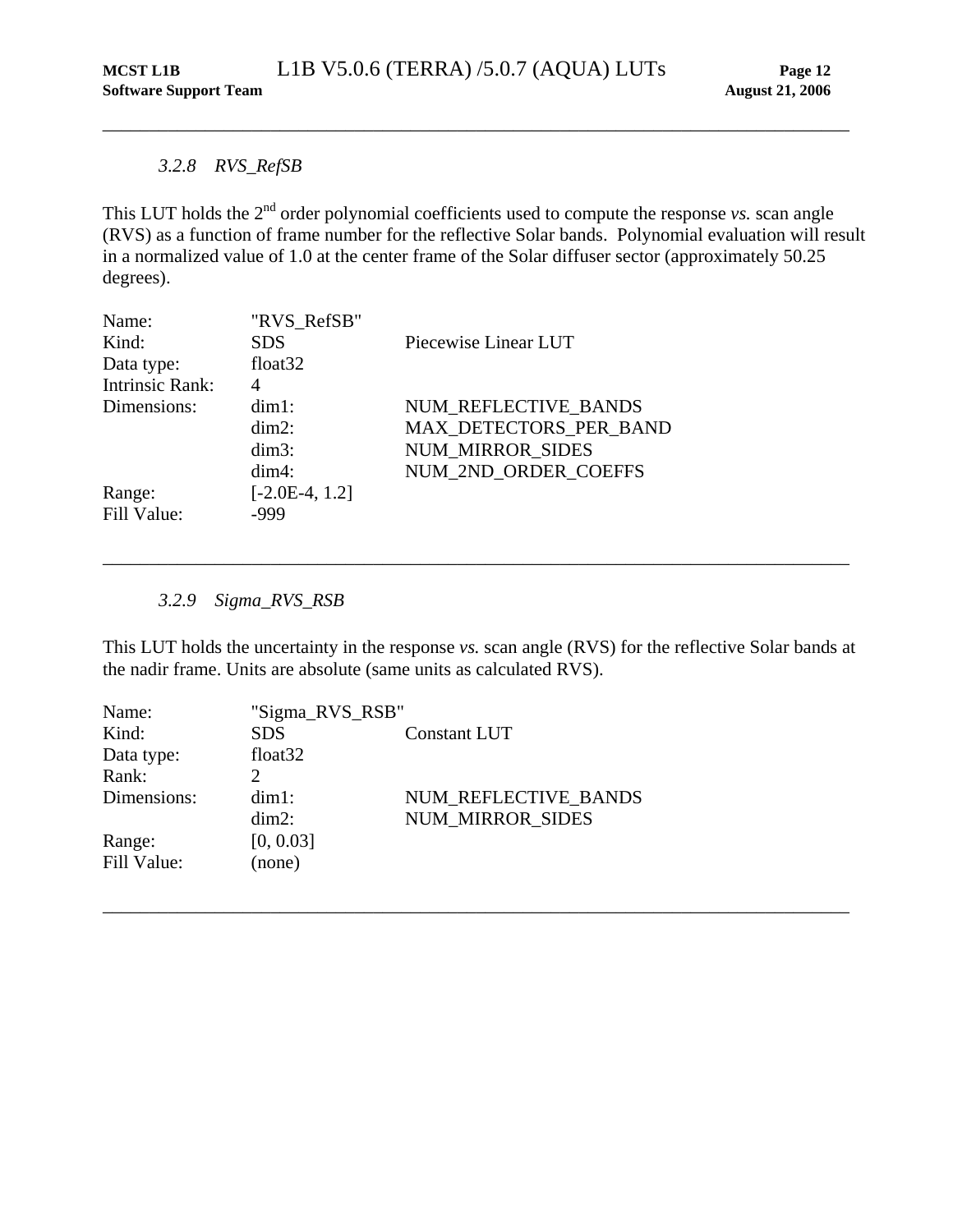### *3.2.8 RVS_RefSB*

This LUT holds the 2nd order polynomial coefficients used to compute the response *vs.* scan angle (RVS) as a function of frame number for the reflective Solar bands. Polynomial evaluation will result in a normalized value of 1.0 at the center frame of the Solar diffuser sector (approximately 50.25 degrees).

| | | |
|---|---|---|
| Name: | "RVS_RefSB" | |
| Kind: | SDS | Piecewise Linear LUT |
| Data type: | float32 | |
| Intrinsic Rank: | 4 | |
| Dimensions: | dim1: | NUM_REFLECTIVE_BANDS |
| | dim2: | MAX_DETECTORS_PER_BAND |
| | dim3: | NUM_MIRROR_SIDES |
| | dim4: | NUM_2ND_ORDER_COEFFS |
| Range: | [-2.0E-4, 1.2] | |
| Fill Value: | -999 | |

---

### *3.2.9 Sigma_RVS_RSB*

This LUT holds the uncertainty in the response *vs.* scan angle (RVS) for the reflective Solar bands at the nadir frame. Units are absolute (same units as calculated RVS).

| | | |
|---|---|---|
| Name: | "Sigma_RVS_RSB" | |
| Kind: | SDS | Constant LUT |
| Data type: | float32 | |
| Rank: | 2 | |
| Dimensions: | dim1: | NUM_REFLECTIVE_BANDS |
| | dim2: | NUM_MIRROR_SIDES |
| Range: | [0, 0.03] | |
| Fill Value: | (none) | |

---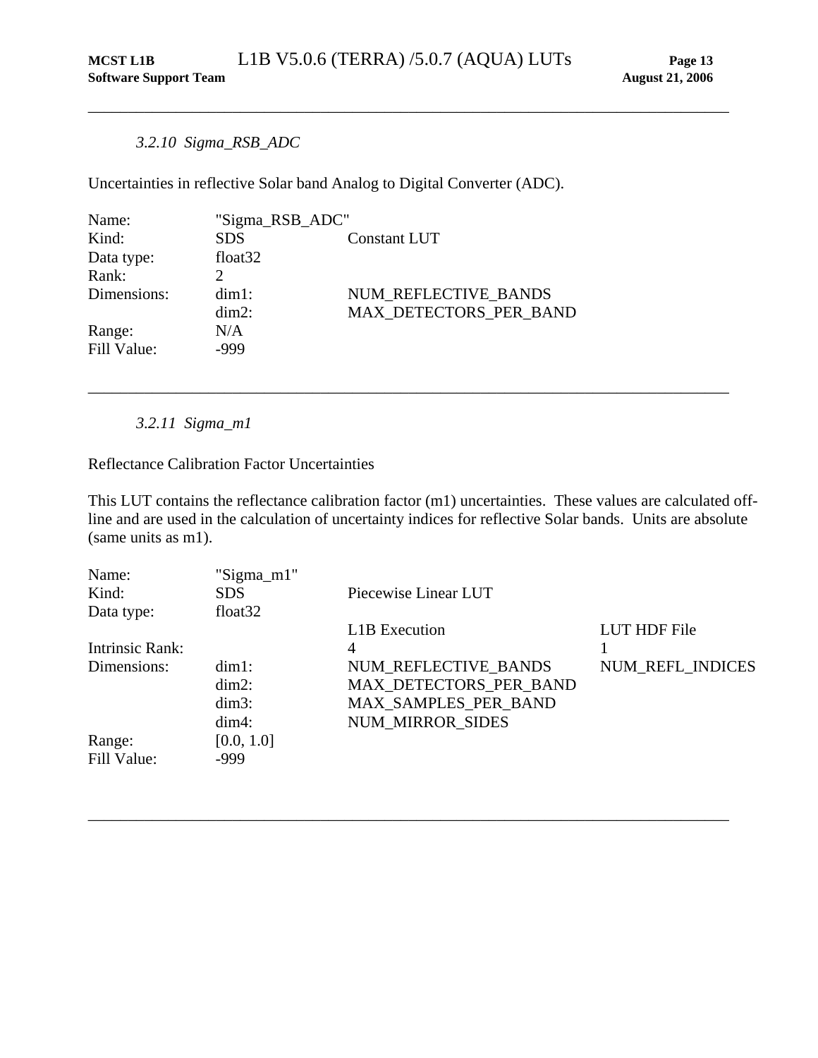### *3.2.10 Sigma_RSB_ADC*

Uncertainties in reflective Solar band Analog to Digital Converter (ADC).

| | | |
|---|---|---|
| Name: | "Sigma_RSB_ADC" | |
| Kind: | SDS | Constant LUT |
| Data type: | float32 | |
| Rank: | 2 | |
| Dimensions: | dim1: | NUM_REFLECTIVE_BANDS |
| | dim2: | MAX_DETECTORS_PER_BAND |
| Range: | N/A | |
| Fill Value: | -999 | |

---

### *3.2.11 Sigma_m1*

Reflectance Calibration Factor Uncertainties

This LUT contains the reflectance calibration factor (m1) uncertainties. These values are calculated off-line and are used in the calculation of uncertainty indices for reflective Solar bands. Units are absolute (same units as m1).

| | | | |
|---|---|---|---|
| Name: | "Sigma_m1" | | |
| Kind: | SDS | Piecewise Linear LUT | |
| Data type: | float32 | | |
| | | L1B Execution | LUT HDF File |
| Intrinsic Rank: | | 4 | 1 |
| Dimensions: | dim1: | NUM_REFLECTIVE_BANDS | NUM_REFL_INDICES |
| | dim2: | MAX_DETECTORS_PER_BAND | |
| | dim3: | MAX_SAMPLES_PER_BAND | |
| | dim4: | NUM_MIRROR_SIDES | |
| Range: | [0.0, 1.0] | | |
| Fill Value: | -999 | | |

---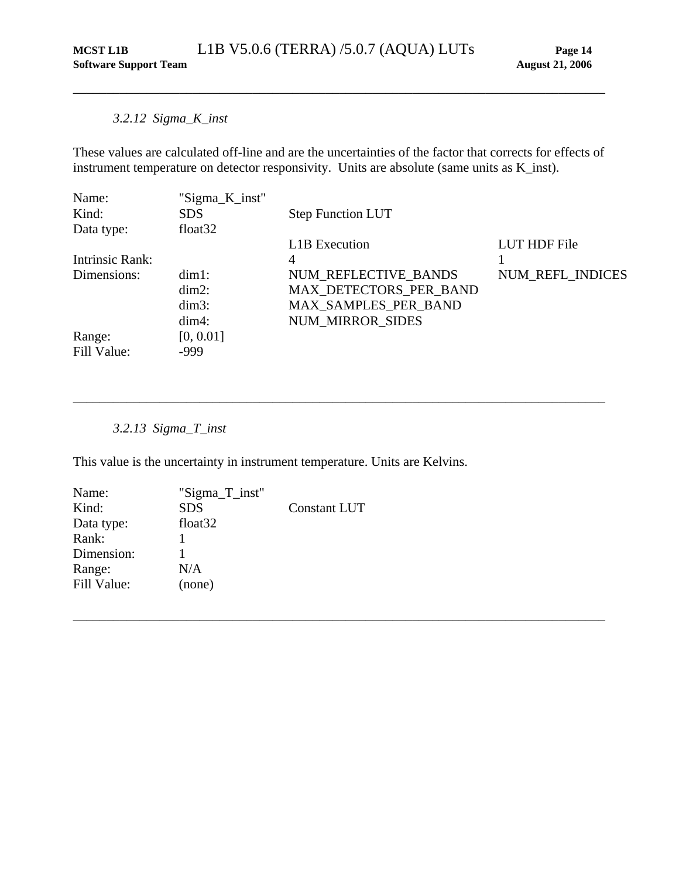### *3.2.12 Sigma_K_inst*

These values are calculated off-line and are the uncertainties of the factor that corrects for effects of instrument temperature on detector responsivity. Units are absolute (same units as K_inst).

| | | | |
|---|---|---|---|
| Name: | "Sigma_K_inst" | | |
| Kind: | SDS | Step Function LUT | |
| Data type: | float32 | | |
| | | L1B Execution | LUT HDF File |
| Intrinsic Rank: | | 4 | 1 |
| Dimensions: | dim1: | NUM_REFLECTIVE_BANDS | NUM_REFL_INDICES |
| | dim2: | MAX_DETECTORS_PER_BAND | |
| | dim3: | MAX_SAMPLES_PER_BAND | |
| | dim4: | NUM_MIRROR_SIDES | |
| Range: | [0, 0.01] | | |
| Fill Value: | -999 | | |

---

### *3.2.13 Sigma_T_inst*

This value is the uncertainty in instrument temperature. Units are Kelvins.

| | | |
|---|---|---|
| Name: | "Sigma_T_inst" | |
| Kind: | SDS | Constant LUT |
| Data type: | float32 | |
| Rank: | 1 | |
| Dimension: | 1 | |
| Range: | N/A | |
| Fill Value: | (none) | |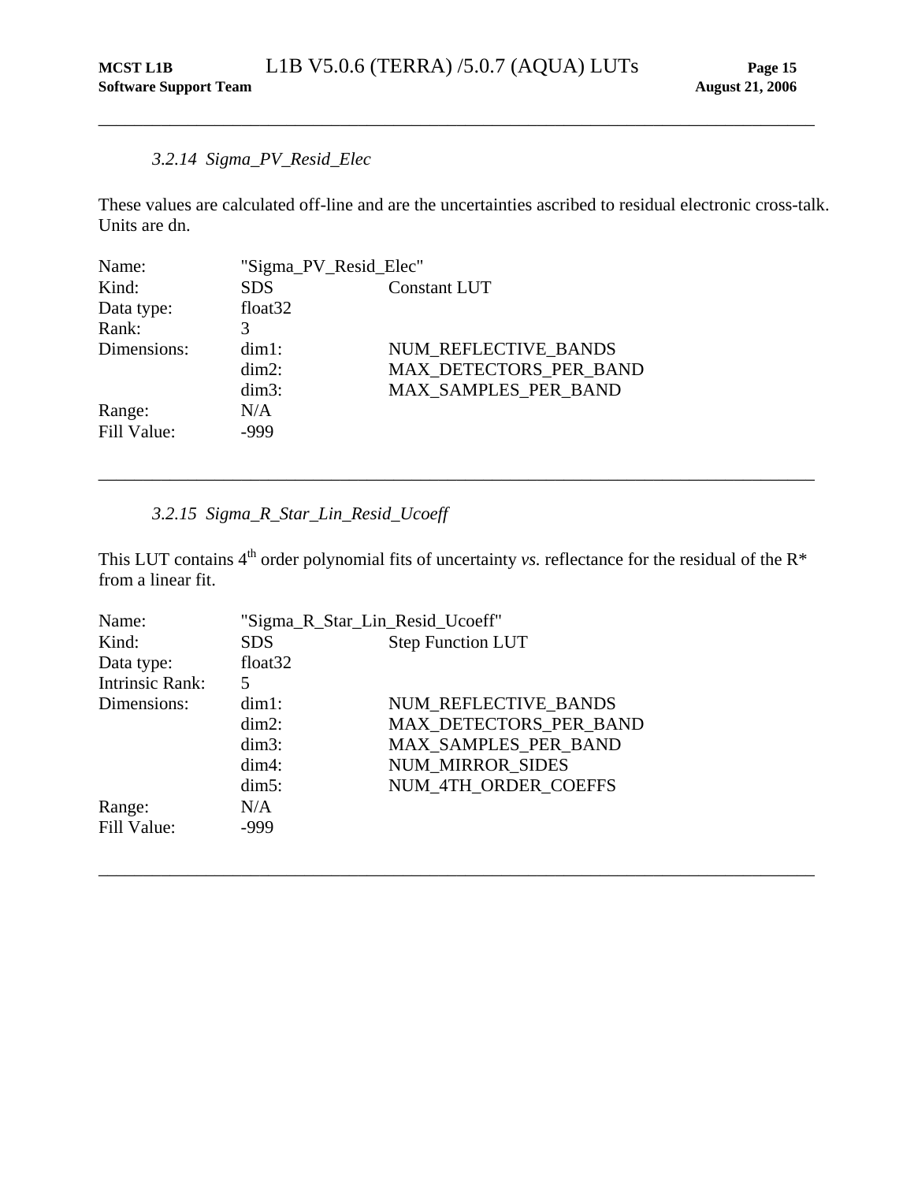### *3.2.14 Sigma_PV_Resid_Elec*

These values are calculated off-line and are the uncertainties ascribed to residual electronic cross-talk. Units are dn.

| | | |
|---|---|---|
| Name: | "Sigma_PV_Resid_Elec" | |
| Kind: | SDS | Constant LUT |
| Data type: | float32 | |
| Rank: | 3 | |
| Dimensions: | dim1: | NUM_REFLECTIVE_BANDS |
| | dim2: | MAX_DETECTORS_PER_BAND |
| | dim3: | MAX_SAMPLES_PER_BAND |
| Range: | N/A | |
| Fill Value: | -999 | |

---

### *3.2.15 Sigma_R_Star_Lin_Resid_Ucoeff*

This LUT contains 4$^{th}$ order polynomial fits of uncertainty *vs.* reflectance for the residual of the R* from a linear fit.

| | | |
|---|---|---|
| Name: | "Sigma_R_Star_Lin_Resid_Ucoeff" | |
| Kind: | SDS | Step Function LUT |
| Data type: | float32 | |
| Intrinsic Rank: | 5 | |
| Dimensions: | dim1: | NUM_REFLECTIVE_BANDS |
| | dim2: | MAX_DETECTORS_PER_BAND |
| | dim3: | MAX_SAMPLES_PER_BAND |
| | dim4: | NUM_MIRROR_SIDES |
| | dim5: | NUM_4TH_ORDER_COEFFS |
| Range: | N/A | |
| Fill Value: | -999 | |

---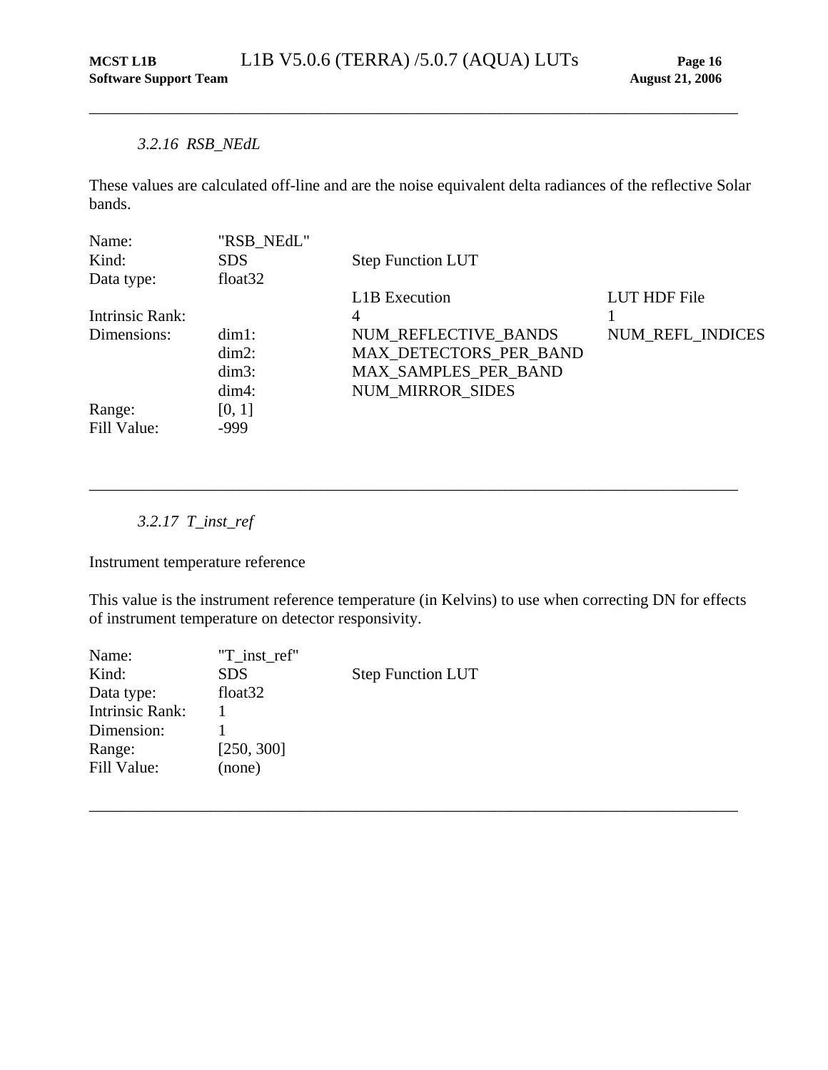### *3.2.16 RSB_NEdL*

These values are calculated off-line and are the noise equivalent delta radiances of the reflective Solar bands.

| | | | |
|---|---|---|---|
| Name: | "RSB_NEdL" | | |
| Kind: | SDS | Step Function LUT | |
| Data type: | float32 | | |
| | | L1B Execution | LUT HDF File |
| Intrinsic Rank: | | 4 | 1 |
| Dimensions: | dim1: | NUM_REFLECTIVE_BANDS | NUM_REFL_INDICES |
| | dim2: | MAX_DETECTORS_PER_BAND | |
| | dim3: | MAX_SAMPLES_PER_BAND | |
| | dim4: | NUM_MIRROR_SIDES | |
| Range: | [0, 1] | | |
| Fill Value: | -999 | | |

---

### *3.2.17 T_inst_ref*

Instrument temperature reference

This value is the instrument reference temperature (in Kelvins) to use when correcting DN for effects of instrument temperature on detector responsivity.

| | | |
|---|---|---|
| Name: | "T_inst_ref" | |
| Kind: | SDS | Step Function LUT |
| Data type: | float32 | |
| Intrinsic Rank: | 1 | |
| Dimension: | 1 | |
| Range: | [250, 300] | |
| Fill Value: | (none) | |

---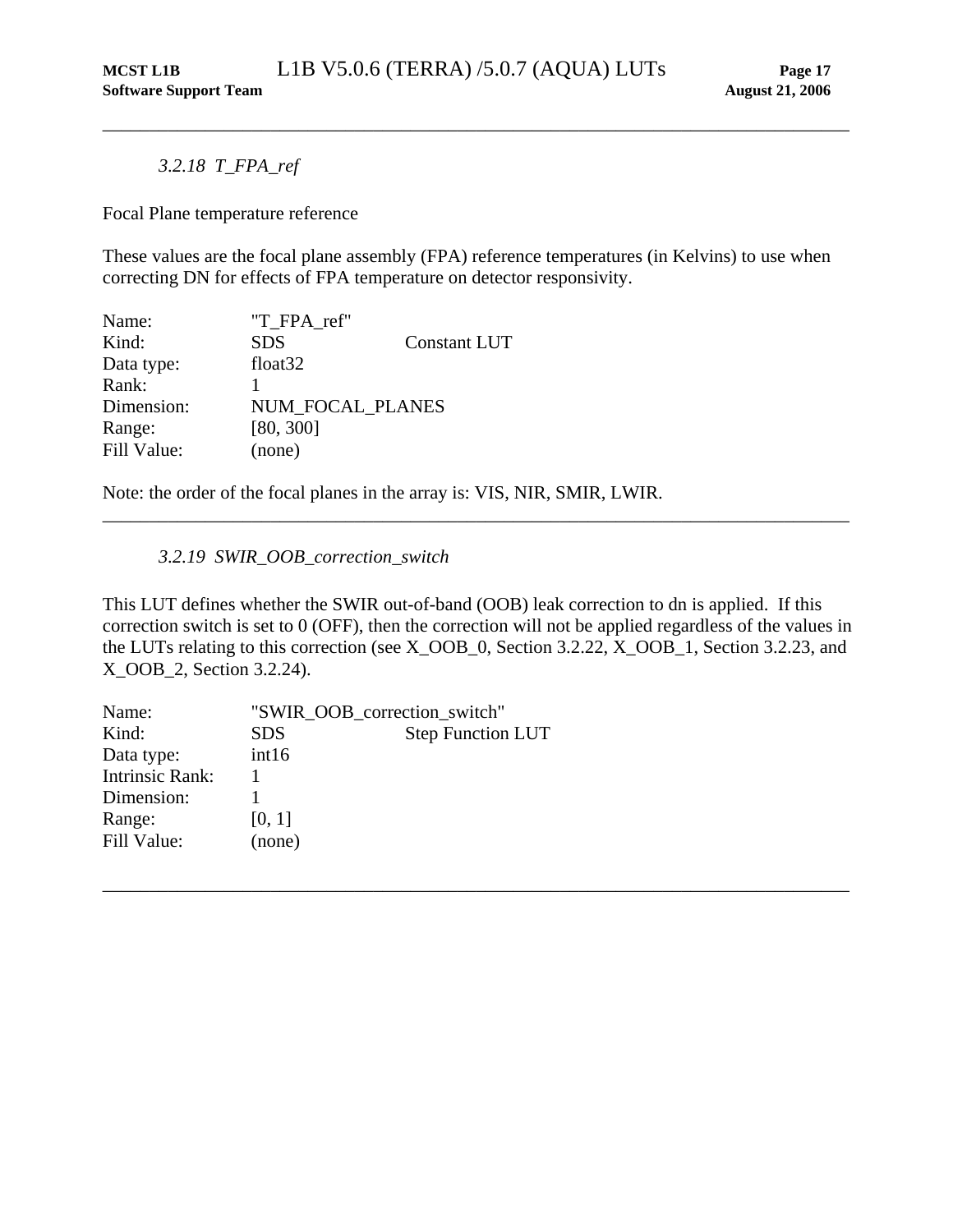### *3.2.18 T_FPA_ref*

Focal Plane temperature reference

These values are the focal plane assembly (FPA) reference temperatures (in Kelvins) to use when correcting DN for effects of FPA temperature on detector responsivity.

| | | |
|---|---|---|
| Name: | "T_FPA_ref" | |
| Kind: | SDS | Constant LUT |
| Data type: | float32 | |
| Rank: | 1 | |
| Dimension: | NUM_FOCAL_PLANES | |
| Range: | [80, 300] | |
| Fill Value: | (none) | |

Note: the order of the focal planes in the array is: VIS, NIR, SMIR, LWIR.

---

### *3.2.19 SWIR_OOB_correction_switch*

This LUT defines whether the SWIR out-of-band (OOB) leak correction to dn is applied. If this correction switch is set to 0 (OFF), then the correction will not be applied regardless of the values in the LUTs relating to this correction (see X_OOB_0, Section 3.2.22, X_OOB_1, Section 3.2.23, and X_OOB_2, Section 3.2.24).

| | | |
|---|---|---|
| Name: | "SWIR_OOB_correction_switch" | |
| Kind: | SDS | Step Function LUT |
| Data type: | int16 | |
| Intrinsic Rank: | 1 | |
| Dimension: | 1 | |
| Range: | [0, 1] | |
| Fill Value: | (none) | |

---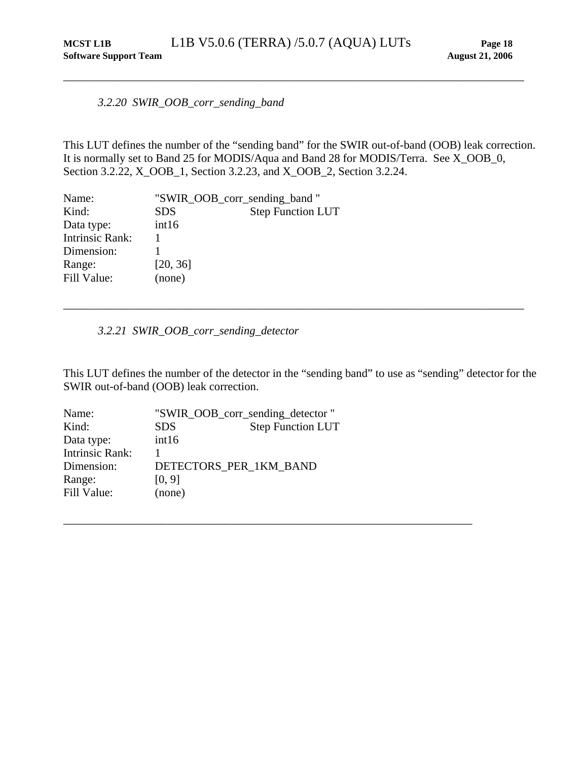### *3.2.20 SWIR_OOB_corr_sending_band*

This LUT defines the number of the "sending band" for the SWIR out-of-band (OOB) leak correction. It is normally set to Band 25 for MODIS/Aqua and Band 28 for MODIS/Terra. See X_OOB_0, Section 3.2.22, X_OOB_1, Section 3.2.23, and X_OOB_2, Section 3.2.24.

| | | |
|---|---|---|
| Name: | "SWIR_OOB_corr_sending_band " | |
| Kind: | SDS | Step Function LUT |
| Data type: | int16 | |
| Intrinsic Rank: | 1 | |
| Dimension: | 1 | |
| Range: | [20, 36] | |
| Fill Value: | (none) | |

---

### *3.2.21 SWIR_OOB_corr_sending_detector*

This LUT defines the number of the detector in the "sending band" to use as "sending" detector for the SWIR out-of-band (OOB) leak correction.

| | | |
|---|---|---|
| Name: | "SWIR_OOB_corr_sending_detector " | |
| Kind: | SDS | Step Function LUT |
| Data type: | int16 | |
| Intrinsic Rank: | 1 | |
| Dimension: | DETECTORS_PER_1KM_BAND | |
| Range: | [0, 9] | |
| Fill Value: | (none) | |

---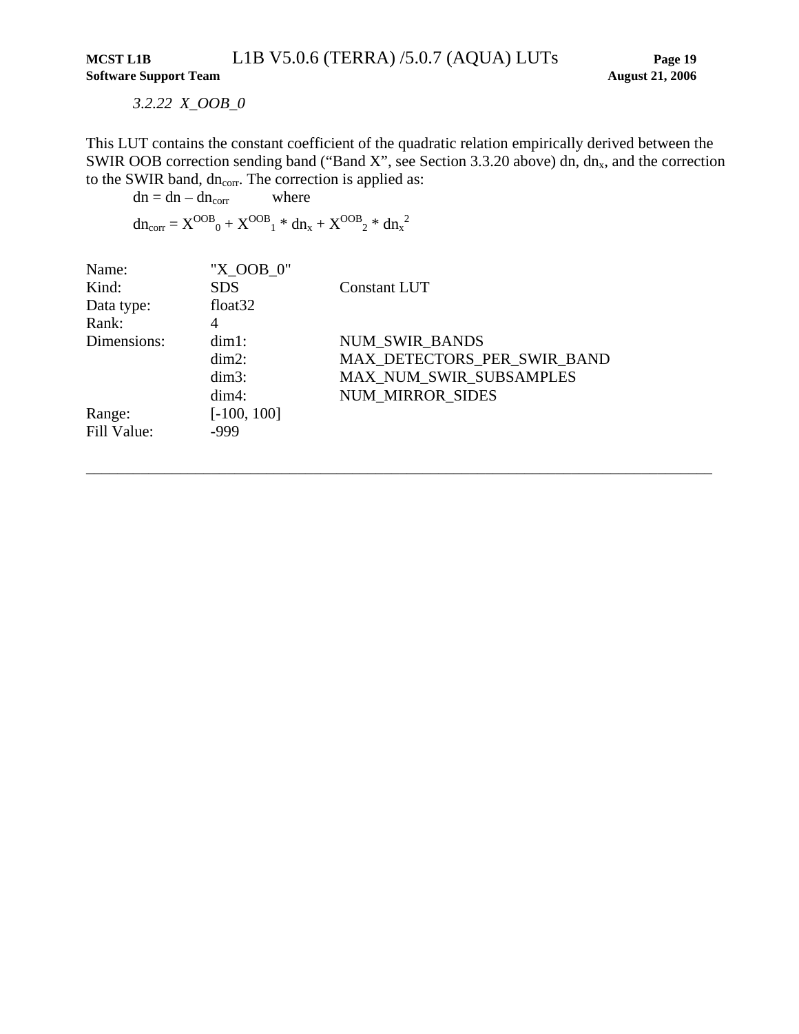### *3.2.22 X_OOB_0*

This LUT contains the constant coefficient of the quadratic relation empirically derived between the SWIR OOB correction sending band (“Band X”, see Section 3.3.20 above) dn, $dn_x$, and the correction to the SWIR band, $dn_{corr}$. The correction is applied as:

$dn = dn - dn_{corr}$ where

$dn_{corr} = X^{OOB}_0 + X^{OOB}_1 * dn_x + X^{OOB}_2 * dn_x^2$

| | | |
|---|---|---|
| Name: | "X_OOB_0" | |
| Kind: | SDS | Constant LUT |
| Data type: | float32 | |
| Rank: | 4 | |
| Dimensions: | dim1: | NUM_SWIR_BANDS |
| | dim2: | MAX_DETECTORS_PER_SWIR_BAND |
| | dim3: | MAX_NUM_SWIR_SUBSAMPLES |
| | dim4: | NUM_MIRROR_SIDES |
| Range: | [-100, 100] | |
| Fill Value: | -999 | |

---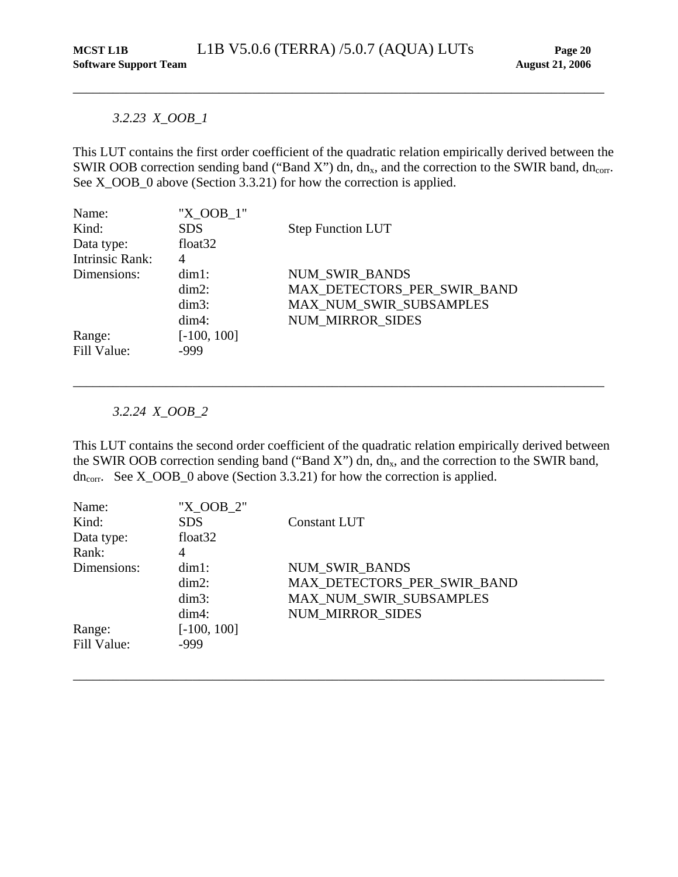---

### *3.2.23 X_OOB_1*

This LUT contains the first order coefficient of the quadratic relation empirically derived between the SWIR OOB correction sending band ("Band X") dn, $dn_x$, and the correction to the SWIR band, $dn_{corr}$. See X_OOB_0 above (Section 3.3.21) for how the correction is applied.

| | | |
|---|---|---|
| Name: | "X_OOB_1" | |
| Kind: | SDS | Step Function LUT |
| Data type: | float32 | |
| Intrinsic Rank: | 4 | |
| Dimensions: | dim1: | NUM_SWIR_BANDS |
| | dim2: | MAX_DETECTORS_PER_SWIR_BAND |
| | dim3: | MAX_NUM_SWIR_SUBSAMPLES |
| | dim4: | NUM_MIRROR_SIDES |
| Range: | [-100, 100] | |
| Fill Value: | -999 | |

---

### *3.2.24 X_OOB_2*

This LUT contains the second order coefficient of the quadratic relation empirically derived between the SWIR OOB correction sending band ("Band X") dn, $dn_x$, and the correction to the SWIR band, $dn_{corr}$. See X_OOB_0 above (Section 3.3.21) for how the correction is applied.

| | | |
|---|---|---|
| Name: | "X_OOB_2" | |
| Kind: | SDS | Constant LUT |
| Data type: | float32 | |
| Rank: | 4 | |
| Dimensions: | dim1: | NUM_SWIR_BANDS |
| | dim2: | MAX_DETECTORS_PER_SWIR_BAND |
| | dim3: | MAX_NUM_SWIR_SUBSAMPLES |
| | dim4: | NUM_MIRROR_SIDES |
| Range: | [-100, 100] | |
| Fill Value: | -999 | |

---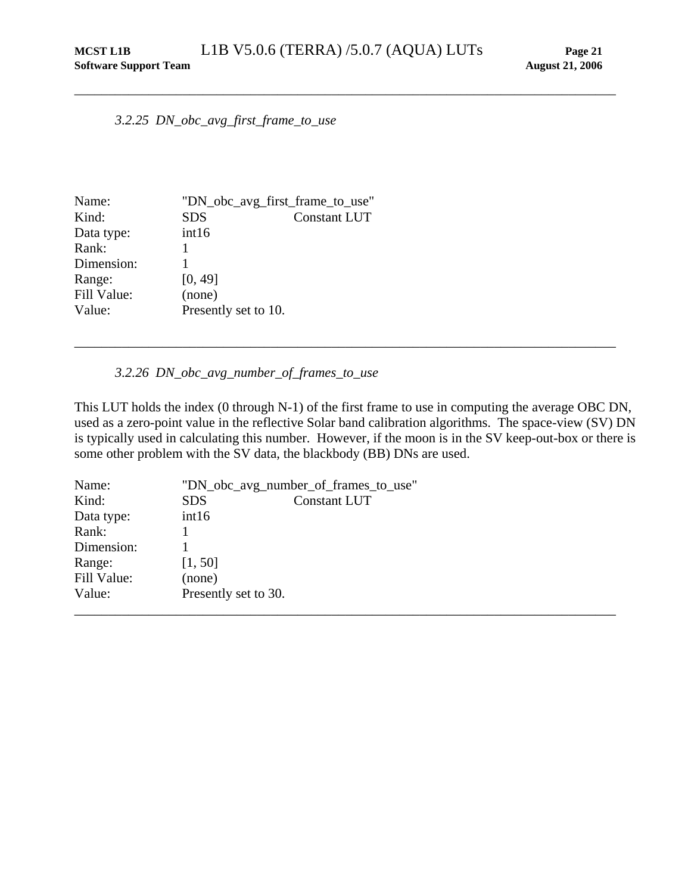### *3.2.25 DN_obc_avg_first_frame_to_use*

| | | |
|---|---|---|
| Name: | "DN_obc_avg_first_frame_to_use" | |
| Kind: | SDS | Constant LUT |
| Data type: | int16 | |
| Rank: | 1 | |
| Dimension: | 1 | |
| Range: | [0, 49] | |
| Fill Value: | (none) | |
| Value: | Presently set to 10. | |

---

### *3.2.26 DN_obc_avg_number_of_frames_to_use*

This LUT holds the index (0 through N-1) of the first frame to use in computing the average OBC DN, used as a zero-point value in the reflective Solar band calibration algorithms. The space-view (SV) DN is typically used in calculating this number. However, if the moon is in the SV keep-out-box or there is some other problem with the SV data, the blackbody (BB) DNs are used.

| | | |
|---|---|---|
| Name: | "DN_obc_avg_number_of_frames_to_use" | |
| Kind: | SDS | Constant LUT |
| Data type: | int16 | |
| Rank: | 1 | |
| Dimension: | 1 | |
| Range: | [1, 50] | |
| Fill Value: | (none) | |
| Value: | Presently set to 30. | |

---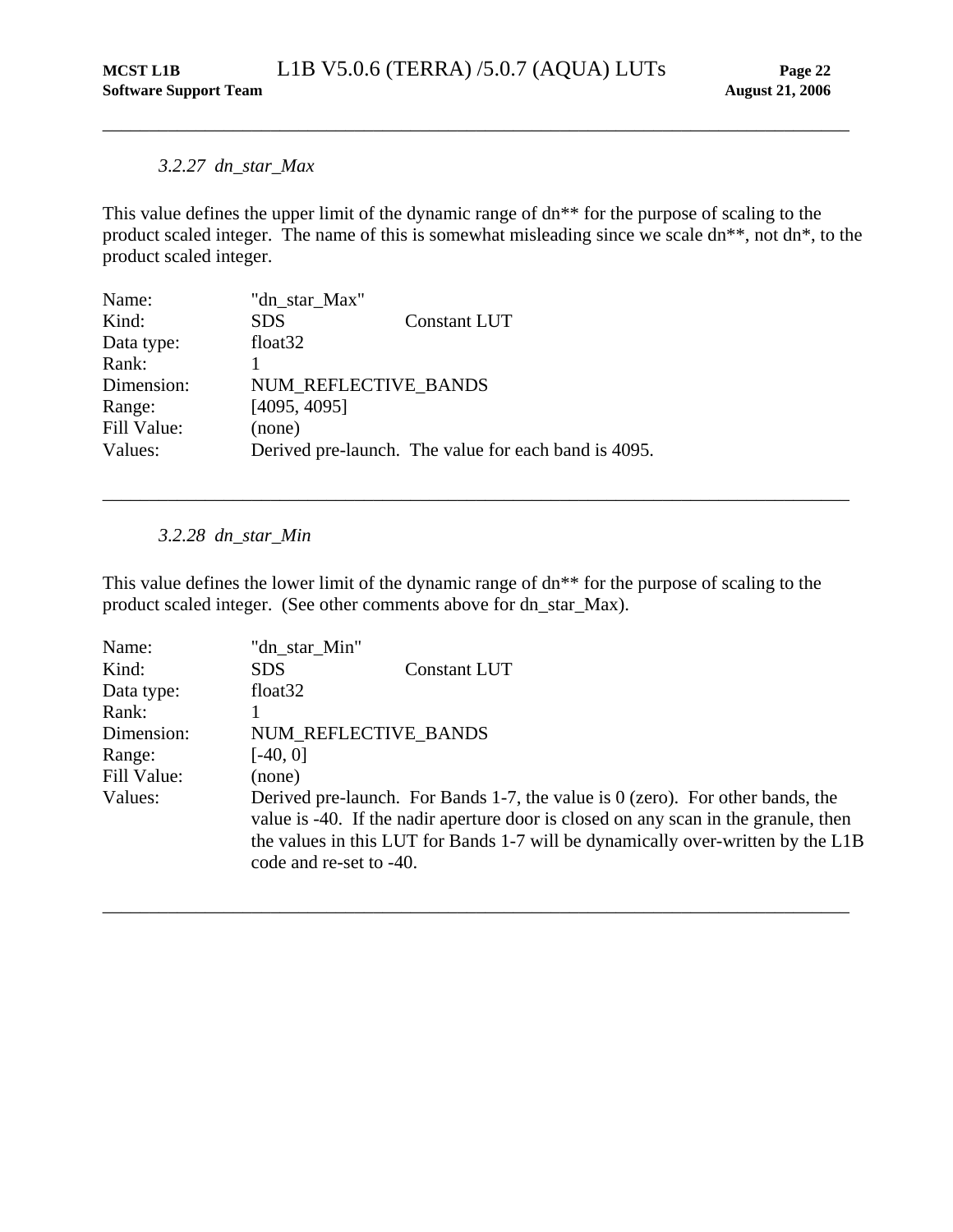### *3.2.27 dn_star_Max*

This value defines the upper limit of the dynamic range of dn** for the purpose of scaling to the product scaled integer. The name of this is somewhat misleading since we scale dn**, not dn*, to the product scaled integer.

| | | |
|---|---|---|
| Name: | "dn_star_Max" | |
| Kind: | SDS | Constant LUT |
| Data type: | float32 | |
| Rank: | 1 | |
| Dimension: | NUM_REFLECTIVE_BANDS | |
| Range: | [4095, 4095] | |
| Fill Value: | (none) | |
| Values: | Derived pre-launch. The value for each band is 4095. | |

---

### *3.2.28 dn_star_Min*

This value defines the lower limit of the dynamic range of dn** for the purpose of scaling to the product scaled integer. (See other comments above for dn_star_Max).

| | | |
|---|---|---|
| Name: | "dn_star_Min" | |
| Kind: | SDS | Constant LUT |
| Data type: | float32 | |
| Rank: | 1 | |
| Dimension: | NUM_REFLECTIVE_BANDS | |
| Range: | [-40, 0] | |
| Fill Value: | (none) | |
| Values: | Derived pre-launch. For Bands 1-7, the value is 0 (zero). For other bands, the value is -40. If the nadir aperture door is closed on any scan in the granule, then the values in this LUT for Bands 1-7 will be dynamically over-written by the L1B code and re-set to -40. | |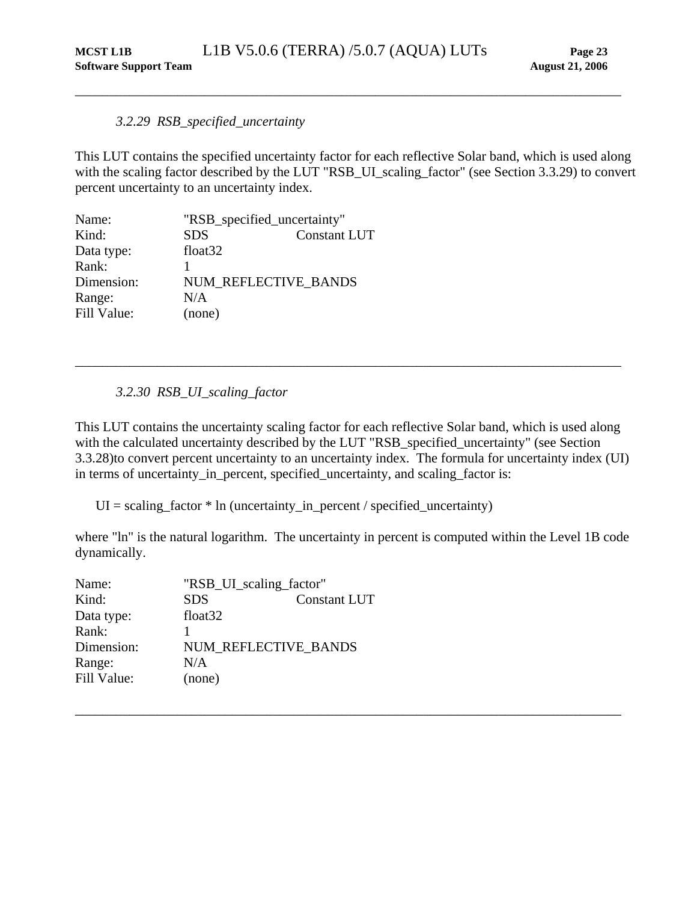### 3.2.29 *RSB_specified_uncertainty*

This LUT contains the specified uncertainty factor for each reflective Solar band, which is used along with the scaling factor described by the LUT "RSB_UI_scaling_factor" (see Section 3.3.29) to convert percent uncertainty to an uncertainty index.

| | | |
|---|---|---|
| Name: | "RSB_specified_uncertainty" | |
| Kind: | SDS | Constant LUT |
| Data type: | float32 | |
| Rank: | 1 | |
| Dimension: | NUM_REFLECTIVE_BANDS | |
| Range: | N/A | |
| Fill Value: | (none) | |

---

### 3.2.30 *RSB_UI_scaling_factor*

This LUT contains the uncertainty scaling factor for each reflective Solar band, which is used along with the calculated uncertainty described by the LUT "RSB_specified_uncertainty" (see Section 3.3.28)to convert percent uncertainty to an uncertainty index. The formula for uncertainty index (UI) in terms of uncertainty_in_percent, specified_uncertainty, and scaling_factor is:

$$UI = scaling\_factor * \ln (uncertainty\_in\_percent / specified\_uncertainty)$$

where "ln" is the natural logarithm. The uncertainty in percent is computed within the Level 1B code dynamically.

| | | |
|---|---|---|
| Name: | "RSB_UI_scaling_factor" | |
| Kind: | SDS | Constant LUT |
| Data type: | float32 | |
| Rank: | 1 | |
| Dimension: | NUM_REFLECTIVE_BANDS | |
| Range: | N/A | |
| Fill Value: | (none) | |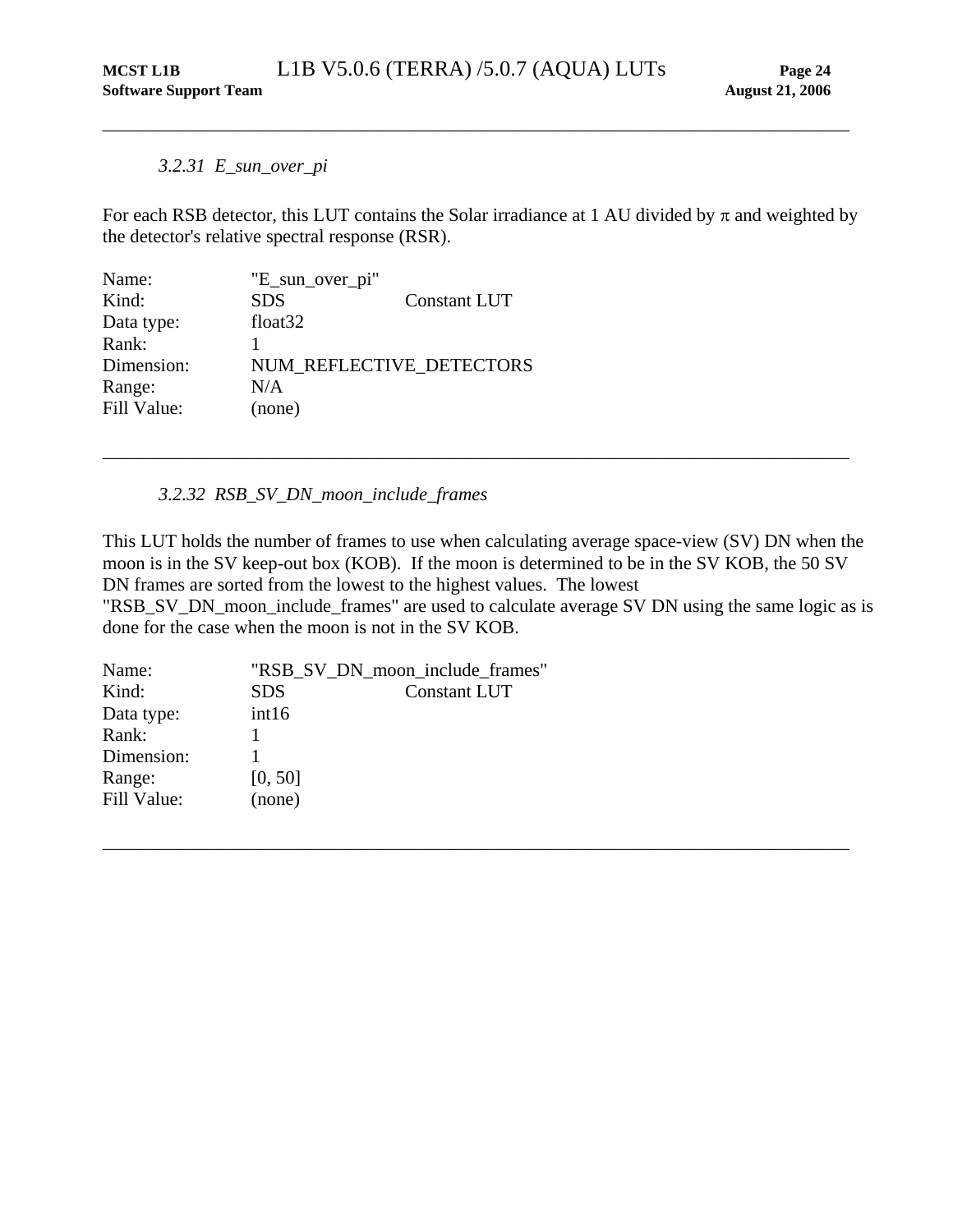### *3.2.31 E_sun_over_pi*

For each RSB detector, this LUT contains the Solar irradiance at 1 AU divided by π and weighted by the detector's relative spectral response (RSR).

| | | |
|---|---|---|
| Name: | "E_sun_over_pi" | |
| Kind: | SDS | Constant LUT |
| Data type: | float32 | |
| Rank: | 1 | |
| Dimension: | NUM_REFLECTIVE_DETECTORS | |
| Range: | N/A | |
| Fill Value: | (none) | |

---

### *3.2.32 RSB_SV_DN_moon_include_frames*

This LUT holds the number of frames to use when calculating average space-view (SV) DN when the moon is in the SV keep-out box (KOB). If the moon is determined to be in the SV KOB, the 50 SV DN frames are sorted from the lowest to the highest values. The lowest "RSB_SV_DN_moon_include_frames" are used to calculate average SV DN using the same logic as is done for the case when the moon is not in the SV KOB.

| | | |
|---|---|---|
| Name: | "RSB_SV_DN_moon_include_frames" | |
| Kind: | SDS | Constant LUT |
| Data type: | int16 | |
| Rank: | 1 | |
| Dimension: | 1 | |
| Range: | [0, 50] | |
| Fill Value: | (none) | |

---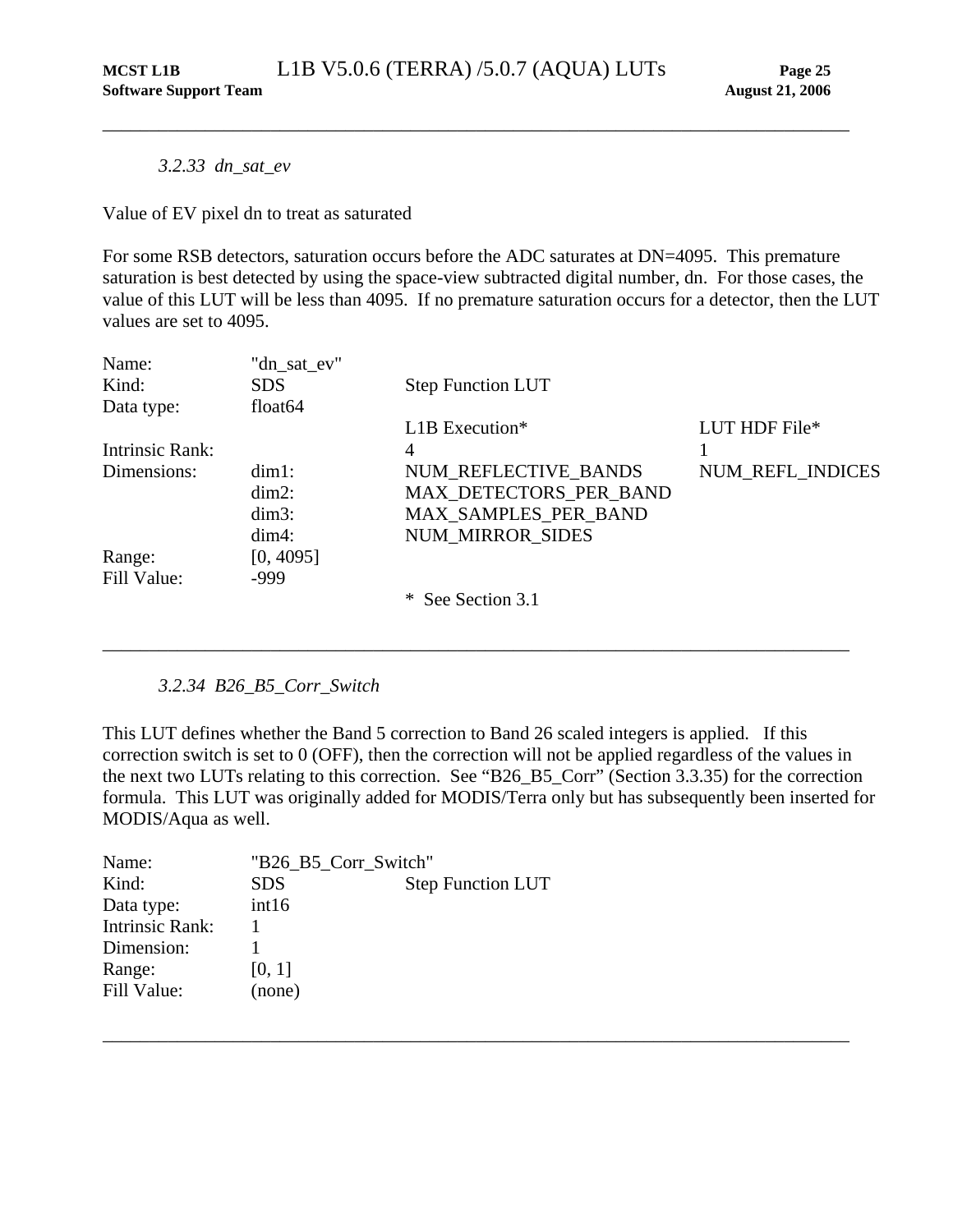### 3.2.33 dn_sat_ev

Value of EV pixel dn to treat as saturated

For some RSB detectors, saturation occurs before the ADC saturates at DN=4095. This premature saturation is best detected by using the space-view subtracted digital number, dn. For those cases, the value of this LUT will be less than 4095. If no premature saturation occurs for a detector, then the LUT values are set to 4095.

| | | | |
|---|---|---|---|
| Name: | "dn_sat_ev" | | |
| Kind: | SDS | Step Function LUT | |
| Data type: | float64 | | |
| | | L1B Execution* | LUT HDF File* |
| Intrinsic Rank: | | 4 | 1 |
| Dimensions: | dim1: | NUM_REFLECTIVE_BANDS | NUM_REFL_INDICES |
| | dim2: | MAX_DETECTORS_PER_BAND | |
| | dim3: | MAX_SAMPLES_PER_BAND | |
| | dim4: | NUM_MIRROR_SIDES | |
| Range: | [0, 4095] | | |
| Fill Value: | -999 | | |
| | | * See Section 3.1 | |

---

### 3.2.34 B26_B5_Corr_Switch

This LUT defines whether the Band 5 correction to Band 26 scaled integers is applied. If this correction switch is set to 0 (OFF), then the correction will not be applied regardless of the values in the next two LUTs relating to this correction. See "B26_B5_Corr" (Section 3.3.35) for the correction formula. This LUT was originally added for MODIS/Terra only but has subsequently been inserted for MODIS/Aqua as well.

| | | |
|---|---|---|
| Name: | "B26_B5_Corr_Switch" | |
| Kind: | SDS | Step Function LUT |
| Data type: | int16 | |
| Intrinsic Rank: | 1 | |
| Dimension: | 1 | |
| Range: | [0, 1] | |
| Fill Value: | (none) | |

---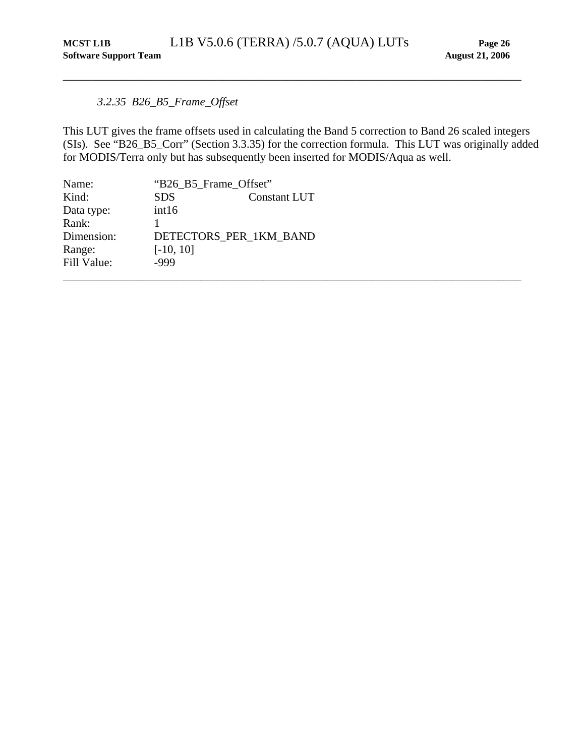### *3.2.35 B26_B5_Frame_Offset*

This LUT gives the frame offsets used in calculating the Band 5 correction to Band 26 scaled integers (SIs). See "B26_B5_Corr" (Section 3.3.35) for the correction formula. This LUT was originally added for MODIS/Terra only but has subsequently been inserted for MODIS/Aqua as well.

| | | |
|---|---|---|
| Name: | "B26_B5_Frame_Offset" | |
| Kind: | SDS | Constant LUT |
| Data type: | int16 | |
| Rank: | 1 | |
| Dimension: | DETECTORS_PER_1KM_BAND | |
| Range: | [-10, 10] | |
| Fill Value: | -999 | |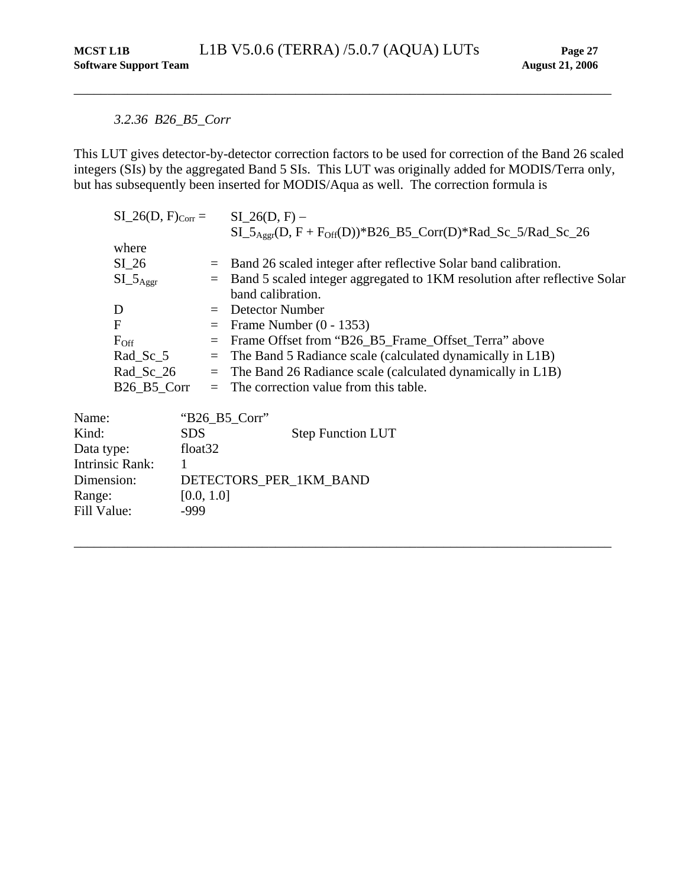### *3.2.36 B26_B5_Corr*

This LUT gives detector-by-detector correction factors to be used for correction of the Band 26 scaled integers (SIs) by the aggregated Band 5 SIs. This LUT was originally added for MODIS/Terra only, but has subsequently been inserted for MODIS/Aqua as well. The correction formula is

$$SI\_26(D, F)_{Corr} = SI\_26(D, F) - SI\_5_{Aggr}(D, F + F_{Off}(D)) * B26\_B5\_Corr(D) * Rad\_Sc\_5 / Rad\_Sc\_26$$

where

| | | |
|---|---|---|
| SI_26 | = | Band 26 scaled integer after reflective Solar band calibration. |
| $SI\_5_{Aggr}$ | = | Band 5 scaled integer aggregated to 1KM resolution after reflective Solar band calibration. |
| D | = | Detector Number |
| F | = | Frame Number (0 - 1353) |
| $F_{Off}$ | = | Frame Offset from "B26_B5_Frame_Offset_Terra" above |
| Rad_Sc_5 | = | The Band 5 Radiance scale (calculated dynamically in L1B) |
| Rad_Sc_26 | = | The Band 26 Radiance scale (calculated dynamically in L1B) |
| B26_B5_Corr | = | The correction value from this table. |

| | | |
|---|---|---|
| Name: | "B26_B5_Corr" | |
| Kind: | SDS | Step Function LUT |
| Data type: | float32 | |
| Intrinsic Rank: | 1 | |
| Dimension: | DETECTORS_PER_1KM_BAND | |
| Range: | [0.0, 1.0] | |
| Fill Value: | -999 | |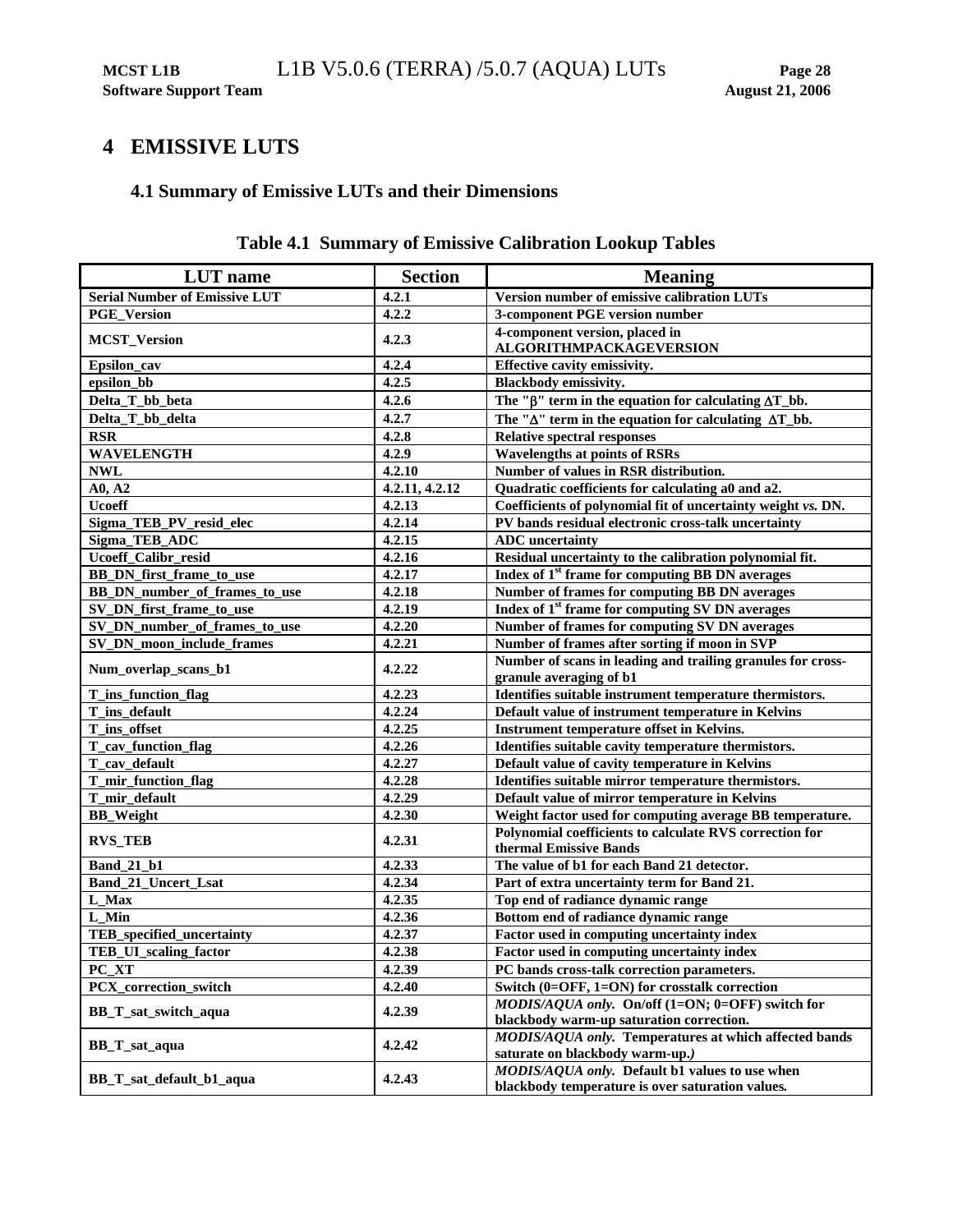# 4 EMISSIVE LUTS

## 4.1 Summary of Emissive LUTs and their Dimensions

**Table 4.1 Summary of Emissive Calibration Lookup Tables**

| LUT name | Section | Meaning |
|---|---|---|
| Serial Number of Emissive LUT | 4.2.1 | Version number of emissive calibration LUTs |
| PGE_Version | 4.2.2 | 3-component PGE version number |
| MCST_Version | 4.2.3 | 4-component version, placed in ALGORITHMPACKAGEVERSION |
| Epsilon_cav | 4.2.4 | Effective cavity emissivity. |
| epsilon_bb | 4.2.5 | Blackbody emissivity. |
| Delta_T_bb_beta | 4.2.6 | The "β" term in the equation for calculating ΔT_bb. |
| Delta_T_bb_delta | 4.2.7 | The "Δ" term in the equation for calculating ΔT_bb. |
| RSR | 4.2.8 | Relative spectral responses |
| WAVELENGTH | 4.2.9 | Wavelengths at points of RSRs |
| NWL | 4.2.10 | Number of values in RSR distribution. |
| A0, A2 | 4.2.11, 4.2.12 | Quadratic coefficients for calculating a0 and a2. |
| Ucoeff | 4.2.13 | Coefficients of polynomial fit of uncertainty weight *vs.* DN. |
| Sigma_TEB_PV_resid_elec | 4.2.14 | PV bands residual electronic cross-talk uncertainty |
| Sigma_TEB_ADC | 4.2.15 | ADC uncertainty |
| Ucoeff_Calibr_resid | 4.2.16 | Residual uncertainty to the calibration polynomial fit. |
| BB_DN_first_frame_to_use | 4.2.17 | Index of 1st frame for computing BB DN averages |
| BB_DN_number_of_frames_to_use | 4.2.18 | Number of frames for computing BB DN averages |
| SV_DN_first_frame_to_use | 4.2.19 | Index of 1st frame for computing SV DN averages |
| SV_DN_number_of_frames_to_use | 4.2.20 | Number of frames for computing SV DN averages |
| SV_DN_moon_include_frames | 4.2.21 | Number of frames after sorting if moon in SVP |
| Num_overlap_scans_b1 | 4.2.22 | Number of scans in leading and trailing granules for cross-granule averaging of b1 |
| T_ins_function_flag | 4.2.23 | Identifies suitable instrument temperature thermistors. |
| T_ins_default | 4.2.24 | Default value of instrument temperature in Kelvins |
| T_ins_offset | 4.2.25 | Instrument temperature offset in Kelvins. |
| T_cav_function_flag | 4.2.26 | Identifies suitable cavity temperature thermistors. |
| T_cav_default | 4.2.27 | Default value of cavity temperature in Kelvins |
| T_mir_function_flag | 4.2.28 | Identifies suitable mirror temperature thermistors. |
| T_mir_default | 4.2.29 | Default value of mirror temperature in Kelvins |
| BB_Weight | 4.2.30 | Weight factor used for computing average BB temperature. |
| RVS_TEB | 4.2.31 | Polynomial coefficients to calculate RVS correction for thermal Emissive Bands |
| Band_21_b1 | 4.2.33 | The value of b1 for each Band 21 detector. |
| Band_21_Uncert_Lsat | 4.2.34 | Part of extra uncertainty term for Band 21. |
| L_Max | 4.2.35 | Top end of radiance dynamic range |
| L_Min | 4.2.36 | Bottom end of radiance dynamic range |
| TEB_specified_uncertainty | 4.2.37 | Factor used in computing uncertainty index |
| TEB_UI_scaling_factor | 4.2.38 | Factor used in computing uncertainty index |
| PC_XT | 4.2.39 | PC bands cross-talk correction parameters. |
| PCX_correction_switch | 4.2.40 | Switch (0=OFF, 1=ON) for crosstalk correction |
| BB_T_sat_switch_aqua | 4.2.39 | *MODIS/AQUA only.* On/off (1=ON; 0=OFF) switch for blackbody warm-up saturation correction. |
| BB_T_sat_aqua | 4.2.42 | *MODIS/AQUA only.* Temperatures at which affected bands saturate on blackbody warm-up.*)* |
| BB_T_sat_default_b1_aqua | 4.2.43 | *MODIS/AQUA only.* Default b1 values to use when blackbody temperature is over saturation values. |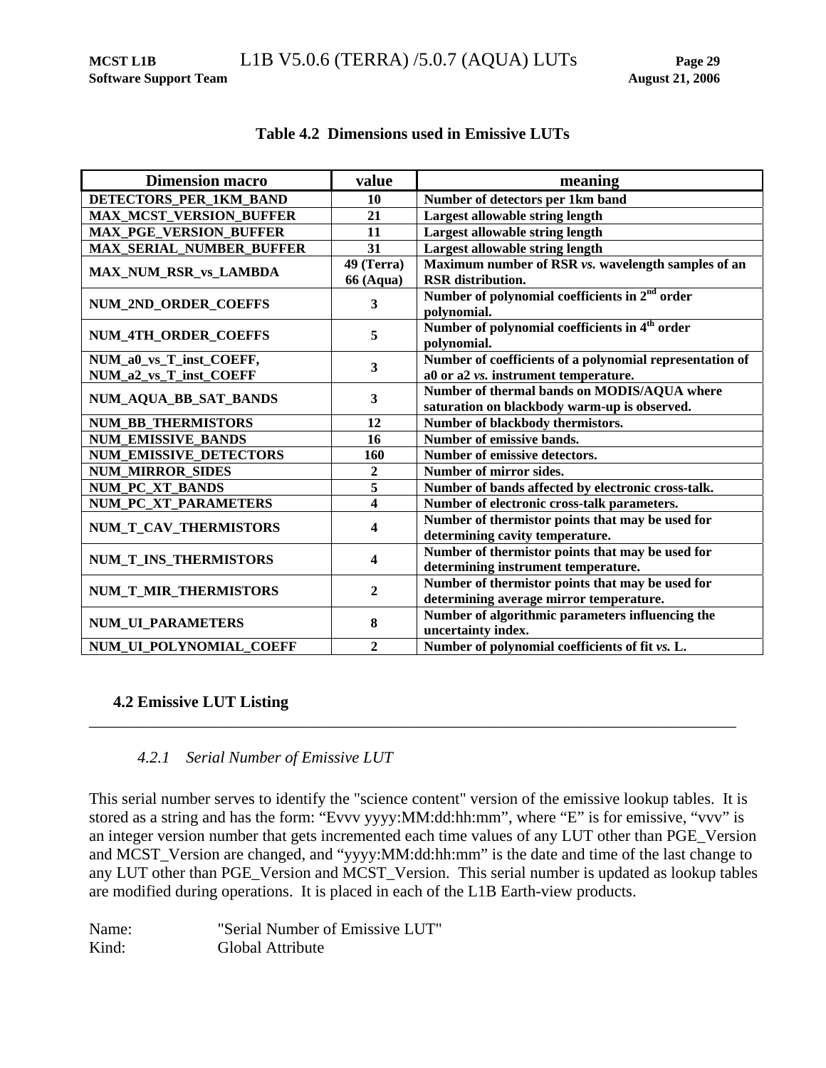**Table 4.2 Dimensions used in Emissive LUTs**

| Dimension macro | value | meaning |
|---|---|---|
| DETECTORS_PER_1KM_BAND | 10 | Number of detectors per 1km band |
| MAX_MCST_VERSION_BUFFER | 21 | Largest allowable string length |
| MAX_PGE_VERSION_BUFFER | 11 | Largest allowable string length |
| MAX_SERIAL_NUMBER_BUFFER | 31 | Largest allowable string length |
| MAX_NUM_RSR_vs_LAMBDA | 49 (Terra) 66 (Aqua) | Maximum number of RSR *vs.* wavelength samples of an RSR distribution. |
| NUM_2ND_ORDER_COEFFS | 3 | Number of polynomial coefficients in 2nd order polynomial. |
| NUM_4TH_ORDER_COEFFS | 5 | Number of polynomial coefficients in 4th order polynomial. |
| NUM_a0_vs_T_inst_COEFF, NUM_a2_vs_T_inst_COEFF | 3 | Number of coefficients of a polynomial representation of a0 or a2 *vs.* instrument temperature. |
| NUM_AQUA_BB_SAT_BANDS | 3 | Number of thermal bands on MODIS/AQUA where saturation on blackbody warm-up is observed. |
| NUM_BB_THERMISTORS | 12 | Number of blackbody thermistors. |
| NUM_EMISSIVE_BANDS | 16 | Number of emissive bands. |
| NUM_EMISSIVE_DETECTORS | 160 | Number of emissive detectors. |
| NUM_MIRROR_SIDES | 2 | Number of mirror sides. |
| NUM_PC_XT_BANDS | 5 | Number of bands affected by electronic cross-talk. |
| NUM_PC_XT_PARAMETERS | 4 | Number of electronic cross-talk parameters. |
| NUM_T_CAV_THERMISTORS | 4 | Number of thermistor points that may be used for determining cavity temperature. |
| NUM_T_INS_THERMISTORS | 4 | Number of thermistor points that may be used for determining instrument temperature. |
| NUM_T_MIR_THERMISTORS | 2 | Number of thermistor points that may be used for determining average mirror temperature. |
| NUM_UI_PARAMETERS | 8 | Number of algorithmic parameters influencing the uncertainty index. |
| NUM_UI_POLYNOMIAL_COEFF | 2 | Number of polynomial coefficients of fit *vs.* L. |

## 4.2 Emissive LUT Listing

### *4.2.1 Serial Number of Emissive LUT*

This serial number serves to identify the "science content" version of the emissive lookup tables. It is stored as a string and has the form: "Evvv yyyy:MM:dd:hh:mm", where "E" is for emissive, "vvv" is an integer version number that gets incremented each time values of any LUT other than PGE_Version and MCST_Version are changed, and "yyyy:MM:dd:hh:mm" is the date and time of the last change to any LUT other than PGE_Version and MCST_Version. This serial number is updated as lookup tables are modified during operations. It is placed in each of the L1B Earth-view products.

Name: "Serial Number of Emissive LUT"
Kind: Global Attribute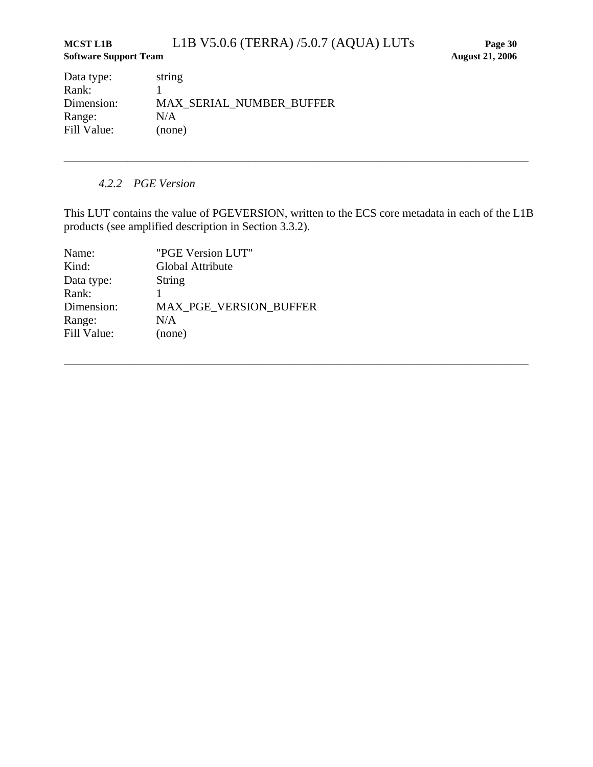Data type: string
Rank: 1
Dimension: MAX_SERIAL_NUMBER_BUFFER
Range: N/A
Fill Value: (none)

---

### *4.2.2 PGE Version*

This LUT contains the value of PGEVERSION, written to the ECS core metadata in each of the L1B products (see amplified description in Section 3.3.2).

Name: "PGE Version LUT"
Kind: Global Attribute
Data type: String
Rank: 1
Dimension: MAX_PGE_VERSION_BUFFER
Range: N/A
Fill Value: (none)

---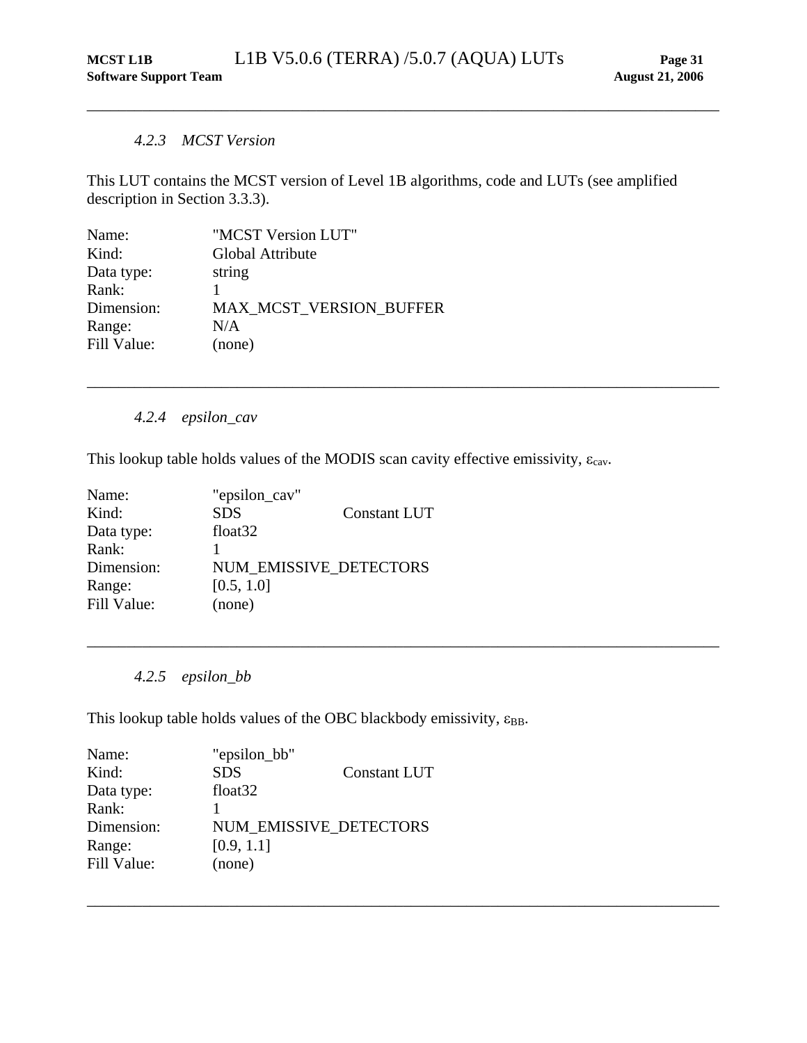#### *4.2.3 MCST Version*

This LUT contains the MCST version of Level 1B algorithms, code and LUTs (see amplified description in Section 3.3.3).

| | |
|---|---|
| Name: | "MCST Version LUT" |
| Kind: | Global Attribute |
| Data type: | string |
| Rank: | 1 |
| Dimension: | MAX_MCST_VERSION_BUFFER |
| Range: | N/A |
| Fill Value: | (none) |

---

#### *4.2.4 epsilon_cav*

This lookup table holds values of the MODIS scan cavity effective emissivity, $\varepsilon_{cav}$.

| | | |
|---|---|---|
| Name: | "epsilon_cav" | |
| Kind: | SDS | Constant LUT |
| Data type: | float32 | |
| Rank: | 1 | |
| Dimension: | NUM_EMISSIVE_DETECTORS | |
| Range: | [0.5, 1.0] | |
| Fill Value: | (none) | |

---

#### *4.2.5 epsilon_bb*

This lookup table holds values of the OBC blackbody emissivity, $\varepsilon_{BB}$.

| | | |
|---|---|---|
| Name: | "epsilon_bb" | |
| Kind: | SDS | Constant LUT |
| Data type: | float32 | |
| Rank: | 1 | |
| Dimension: | NUM_EMISSIVE_DETECTORS | |
| Range: | [0.9, 1.1] | |
| Fill Value: | (none) | |

---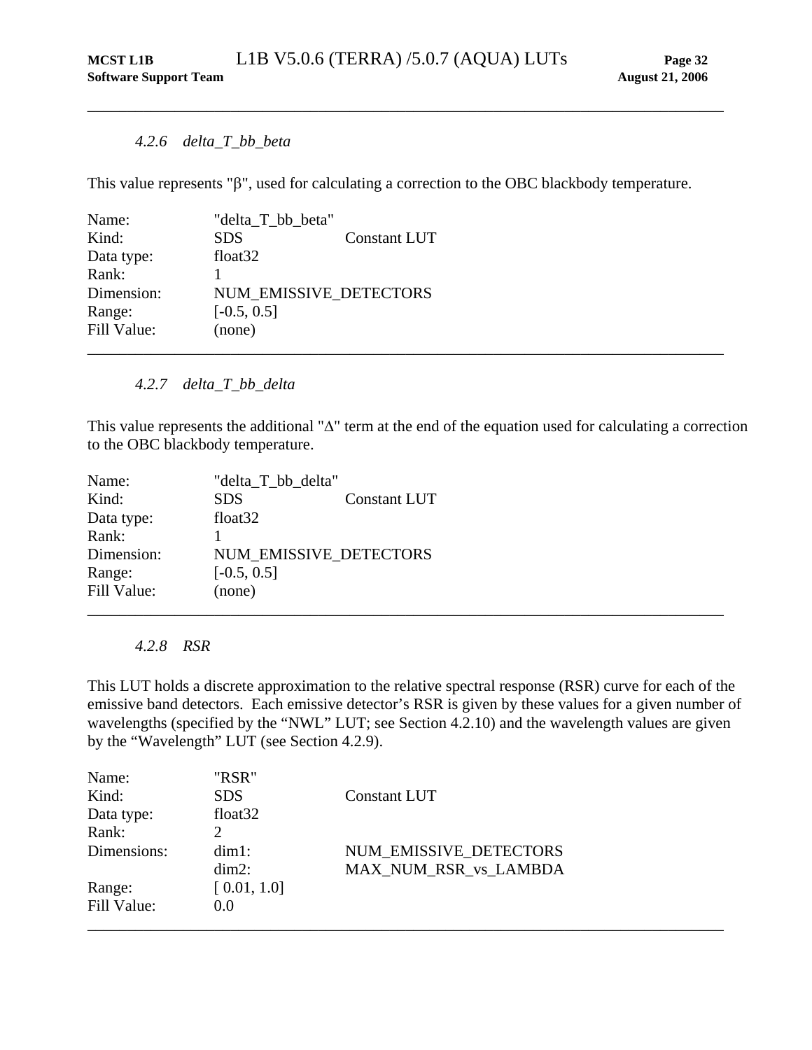#### *4.2.6 delta_T_bb_beta*

This value represents "β", used for calculating a correction to the OBC blackbody temperature.

| | | |
|---|---|---|
| Name: | "delta_T_bb_beta" | |
| Kind: | SDS | Constant LUT |
| Data type: | float32 | |
| Rank: | 1 | |
| Dimension: | NUM_EMISSIVE_DETECTORS | |
| Range: | [-0.5, 0.5] | |
| Fill Value: | (none) | |

---

#### *4.2.7 delta_T_bb_delta*

This value represents the additional "Δ" term at the end of the equation used for calculating a correction to the OBC blackbody temperature.

| | | |
|---|---|---|
| Name: | "delta_T_bb_delta" | |
| Kind: | SDS | Constant LUT |
| Data type: | float32 | |
| Rank: | 1 | |
| Dimension: | NUM_EMISSIVE_DETECTORS | |
| Range: | [-0.5, 0.5] | |
| Fill Value: | (none) | |

---

#### *4.2.8 RSR*

This LUT holds a discrete approximation to the relative spectral response (RSR) curve for each of the emissive band detectors. Each emissive detector's RSR is given by these values for a given number of wavelengths (specified by the "NWL" LUT; see Section 4.2.10) and the wavelength values are given by the "Wavelength" LUT (see Section 4.2.9).

| | | |
|---|---|---|
| Name: | "RSR" | |
| Kind: | SDS | Constant LUT |
| Data type: | float32 | |
| Rank: | 2 | |
| Dimensions: | dim1: | NUM_EMISSIVE_DETECTORS |
| | dim2: | MAX_NUM_RSR_vs_LAMBDA |
| Range: | [ 0.01, 1.0] | |
| Fill Value: | 0.0 | |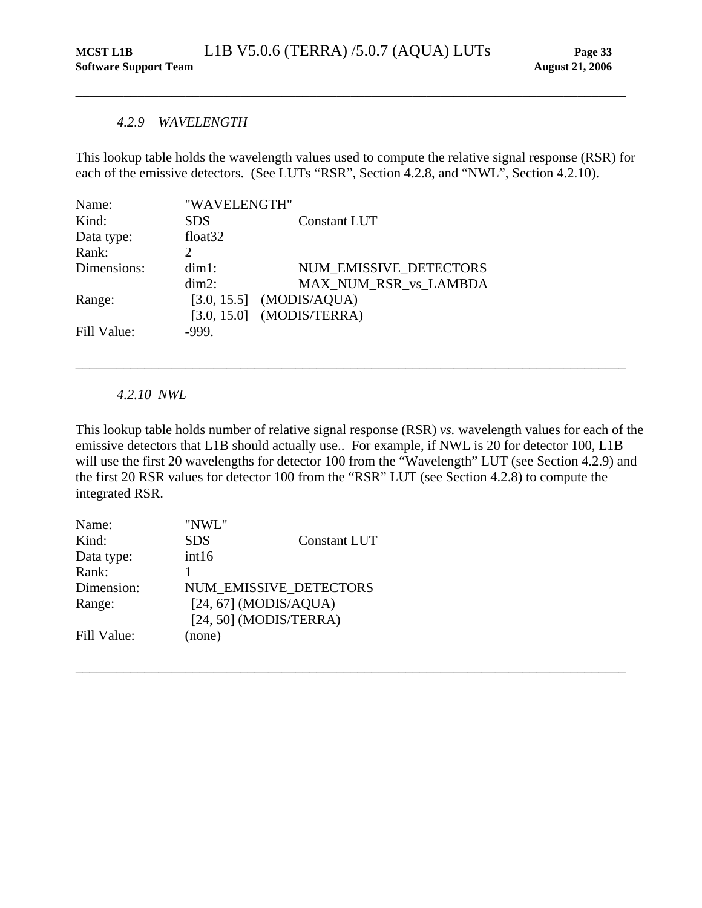### 4.2.9 WAVELENGTH

This lookup table holds the wavelength values used to compute the relative signal response (RSR) for each of the emissive detectors. (See LUTs "RSR", Section 4.2.8, and "NWL", Section 4.2.10).

| | | |
|---|---|---|
| Name: | "WAVELENGTH" | |
| Kind: | SDS | Constant LUT |
| Data type: | float32 | |
| Rank: | 2 | |
| Dimensions: | dim1: | NUM_EMISSIVE_DETECTORS |
| | dim2: | MAX_NUM_RSR_vs_LAMBDA |
| Range: | [3.0, 15.5] | (MODIS/AQUA) |
| | [3.0, 15.0] | (MODIS/TERRA) |
| Fill Value: | -999. | |

---

### 4.2.10 NWL

This lookup table holds number of relative signal response (RSR) *vs.* wavelength values for each of the emissive detectors that L1B should actually use.. For example, if NWL is 20 for detector 100, L1B will use the first 20 wavelengths for detector 100 from the "Wavelength" LUT (see Section 4.2.9) and the first 20 RSR values for detector 100 from the "RSR" LUT (see Section 4.2.8) to compute the integrated RSR.

| | | |
|---|---|---|
| Name: | "NWL" | |
| Kind: | SDS | Constant LUT |
| Data type: | int16 | |
| Rank: | 1 | |
| Dimension: | NUM_EMISSIVE_DETECTORS | |
| Range: | [24, 67] (MODIS/AQUA) | |
| | [24, 50] (MODIS/TERRA) | |
| Fill Value: | (none) | |

---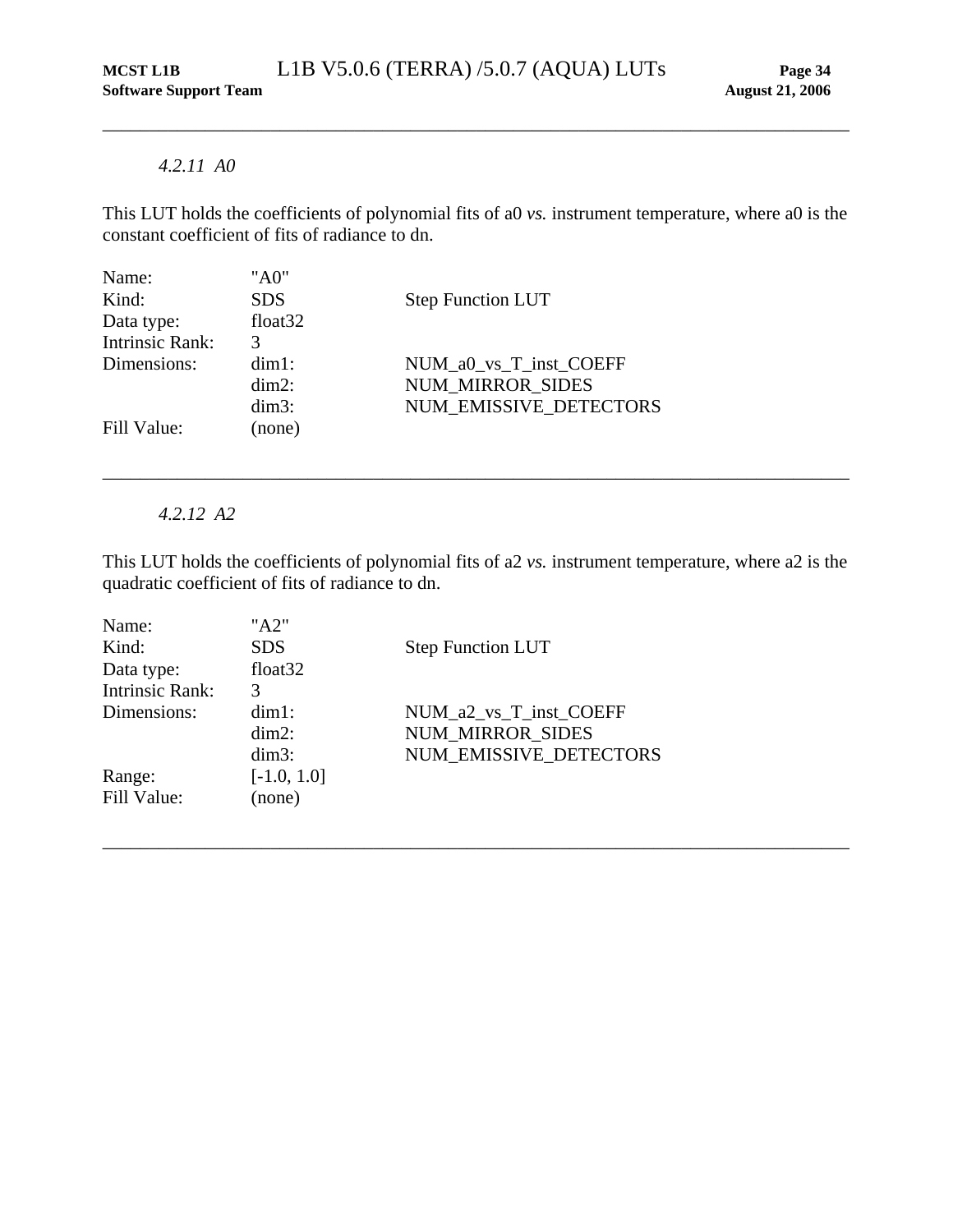### *4.2.11 A0*

This LUT holds the coefficients of polynomial fits of a0 *vs.* instrument temperature, where a0 is the constant coefficient of fits of radiance to dn.

| | | |
|---|---|---|
| Name: | "A0" | |
| Kind: | SDS | Step Function LUT |
| Data type: | float32 | |
| Intrinsic Rank: | 3 | |
| Dimensions: | dim1: | NUM_a0_vs_T_inst_COEFF |
| | dim2: | NUM_MIRROR_SIDES |
| | dim3: | NUM_EMISSIVE_DETECTORS |
| Fill Value: | (none) | |

---

### *4.2.12 A2*

This LUT holds the coefficients of polynomial fits of a2 *vs.* instrument temperature, where a2 is the quadratic coefficient of fits of radiance to dn.

| | | |
|---|---|---|
| Name: | "A2" | |
| Kind: | SDS | Step Function LUT |
| Data type: | float32 | |
| Intrinsic Rank: | 3 | |
| Dimensions: | dim1: | NUM_a2_vs_T_inst_COEFF |
| | dim2: | NUM_MIRROR_SIDES |
| | dim3: | NUM_EMISSIVE_DETECTORS |
| Range: | [-1.0, 1.0] | |
| Fill Value: | (none) | |

---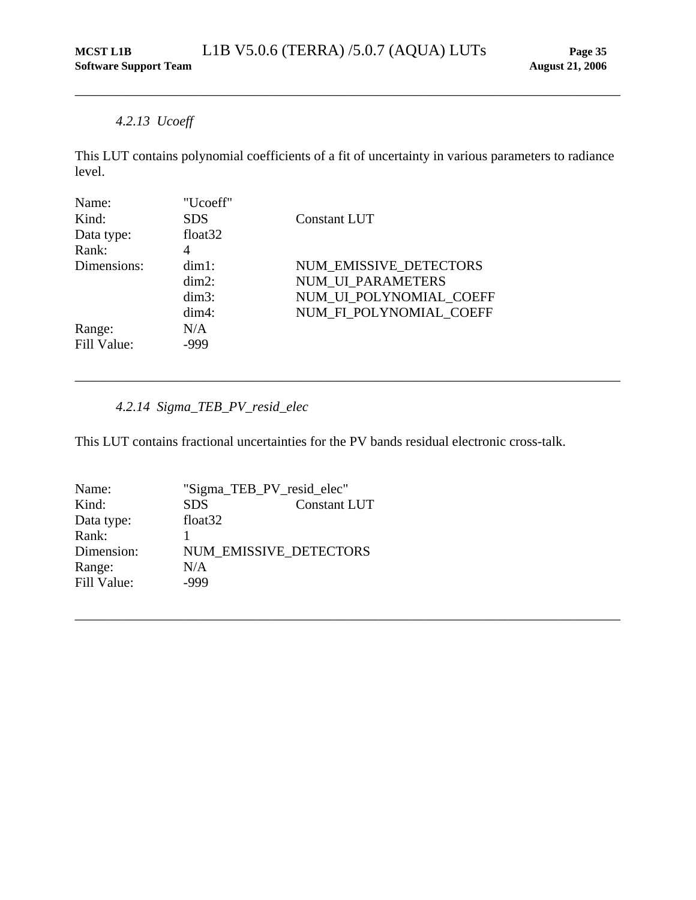#### *4.2.13 Ucoeff*

This LUT contains polynomial coefficients of a fit of uncertainty in various parameters to radiance level.

| | | |
|---|---|---|
| Name: | "Ucoeff" | |
| Kind: | SDS | Constant LUT |
| Data type: | float32 | |
| Rank: | 4 | |
| Dimensions: | dim1: | NUM_EMISSIVE_DETECTORS |
| | dim2: | NUM_UI_PARAMETERS |
| | dim3: | NUM_UI_POLYNOMIAL_COEFF |
| | dim4: | NUM_FI_POLYNOMIAL_COEFF |
| Range: | N/A | |
| Fill Value: | -999 | |

---

#### *4.2.14 Sigma_TEB_PV_resid_elec*

This LUT contains fractional uncertainties for the PV bands residual electronic cross-talk.

| | | |
|---|---|---|
| Name: | "Sigma_TEB_PV_resid_elec" | |
| Kind: | SDS | Constant LUT |
| Data type: | float32 | |
| Rank: | 1 | |
| Dimension: | NUM_EMISSIVE_DETECTORS | |
| Range: | N/A | |
| Fill Value: | -999 | |

---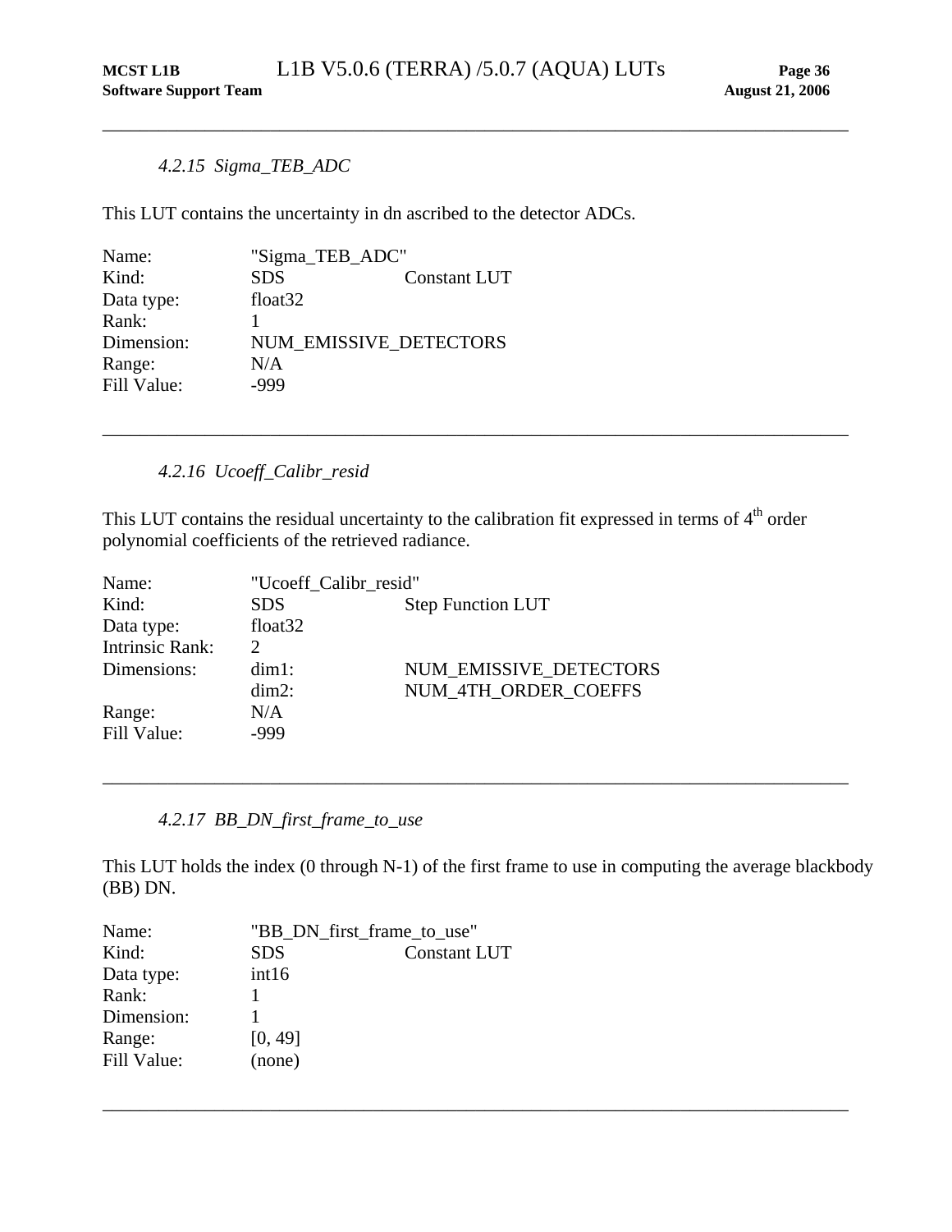#### *4.2.15 Sigma_TEB_ADC*

This LUT contains the uncertainty in dn ascribed to the detector ADCs.

| | | |
|---|---|---|
| Name: | "Sigma_TEB_ADC" | |
| Kind: | SDS | Constant LUT |
| Data type: | float32 | |
| Rank: | 1 | |
| Dimension: | NUM_EMISSIVE_DETECTORS | |
| Range: | N/A | |
| Fill Value: | -999 | |

---

#### *4.2.16 Ucoeff_Calibr_resid*

This LUT contains the residual uncertainty to the calibration fit expressed in terms of $4^{th}$ order polynomial coefficients of the retrieved radiance.

| | | |
|---|---|---|
| Name: | "Ucoeff_Calibr_resid" | |
| Kind: | SDS | Step Function LUT |
| Data type: | float32 | |
| Intrinsic Rank: | 2 | |
| Dimensions: | dim1: | NUM_EMISSIVE_DETECTORS |
| | dim2: | NUM_4TH_ORDER_COEFFS |
| Range: | N/A | |
| Fill Value: | -999 | |

---

#### *4.2.17 BB_DN_first_frame_to_use*

This LUT holds the index (0 through N-1) of the first frame to use in computing the average blackbody (BB) DN.

| | | |
|---|---|---|
| Name: | "BB_DN_first_frame_to_use" | |
| Kind: | SDS | Constant LUT |
| Data type: | int16 | |
| Rank: | 1 | |
| Dimension: | 1 | |
| Range: | [0, 49] | |
| Fill Value: | (none) | |

---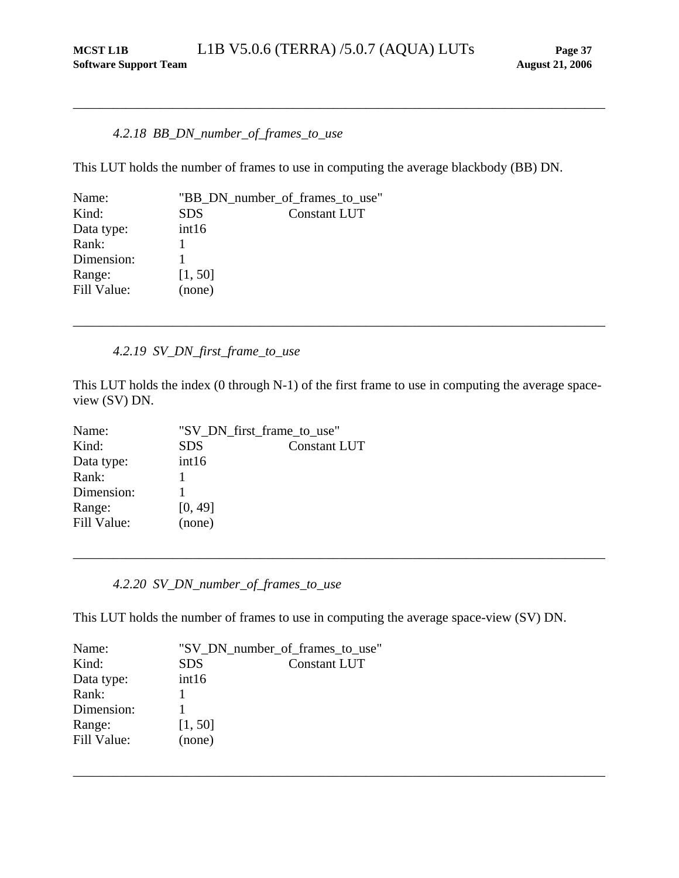---

#### *4.2.18 BB_DN_number_of_frames_to_use*

This LUT holds the number of frames to use in computing the average blackbody (BB) DN.

| | | |
|---|---|---|
| Name: | "BB_DN_number_of_frames_to_use" | |
| Kind: | SDS | Constant LUT |
| Data type: | int16 | |
| Rank: | 1 | |
| Dimension: | 1 | |
| Range: | [1, 50] | |
| Fill Value: | (none) | |

---

#### *4.2.19 SV_DN_first_frame_to_use*

This LUT holds the index (0 through N-1) of the first frame to use in computing the average space-view (SV) DN.

| | | |
|---|---|---|
| Name: | "SV_DN_first_frame_to_use" | |
| Kind: | SDS | Constant LUT |
| Data type: | int16 | |
| Rank: | 1 | |
| Dimension: | 1 | |
| Range: | [0, 49] | |
| Fill Value: | (none) | |

---

#### *4.2.20 SV_DN_number_of_frames_to_use*

This LUT holds the number of frames to use in computing the average space-view (SV) DN.

| | | |
|---|---|---|
| Name: | "SV_DN_number_of_frames_to_use" | |
| Kind: | SDS | Constant LUT |
| Data type: | int16 | |
| Rank: | 1 | |
| Dimension: | 1 | |
| Range: | [1, 50] | |
| Fill Value: | (none) | |

---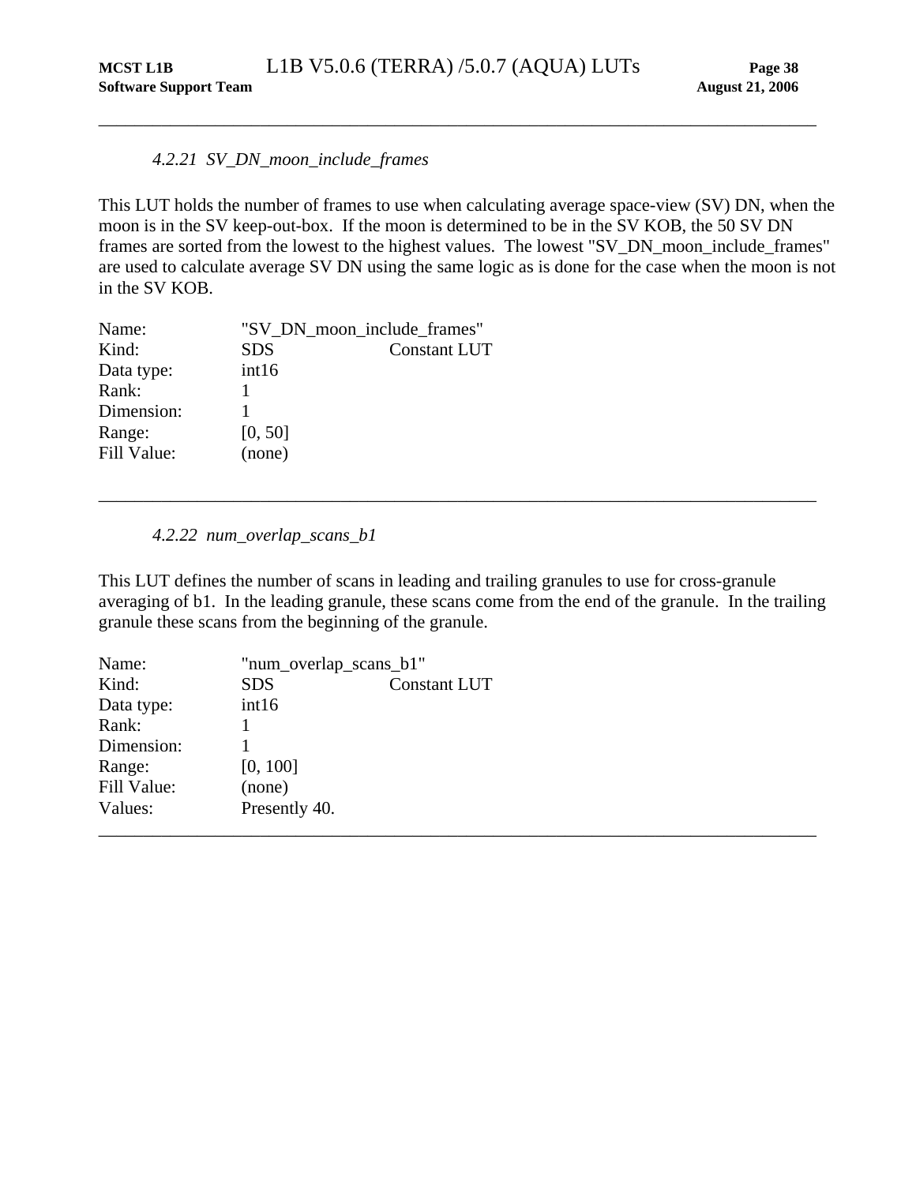#### *4.2.21 SV_DN_moon_include_frames*

This LUT holds the number of frames to use when calculating average space-view (SV) DN, when the moon is in the SV keep-out-box. If the moon is determined to be in the SV KOB, the 50 SV DN frames are sorted from the lowest to the highest values. The lowest "SV_DN_moon_include_frames" are used to calculate average SV DN using the same logic as is done for the case when the moon is not in the SV KOB.

| | | |
|---|---|---|
| Name: | "SV_DN_moon_include_frames" | |
| Kind: | SDS | Constant LUT |
| Data type: | int16 | |
| Rank: | 1 | |
| Dimension: | 1 | |
| Range: | [0, 50] | |
| Fill Value: | (none) | |

---

#### *4.2.22 num_overlap_scans_b1*

This LUT defines the number of scans in leading and trailing granules to use for cross-granule averaging of b1. In the leading granule, these scans come from the end of the granule. In the trailing granule these scans from the beginning of the granule.

| | | |
|---|---|---|
| Name: | "num_overlap_scans_b1" | |
| Kind: | SDS | Constant LUT |
| Data type: | int16 | |
| Rank: | 1 | |
| Dimension: | 1 | |
| Range: | [0, 100] | |
| Fill Value: | (none) | |
| Values: | Presently 40. | |

---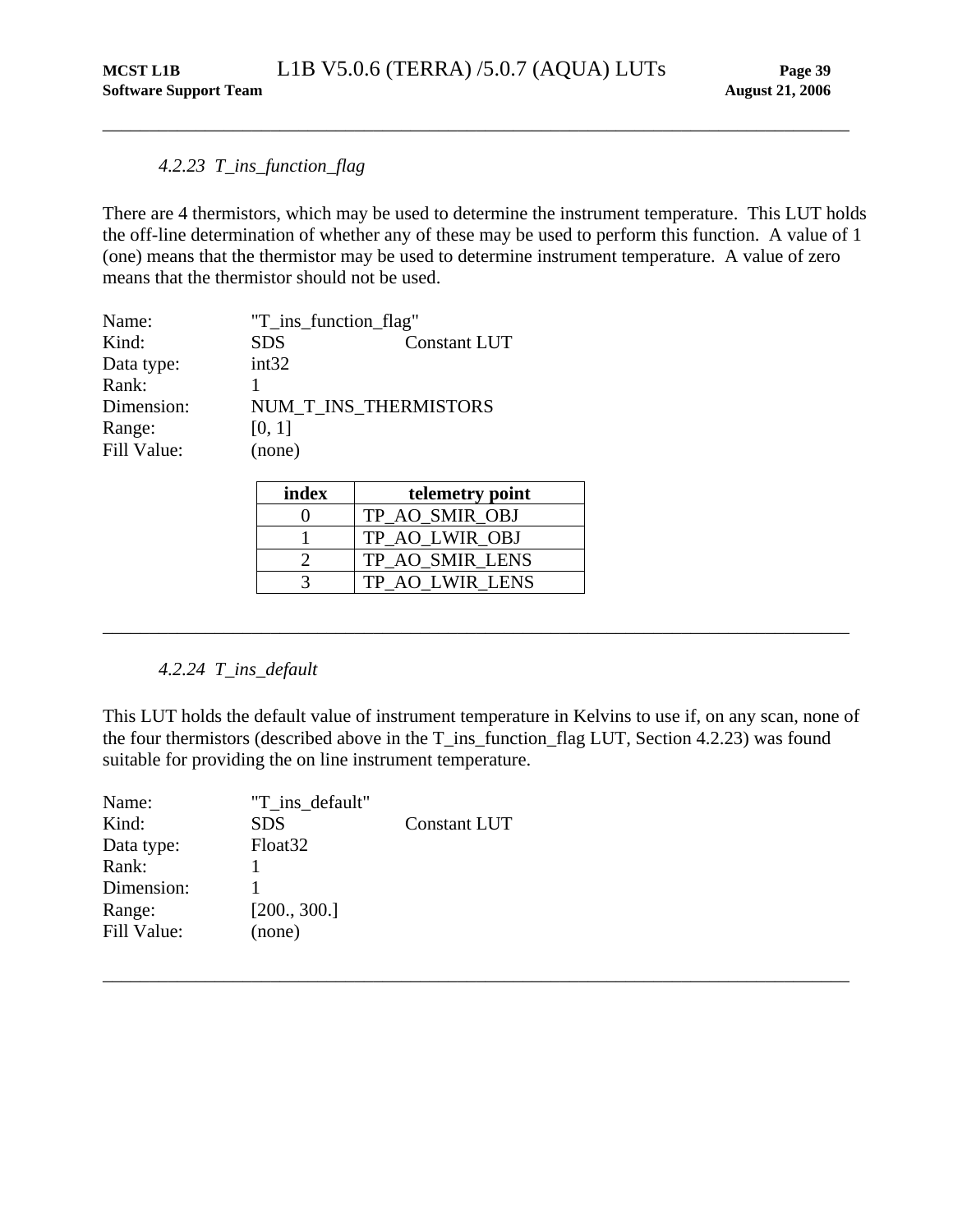### *4.2.23 T_ins_function_flag*

There are 4 thermistors, which may be used to determine the instrument temperature. This LUT holds the off-line determination of whether any of these may be used to perform this function. A value of 1 (one) means that the thermistor may be used to determine instrument temperature. A value of zero means that the thermistor should not be used.

| | | |
|---|---|---|
| Name: | "T_ins_function_flag" | |
| Kind: | SDS | Constant LUT |
| Data type: | int32 | |
| Rank: | 1 | |
| Dimension: | NUM_T_INS_THERMISTORS | |
| Range: | [0, 1] | |
| Fill Value: | (none) | |

| index | telemetry point |
|---|---|
| 0 | TP_AO_SMIR_OBJ |
| 1 | TP_AO_LWIR_OBJ |
| 2 | TP_AO_SMIR_LENS |
| 3 | TP_AO_LWIR_LENS |

---

### *4.2.24 T_ins_default*

This LUT holds the default value of instrument temperature in Kelvins to use if, on any scan, none of the four thermistors (described above in the T_ins_function_flag LUT, Section 4.2.23) was found suitable for providing the on line instrument temperature.

| | | |
|---|---|---|
| Name: | "T_ins_default" | |
| Kind: | SDS | Constant LUT |
| Data type: | Float32 | |
| Rank: | 1 | |
| Dimension: | 1 | |
| Range: | [200., 300.] | |
| Fill Value: | (none) | |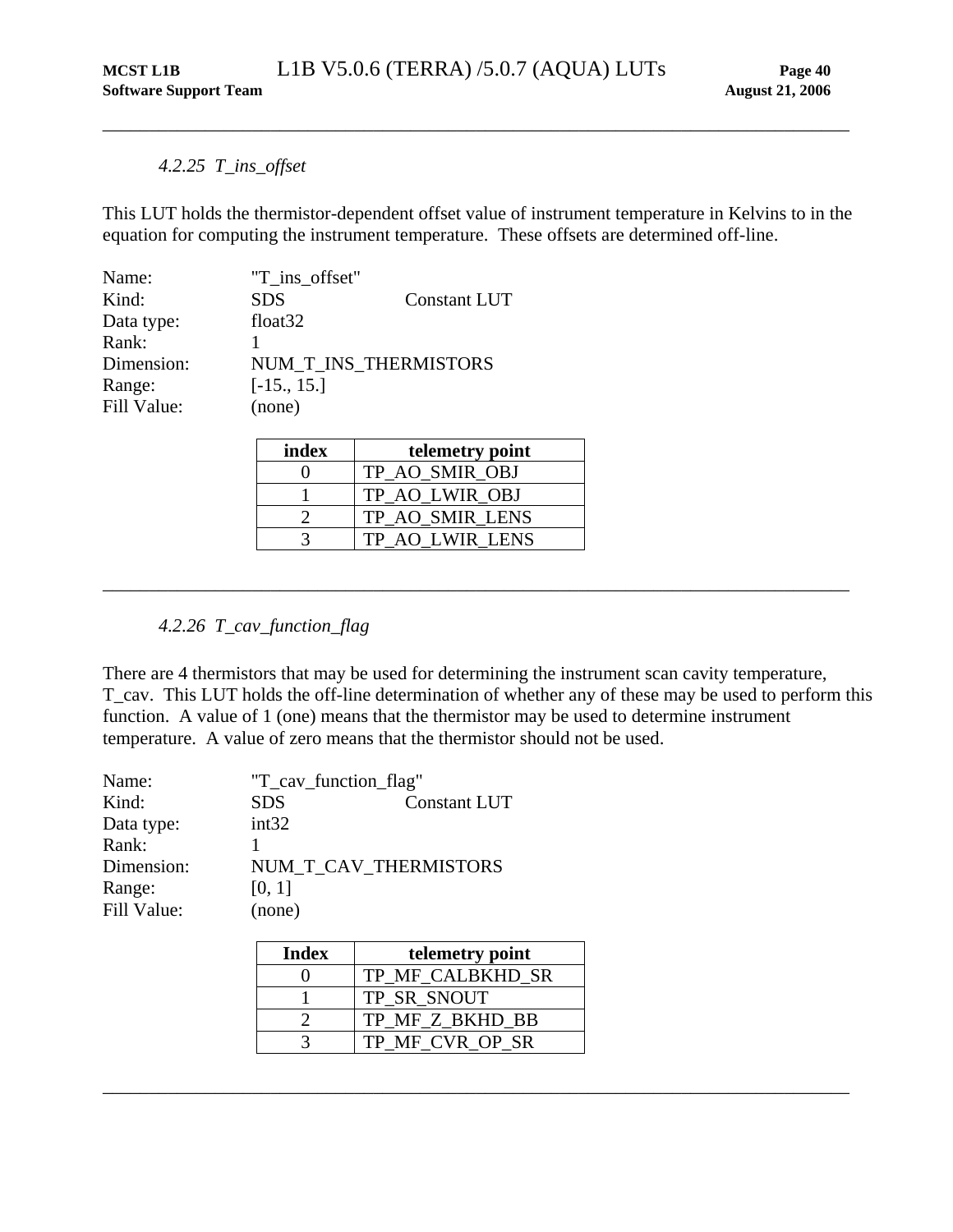### *4.2.25 T_ins_offset*

This LUT holds the thermistor-dependent offset value of instrument temperature in Kelvins to in the equation for computing the instrument temperature. These offsets are determined off-line.

| | | |
|---|---|---|
| Name: | "T_ins_offset" | |
| Kind: | SDS | Constant LUT |
| Data type: | float32 | |
| Rank: | 1 | |
| Dimension: | NUM_T_INS_THERMISTORS | |
| Range: | [-15., 15.] | |
| Fill Value: | (none) | |

| index | telemetry point |
|---|---|
| 0 | TP_AO_SMIR_OBJ |
| 1 | TP_AO_LWIR_OBJ |
| 2 | TP_AO_SMIR_LENS |
| 3 | TP_AO_LWIR_LENS |

---

### *4.2.26 T_cav_function_flag*

There are 4 thermistors that may be used for determining the instrument scan cavity temperature, T_cav. This LUT holds the off-line determination of whether any of these may be used to perform this function. A value of 1 (one) means that the thermistor may be used to determine instrument temperature. A value of zero means that the thermistor should not be used.

| | | |
|---|---|---|
| Name: | "T_cav_function_flag" | |
| Kind: | SDS | Constant LUT |
| Data type: | int32 | |
| Rank: | 1 | |
| Dimension: | NUM_T_CAV_THERMISTORS | |
| Range: | [0, 1] | |
| Fill Value: | (none) | |

| Index | telemetry point |
|---|---|
| 0 | TP_MF_CALBKHD_SR |
| 1 | TP_SR_SNOUT |
| 2 | TP_MF_Z_BKHD_BB |
| 3 | TP_MF_CVR_OP_SR |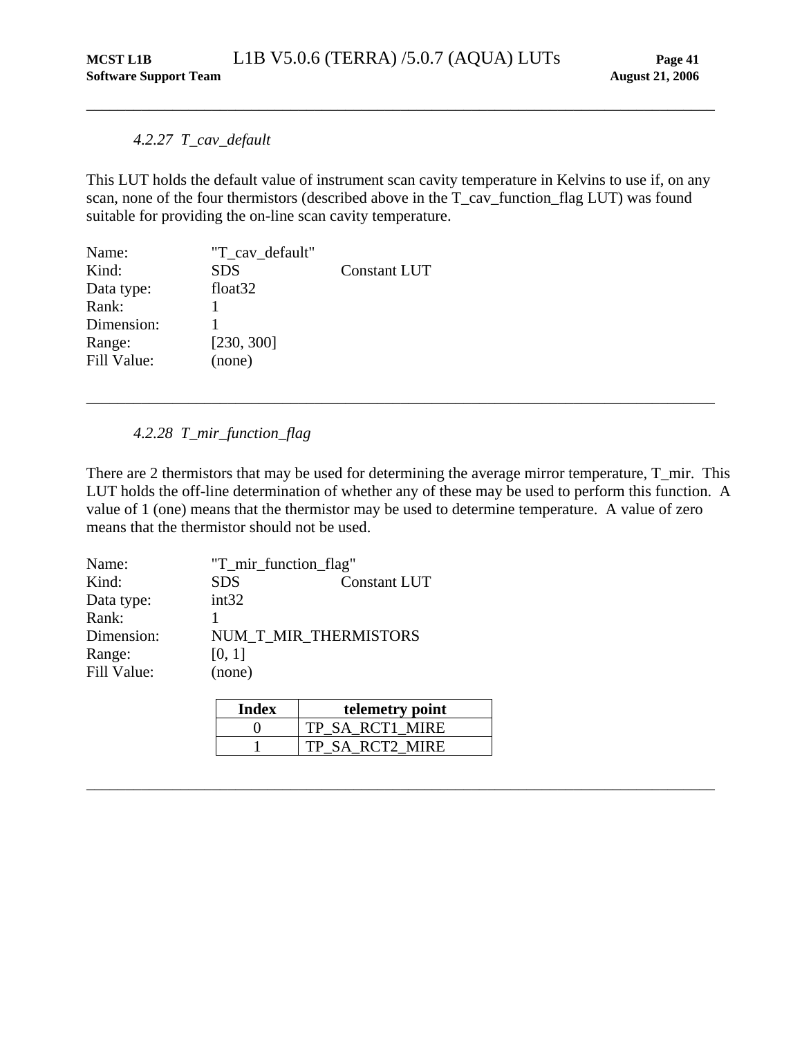#### *4.2.27 T_cav_default*

This LUT holds the default value of instrument scan cavity temperature in Kelvins to use if, on any scan, none of the four thermistors (described above in the T_cav_function_flag LUT) was found suitable for providing the on-line scan cavity temperature.

| | | |
|---|---|---|
| Name: | "T_cav_default" | |
| Kind: | SDS | Constant LUT |
| Data type: | float32 | |
| Rank: | 1 | |
| Dimension: | 1 | |
| Range: | [230, 300] | |
| Fill Value: | (none) | |

---

#### *4.2.28 T_mir_function_flag*

There are 2 thermistors that may be used for determining the average mirror temperature, T_mir. This LUT holds the off-line determination of whether any of these may be used to perform this function. A value of 1 (one) means that the thermistor may be used to determine temperature. A value of zero means that the thermistor should not be used.

| | | |
|---|---|---|
| Name: | "T_mir_function_flag" | |
| Kind: | SDS | Constant LUT |
| Data type: | int32 | |
| Rank: | 1 | |
| Dimension: | NUM_T_MIR_THERMISTORS | |
| Range: | [0, 1] | |
| Fill Value: | (none) | |

| Index | telemetry point |
|---|---|
| 0 | TP_SA_RCT1_MIRE |
| 1 | TP_SA_RCT2_MIRE |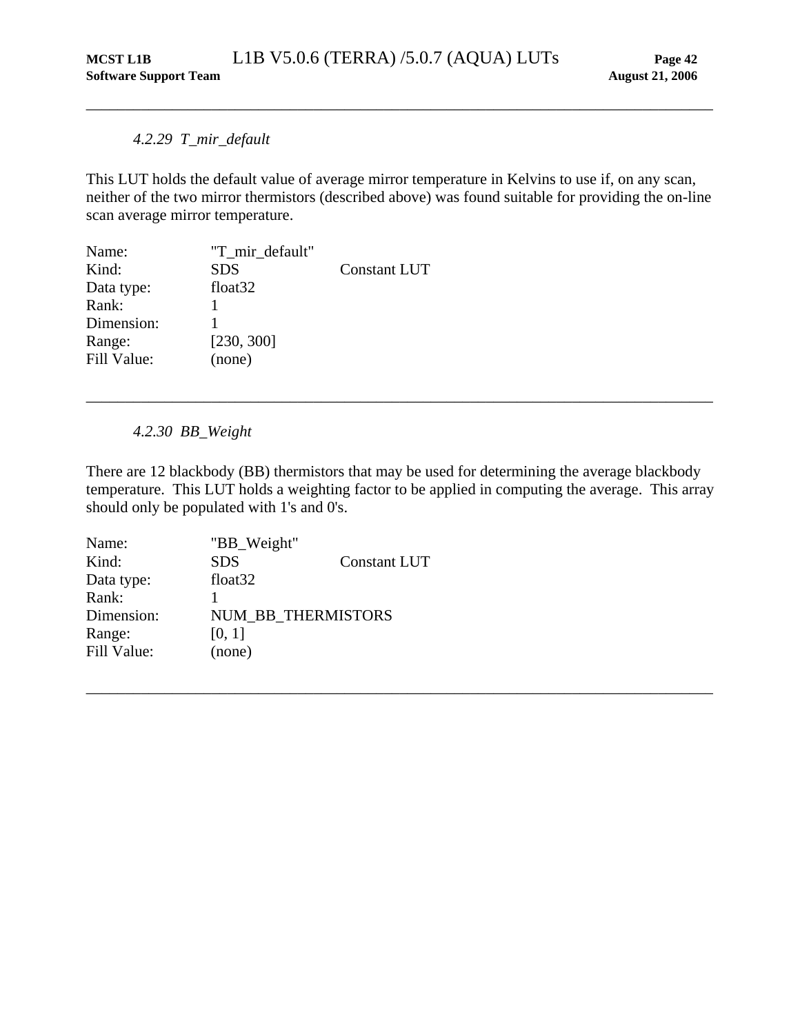#### 4.2.29 T_mir_default

This LUT holds the default value of average mirror temperature in Kelvins to use if, on any scan, neither of the two mirror thermistors (described above) was found suitable for providing the on-line scan average mirror temperature.

| | | |
|---|---|---|
| Name: | "T_mir_default" | |
| Kind: | SDS | Constant LUT |
| Data type: | float32 | |
| Rank: | 1 | |
| Dimension: | 1 | |
| Range: | [230, 300] | |
| Fill Value: | (none) | |

---

#### 4.2.30 BB_Weight

There are 12 blackbody (BB) thermistors that may be used for determining the average blackbody temperature. This LUT holds a weighting factor to be applied in computing the average. This array should only be populated with 1's and 0's.

| | | |
|---|---|---|
| Name: | "BB_Weight" | |
| Kind: | SDS | Constant LUT |
| Data type: | float32 | |
| Rank: | 1 | |
| Dimension: | NUM_BB_THERMISTORS | |
| Range: | [0, 1] | |
| Fill Value: | (none) | |

---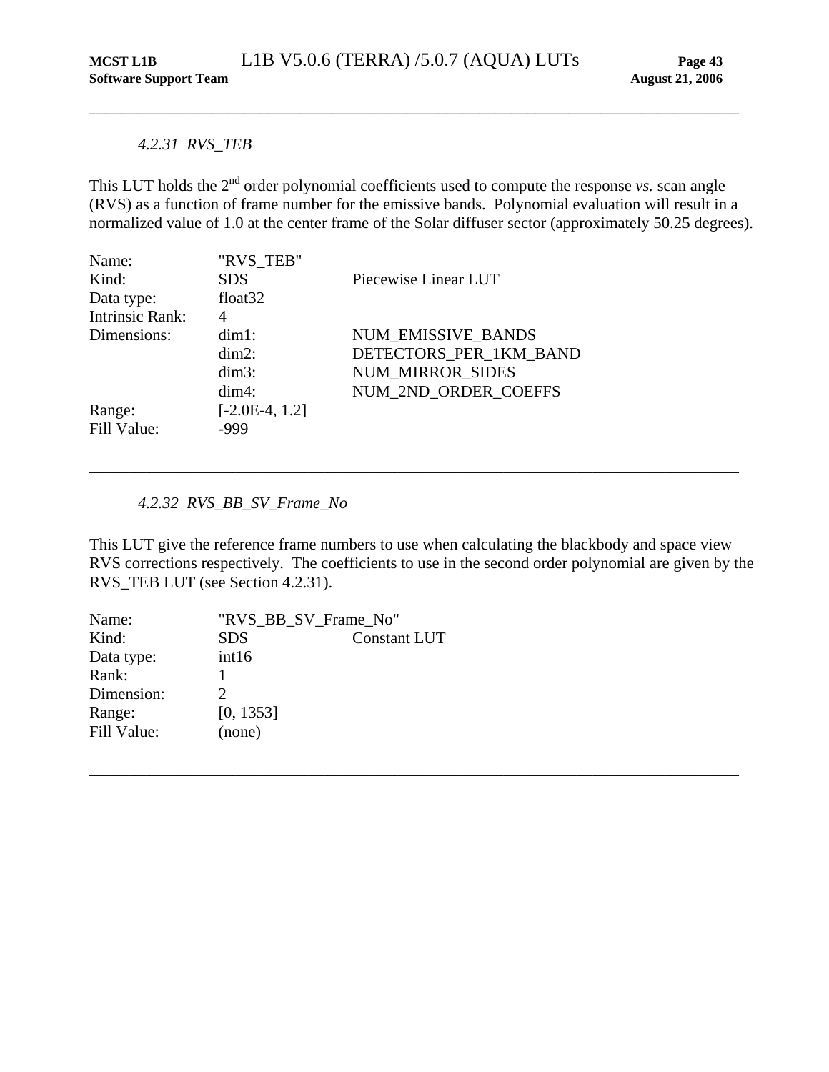#### *4.2.31 RVS_TEB*

This LUT holds the 2[nd] order polynomial coefficients used to compute the response *vs.* scan angle (RVS) as a function of frame number for the emissive bands. Polynomial evaluation will result in a normalized value of 1.0 at the center frame of the Solar diffuser sector (approximately 50.25 degrees).

| | | |
|---|---|---|
| Name: | "RVS_TEB" | |
| Kind: | SDS | Piecewise Linear LUT |
| Data type: | float32 | |
| Intrinsic Rank: | 4 | |
| Dimensions: | dim1: | NUM_EMISSIVE_BANDS |
| | dim2: | DETECTORS_PER_1KM_BAND |
| | dim3: | NUM_MIRROR_SIDES |
| | dim4: | NUM_2ND_ORDER_COEFFS |
| Range: | [-2.0E-4, 1.2] | |
| Fill Value: | -999 | |

---

#### *4.2.32 RVS_BB_SV_Frame_No*

This LUT give the reference frame numbers to use when calculating the blackbody and space view RVS corrections respectively. The coefficients to use in the second order polynomial are given by the RVS_TEB LUT (see Section 4.2.31).

| | | |
|---|---|---|
| Name: | "RVS_BB_SV_Frame_No" | |
| Kind: | SDS | Constant LUT |
| Data type: | int16 | |
| Rank: | 1 | |
| Dimension: | 2 | |
| Range: | [0, 1353] | |
| Fill Value: | (none) | |

---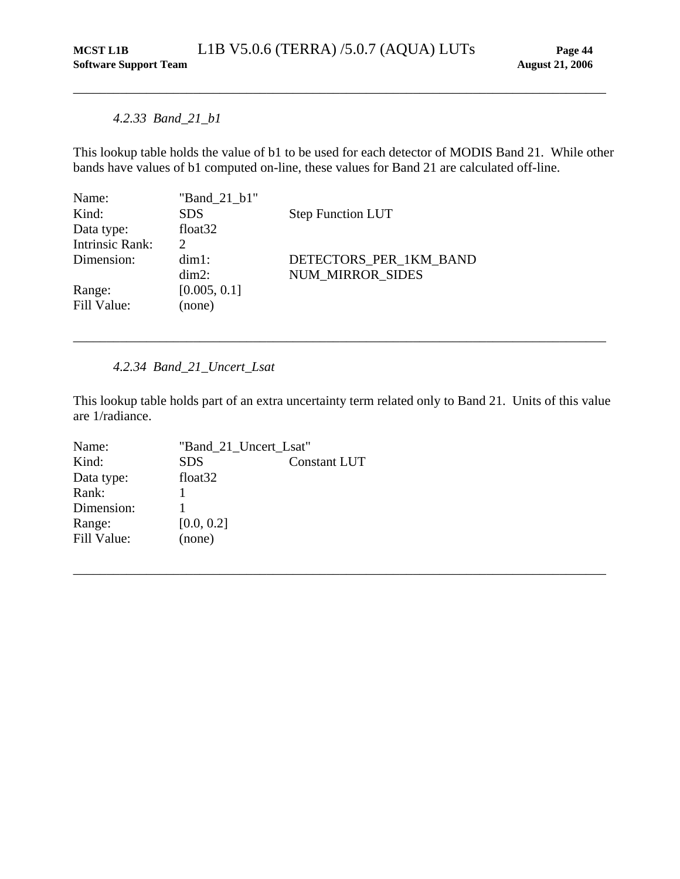#### *4.2.33 Band_21_b1*

This lookup table holds the value of b1 to be used for each detector of MODIS Band 21. While other bands have values of b1 computed on-line, these values for Band 21 are calculated off-line.

| | | |
|---|---|---|
| Name: | "Band_21_b1" | |
| Kind: | SDS | Step Function LUT |
| Data type: | float32 | |
| Intrinsic Rank: | 2 | |
| Dimension: | dim1: | DETECTORS_PER_1KM_BAND |
| | dim2: | NUM_MIRROR_SIDES |
| Range: | [0.005, 0.1] | |
| Fill Value: | (none) | |

---

#### *4.2.34 Band_21_Uncert_Lsat*

This lookup table holds part of an extra uncertainty term related only to Band 21. Units of this value are 1/radiance.

| | | |
|---|---|---|
| Name: | "Band_21_Uncert_Lsat" | |
| Kind: | SDS | Constant LUT |
| Data type: | float32 | |
| Rank: | 1 | |
| Dimension: | 1 | |
| Range: | [0.0, 0.2] | |
| Fill Value: | (none) | |

---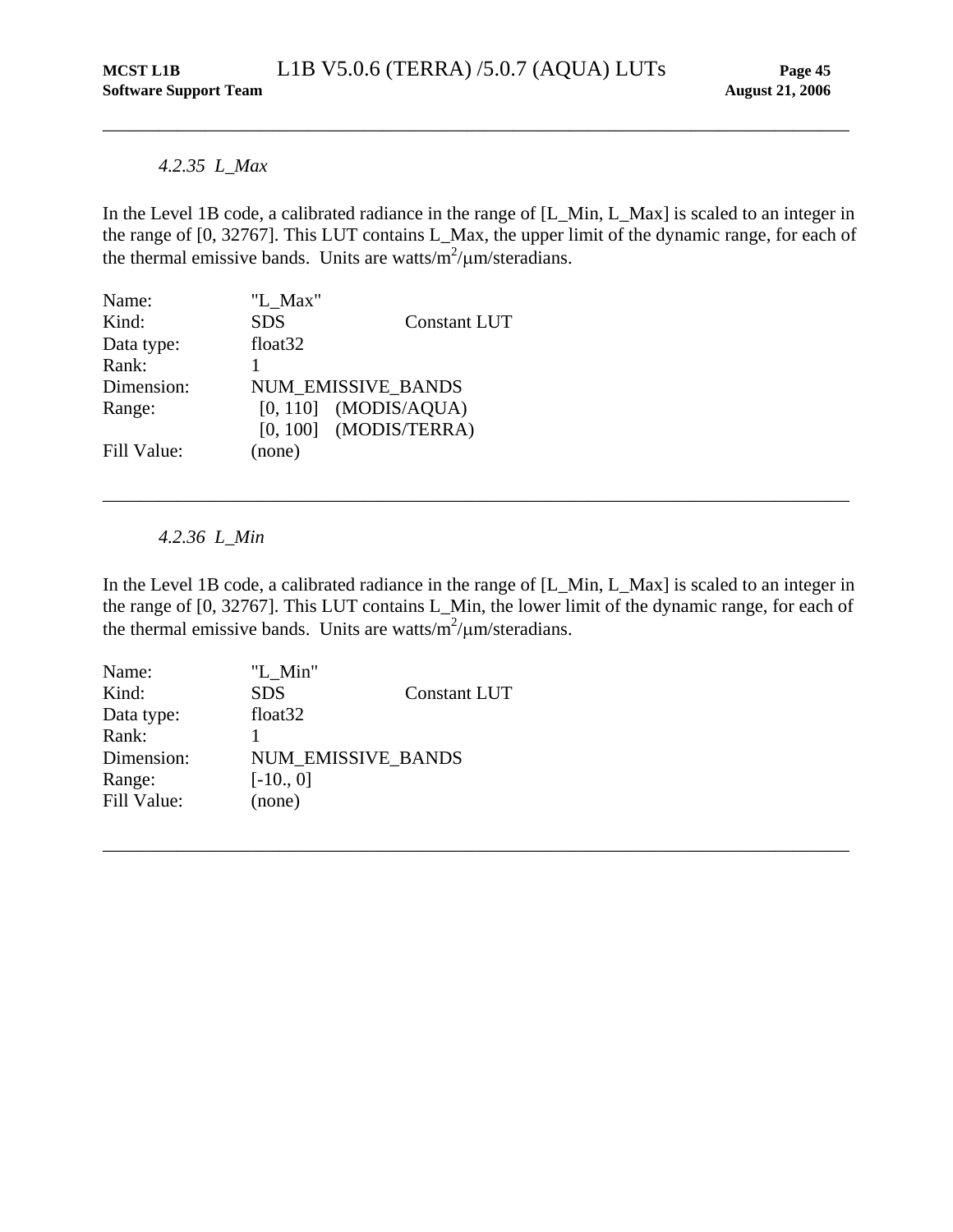#### *4.2.35 L_Max*

In the Level 1B code, a calibrated radiance in the range of [L_Min, L_Max] is scaled to an integer in the range of [0, 32767]. This LUT contains L_Max, the upper limit of the dynamic range, for each of the thermal emissive bands. Units are watts/$m^2$/μm/steradians.

| | | |
|---|---|---|
| Name: | "L_Max" | |
| Kind: | SDS | Constant LUT |
| Data type: | float32 | |
| Rank: | 1 | |
| Dimension: | NUM_EMISSIVE_BANDS | |
| Range: | [0, 110] (MODIS/AQUA) | |
| | [0, 100] (MODIS/TERRA) | |
| Fill Value: | (none) | |

---

#### *4.2.36 L_Min*

In the Level 1B code, a calibrated radiance in the range of [L_Min, L_Max] is scaled to an integer in the range of [0, 32767]. This LUT contains L_Min, the lower limit of the dynamic range, for each of the thermal emissive bands. Units are watts/$m^2$/μm/steradians.

| | | |
|---|---|---|
| Name: | "L_Min" | |
| Kind: | SDS | Constant LUT |
| Data type: | float32 | |
| Rank: | 1 | |
| Dimension: | NUM_EMISSIVE_BANDS | |
| Range: | [-10., 0] | |
| Fill Value: | (none) | |

---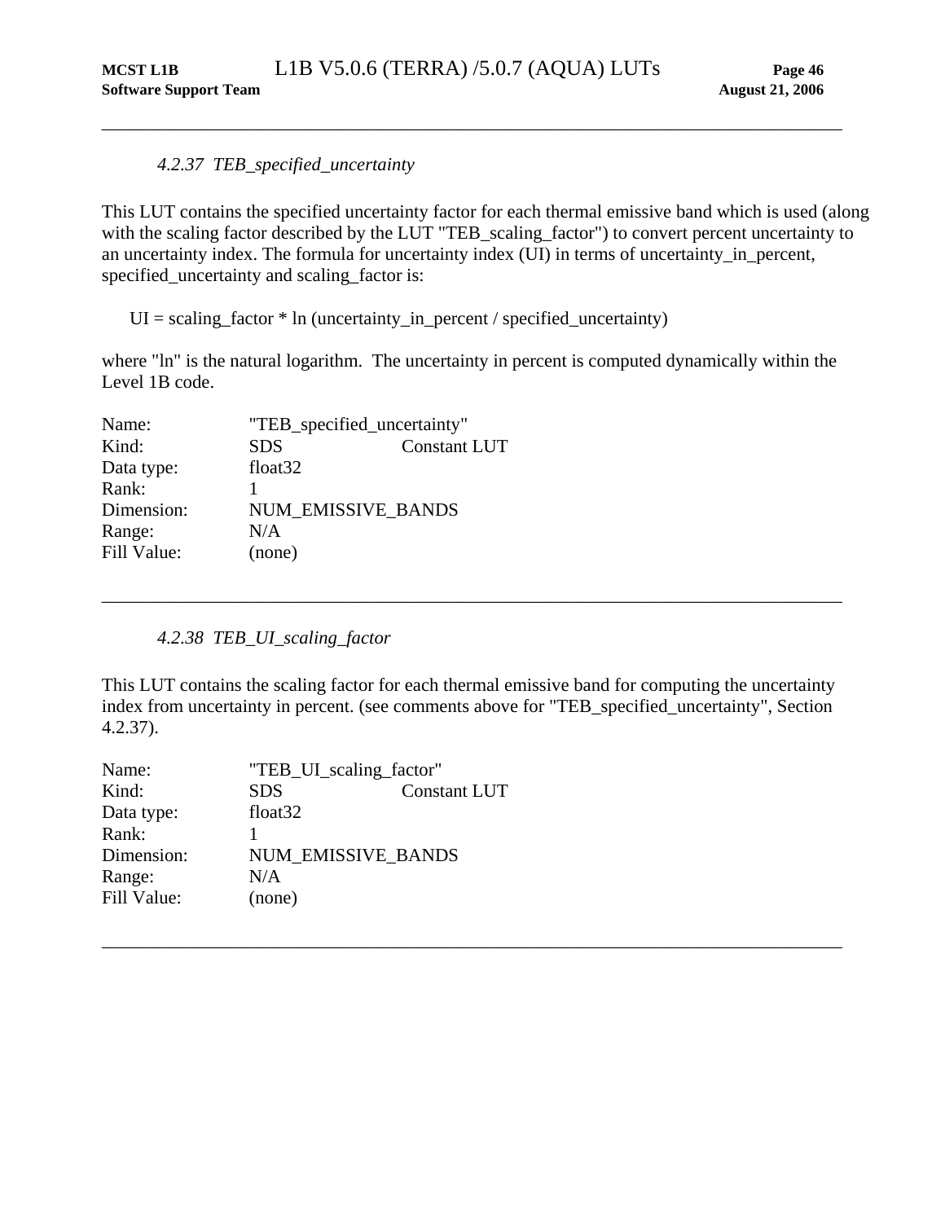---

#### *4.2.37 TEB_specified_uncertainty*

This LUT contains the specified uncertainty factor for each thermal emissive band which is used (along with the scaling factor described by the LUT "TEB_scaling_factor") to convert percent uncertainty to an uncertainty index. The formula for uncertainty index (UI) in terms of uncertainty_in_percent, specified_uncertainty and scaling_factor is:

$$UI = scaling\_factor * \ln (uncertainty\_in\_percent / specified\_uncertainty)$$

where "ln" is the natural logarithm. The uncertainty in percent is computed dynamically within the Level 1B code.

| | | |
|---|---|---|
| Name: | "TEB_specified_uncertainty" | |
| Kind: | SDS | Constant LUT |
| Data type: | float32 | |
| Rank: | 1 | |
| Dimension: | NUM_EMISSIVE_BANDS | |
| Range: | N/A | |
| Fill Value: | (none) | |

---

#### *4.2.38 TEB_UI_scaling_factor*

This LUT contains the scaling factor for each thermal emissive band for computing the uncertainty index from uncertainty in percent. (see comments above for "TEB_specified_uncertainty", Section 4.2.37).

| | | |
|---|---|---|
| Name: | "TEB_UI_scaling_factor" | |
| Kind: | SDS | Constant LUT |
| Data type: | float32 | |
| Rank: | 1 | |
| Dimension: | NUM_EMISSIVE_BANDS | |
| Range: | N/A | |
| Fill Value: | (none) | |

---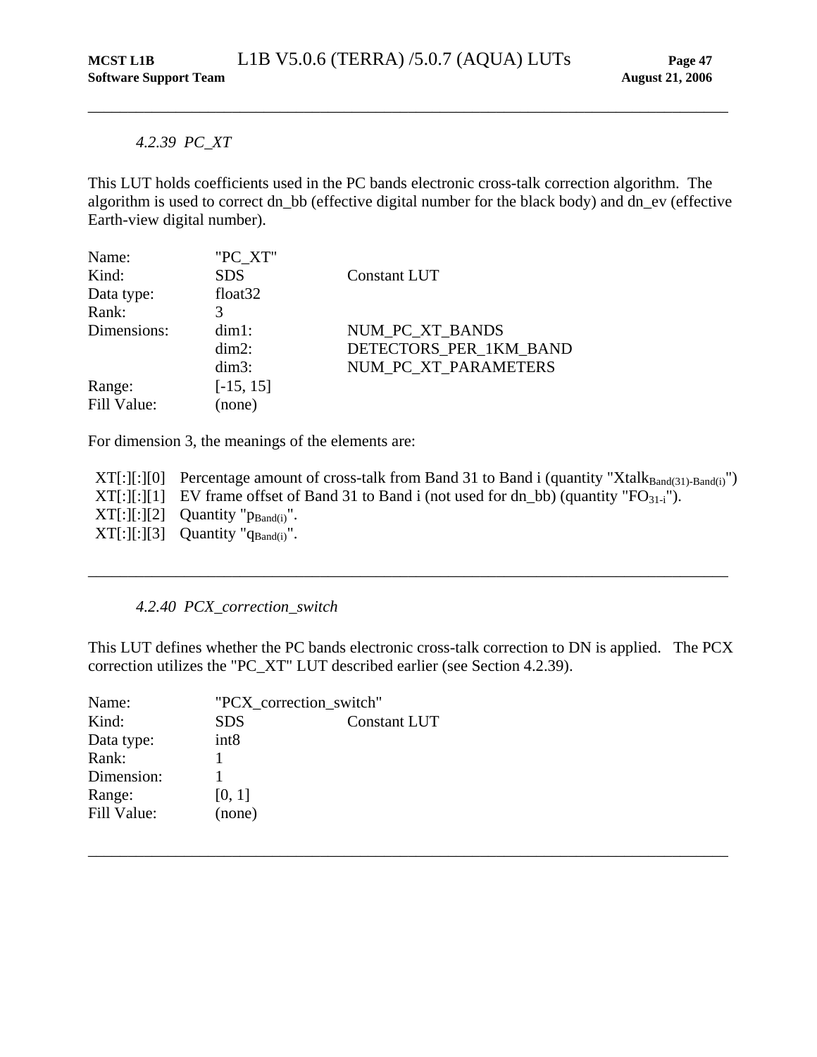#### *4.2.39 PC_XT*

This LUT holds coefficients used in the PC bands electronic cross-talk correction algorithm. The algorithm is used to correct dn_bb (effective digital number for the black body) and dn_ev (effective Earth-view digital number).

| | | |
|---|---|---|
| Name: | "PC_XT" | |
| Kind: | SDS | Constant LUT |
| Data type: | float32 | |
| Rank: | 3 | |
| Dimensions: | dim1: | NUM_PC_XT_BANDS |
| | dim2: | DETECTORS_PER_1KM_BAND |
| | dim3: | NUM_PC_XT_PARAMETERS |
| Range: | [-15, 15] | |
| Fill Value: | (none) | |

For dimension 3, the meanings of the elements are:

| | |
|---|---|
| XT[:][:][0] | Percentage amount of cross-talk from Band 31 to Band i (quantity "$Xtalk_{Band(31)-Band(i)}$") |
| XT[:][:][1] | EV frame offset of Band 31 to Band i (not used for dn_bb) (quantity "$FO_{31-i}$"). |
| XT[:][:][2] | Quantity "$p_{Band(i)}$". |
| XT[:][:][3] | Quantity "$q_{Band(i)}$". |

---

#### *4.2.40 PCX_correction_switch*

This LUT defines whether the PC bands electronic cross-talk correction to DN is applied. The PCX correction utilizes the "PC_XT" LUT described earlier (see Section 4.2.39).

| | | |
|---|---|---|
| Name: | "PCX_correction_switch" | |
| Kind: | SDS | Constant LUT |
| Data type: | int8 | |
| Rank: | 1 | |
| Dimension: | 1 | |
| Range: | [0, 1] | |
| Fill Value: | (none) | |

---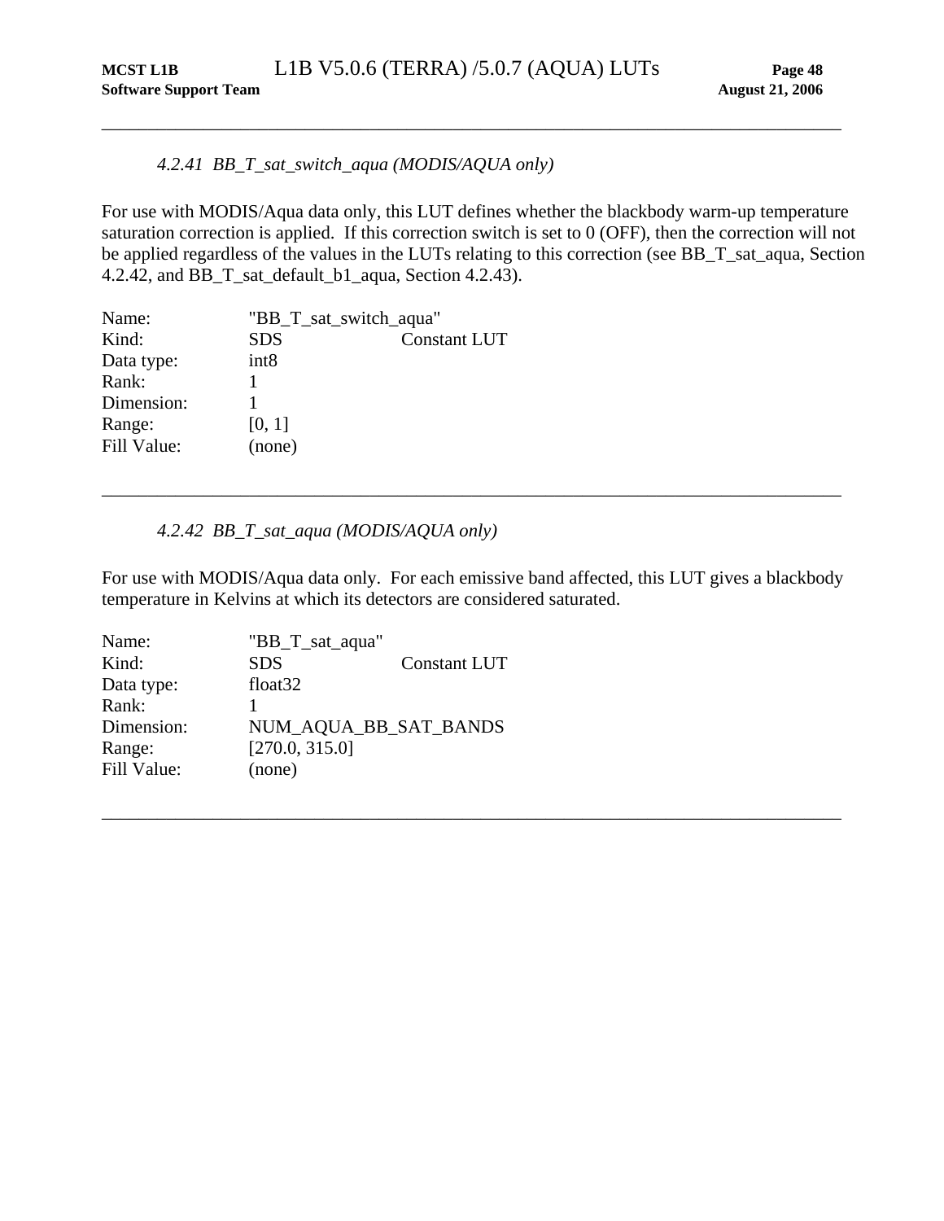### *4.2.41 BB_T_sat_switch_aqua (MODIS/AQUA only)*

For use with MODIS/Aqua data only, this LUT defines whether the blackbody warm-up temperature saturation correction is applied. If this correction switch is set to 0 (OFF), then the correction will not be applied regardless of the values in the LUTs relating to this correction (see BB_T_sat_aqua, Section 4.2.42, and BB_T_sat_default_b1_aqua, Section 4.2.43).

| | | |
|---|---|---|
| Name: | "BB_T_sat_switch_aqua" | |
| Kind: | SDS | Constant LUT |
| Data type: | int8 | |
| Rank: | 1 | |
| Dimension: | 1 | |
| Range: | [0, 1] | |
| Fill Value: | (none) | |

---

### *4.2.42 BB_T_sat_aqua (MODIS/AQUA only)*

For use with MODIS/Aqua data only. For each emissive band affected, this LUT gives a blackbody temperature in Kelvins at which its detectors are considered saturated.

| | | |
|---|---|---|
| Name: | "BB_T_sat_aqua" | |
| Kind: | SDS | Constant LUT |
| Data type: | float32 | |
| Rank: | 1 | |
| Dimension: | NUM_AQUA_BB_SAT_BANDS | |
| Range: | [270.0, 315.0] | |
| Fill Value: | (none) | |

---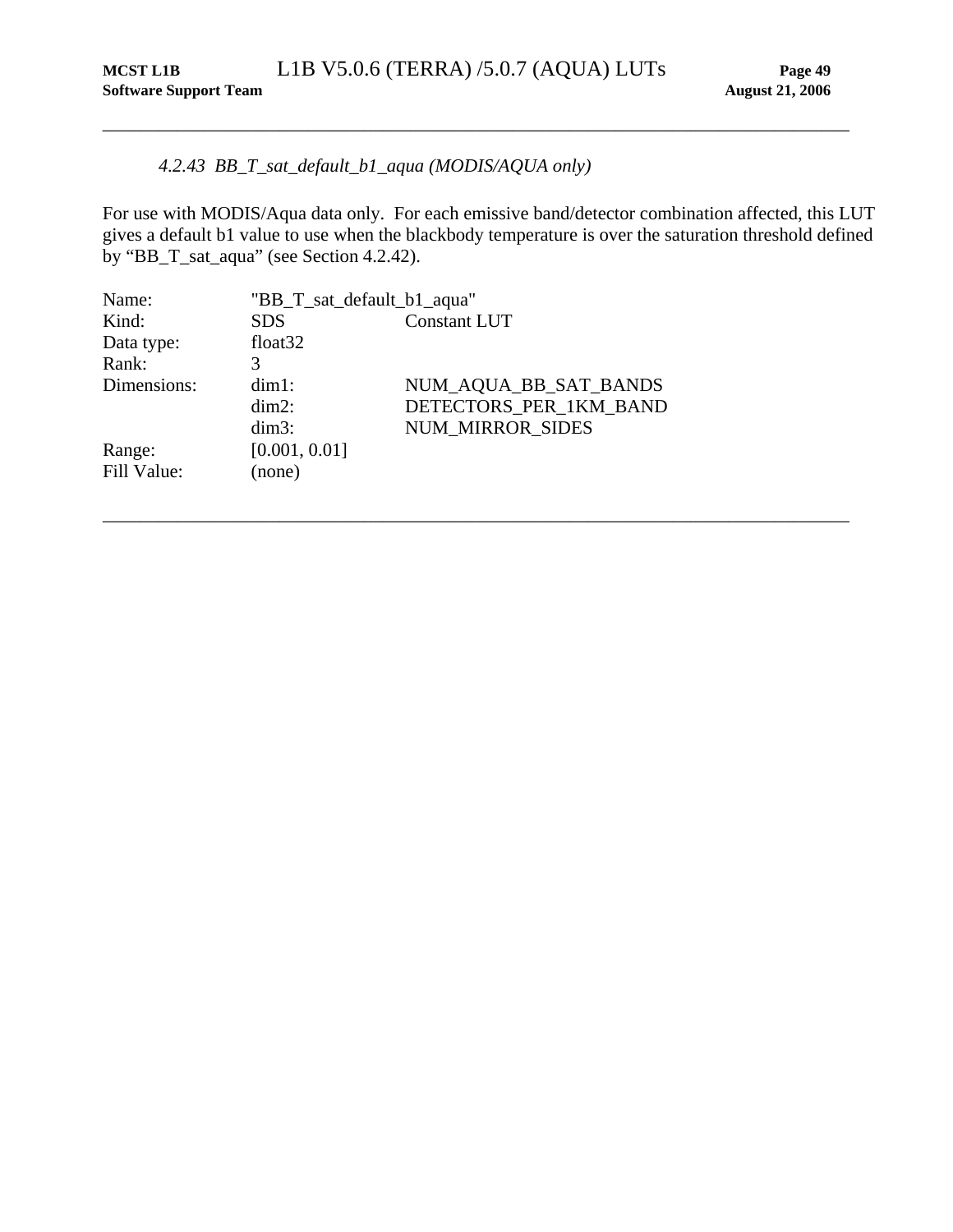#### *4.2.43 BB_T_sat_default_b1_aqua (MODIS/AQUA only)*

For use with MODIS/Aqua data only. For each emissive band/detector combination affected, this LUT gives a default b1 value to use when the blackbody temperature is over the saturation threshold defined by "BB_T_sat_aqua" (see Section 4.2.42).

| | | |
|---|---|---|
| Name: | "BB_T_sat_default_b1_aqua" | |
| Kind: | SDS | Constant LUT |
| Data type: | float32 | |
| Rank: | 3 | |
| Dimensions: | dim1: | NUM_AQUA_BB_SAT_BANDS |
| | dim2: | DETECTORS_PER_1KM_BAND |
| | dim3: | NUM_MIRROR_SIDES |
| Range: | [0.001, 0.01] | |
| Fill Value: | (none) | |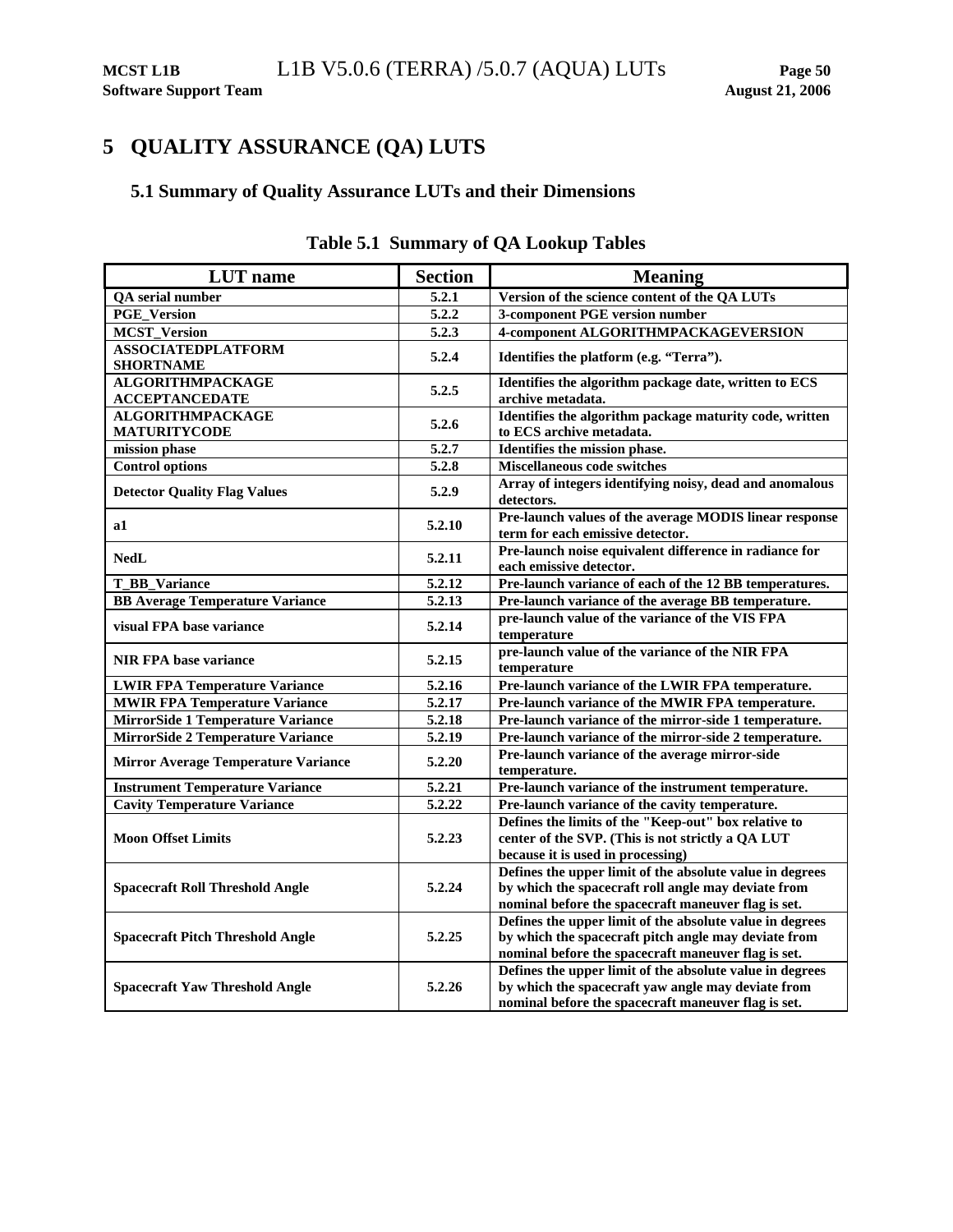# 5 QUALITY ASSURANCE (QA) LUTS

## 5.1 Summary of Quality Assurance LUTs and their Dimensions

**Table 5.1 Summary of QA Lookup Tables**

| LUT name | Section | Meaning |
|---|---|---|
| QA serial number | 5.2.1 | Version of the science content of the QA LUTs |
| PGE_Version | 5.2.2 | 3-component PGE version number |
| MCST_Version | 5.2.3 | 4-component ALGORITHMPACKAGEVERSION |
| ASSOCIATEDPLATFORM SHORTNAME | 5.2.4 | Identifies the platform (e.g. "Terra"). |
| ALGORITHMPACKAGE ACCEPTANCEDATE | 5.2.5 | Identifies the algorithm package date, written to ECS archive metadata. |
| ALGORITHMPACKAGE MATURITYCODE | 5.2.6 | Identifies the algorithm package maturity code, written to ECS archive metadata. |
| mission phase | 5.2.7 | Identifies the mission phase. |
| Control options | 5.2.8 | Miscellaneous code switches |
| Detector Quality Flag Values | 5.2.9 | Array of integers identifying noisy, dead and anomalous detectors. |
| a1 | 5.2.10 | Pre-launch values of the average MODIS linear response term for each emissive detector. |
| NedL | 5.2.11 | Pre-launch noise equivalent difference in radiance for each emissive detector. |
| T_BB_Variance | 5.2.12 | Pre-launch variance of each of the 12 BB temperatures. |
| BB Average Temperature Variance | 5.2.13 | Pre-launch variance of the average BB temperature. |
| visual FPA base variance | 5.2.14 | pre-launch value of the variance of the VIS FPA temperature |
| NIR FPA base variance | 5.2.15 | pre-launch value of the variance of the NIR FPA temperature |
| LWIR FPA Temperature Variance | 5.2.16 | Pre-launch variance of the LWIR FPA temperature. |
| MWIR FPA Temperature Variance | 5.2.17 | Pre-launch variance of the MWIR FPA temperature. |
| MirrorSide 1 Temperature Variance | 5.2.18 | Pre-launch variance of the mirror-side 1 temperature. |
| MirrorSide 2 Temperature Variance | 5.2.19 | Pre-launch variance of the mirror-side 2 temperature. |
| Mirror Average Temperature Variance | 5.2.20 | Pre-launch variance of the average mirror-side temperature. |
| Instrument Temperature Variance | 5.2.21 | Pre-launch variance of the instrument temperature. |
| Cavity Temperature Variance | 5.2.22 | Pre-launch variance of the cavity temperature. |
| Moon Offset Limits | 5.2.23 | Defines the limits of the "Keep-out" box relative to center of the SVP. (This is not strictly a QA LUT because it is used in processing) |
| Spacecraft Roll Threshold Angle | 5.2.24 | Defines the upper limit of the absolute value in degrees by which the spacecraft roll angle may deviate from nominal before the spacecraft maneuver flag is set. |
| Spacecraft Pitch Threshold Angle | 5.2.25 | Defines the upper limit of the absolute value in degrees by which the spacecraft pitch angle may deviate from nominal before the spacecraft maneuver flag is set. |
| Spacecraft Yaw Threshold Angle | 5.2.26 | Defines the upper limit of the absolute value in degrees by which the spacecraft yaw angle may deviate from nominal before the spacecraft maneuver flag is set. |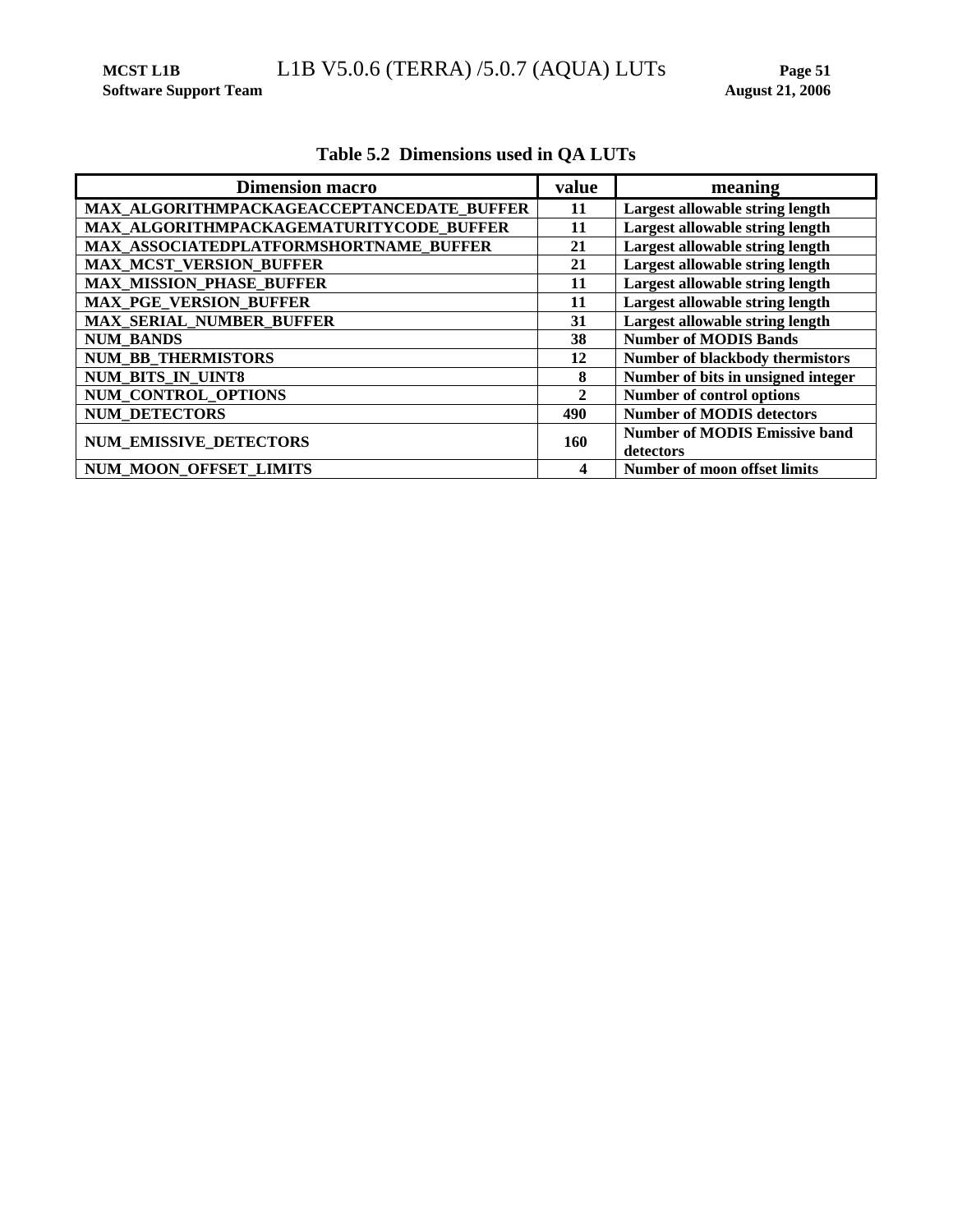**Table 5.2 Dimensions used in QA LUTs**

| Dimension macro | value | meaning |
|---|---|---|
| MAX_ALGORITHMPACKAGEACCEPTANCEDATE_BUFFER | 11 | Largest allowable string length |
| MAX_ALGORITHMPACKAGEMATURITYCODE_BUFFER | 11 | Largest allowable string length |
| MAX_ASSOCIATEDPLATFORMSHORTNAME_BUFFER | 21 | Largest allowable string length |
| MAX_MCST_VERSION_BUFFER | 21 | Largest allowable string length |
| MAX_MISSION_PHASE_BUFFER | 11 | Largest allowable string length |
| MAX_PGE_VERSION_BUFFER | 11 | Largest allowable string length |
| MAX_SERIAL_NUMBER_BUFFER | 31 | Largest allowable string length |
| NUM_BANDS | 38 | Number of MODIS Bands |
| NUM_BB_THERMISTORS | 12 | Number of blackbody thermistors |
| NUM_BITS_IN_UINT8 | 8 | Number of bits in unsigned integer |
| NUM_CONTROL_OPTIONS | 2 | Number of control options |
| NUM_DETECTORS | 490 | Number of MODIS detectors |
| NUM_EMISSIVE_DETECTORS | 160 | Number of MODIS Emissive band detectors |
| NUM_MOON_OFFSET_LIMITS | 4 | Number of moon offset limits |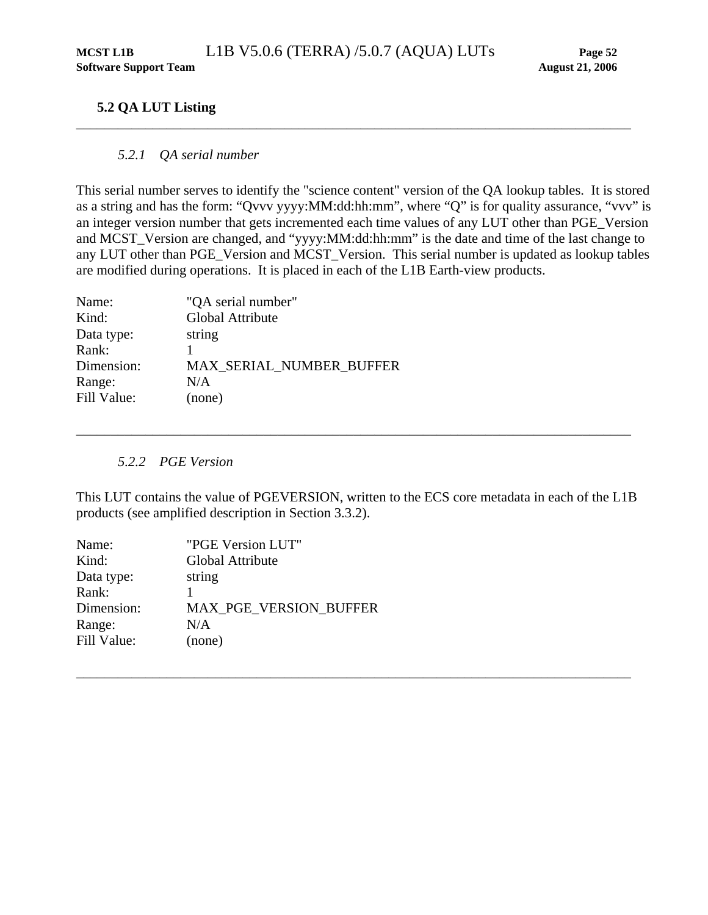## 5.2 QA LUT Listing

---

### 5.2.1 *QA serial number*

This serial number serves to identify the "science content" version of the QA lookup tables. It is stored as a string and has the form: “Qvvv yyyy:MM:dd:hh:mm”, where “Q” is for quality assurance, “vvv” is an integer version number that gets incremented each time values of any LUT other than PGE_Version and MCST_Version are changed, and “yyyy:MM:dd:hh:mm” is the date and time of the last change to any LUT other than PGE_Version and MCST_Version. This serial number is updated as lookup tables are modified during operations. It is placed in each of the L1B Earth-view products.

Name: "QA serial number"
Kind: Global Attribute
Data type: string
Rank: 1
Dimension: MAX_SERIAL_NUMBER_BUFFER
Range: N/A
Fill Value: (none)

---

### 5.2.2 *PGE Version*

This LUT contains the value of PGEVERSION, written to the ECS core metadata in each of the L1B products (see amplified description in Section 3.3.2).

Name: "PGE Version LUT"
Kind: Global Attribute
Data type: string
Rank: 1
Dimension: MAX_PGE_VERSION_BUFFER
Range: N/A
Fill Value: (none)

---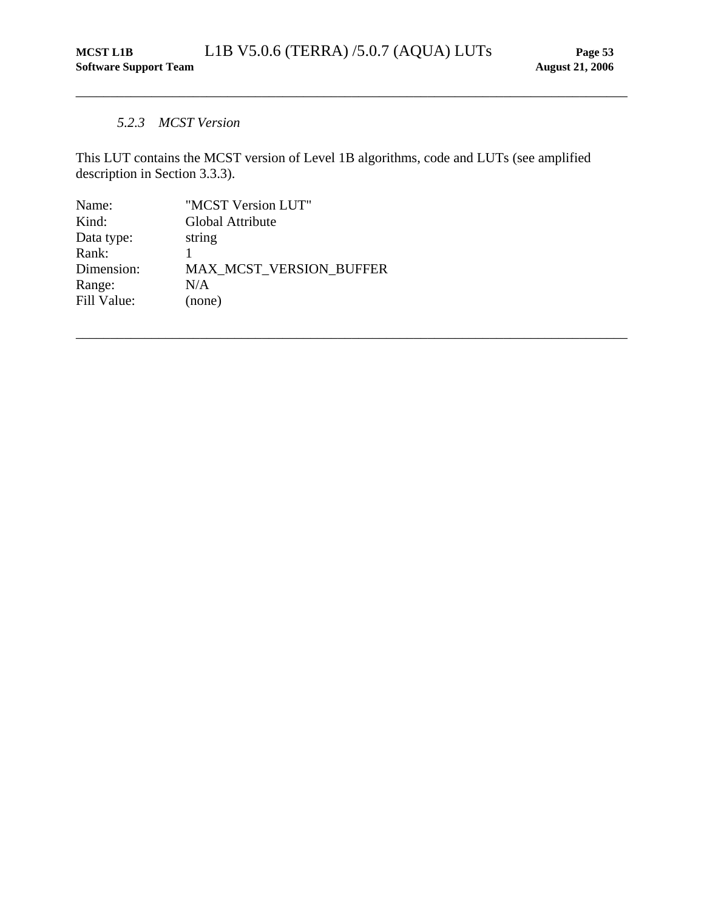### *5.2.3 MCST Version*

This LUT contains the MCST version of Level 1B algorithms, code and LUTs (see amplified description in Section 3.3.3).

| | |
|---|---|
| Name: | "MCST Version LUT" |
| Kind: | Global Attribute |
| Data type: | string |
| Rank: | 1 |
| Dimension: | MAX_MCST_VERSION_BUFFER |
| Range: | N/A |
| Fill Value: | (none) |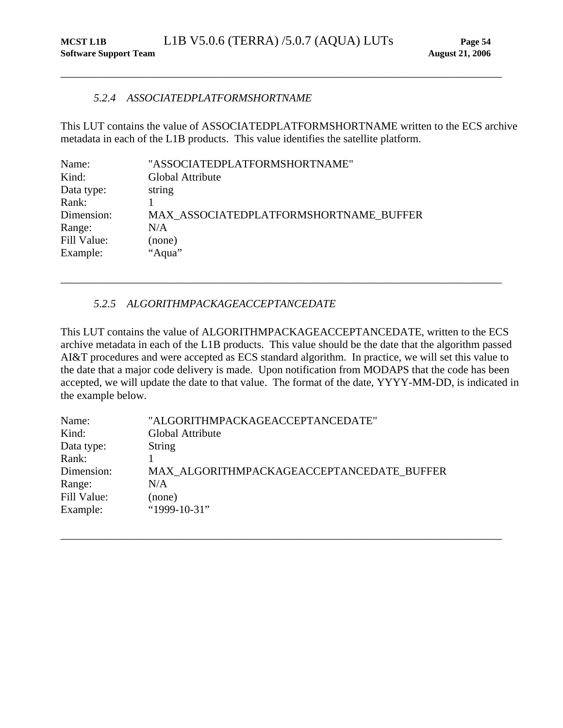### *5.2.4 ASSOCIATEDPLATFORMSHORTNAME*

This LUT contains the value of ASSOCIATEDPLATFORMSHORTNAME written to the ECS archive metadata in each of the L1B products. This value identifies the satellite platform.

| | |
|---|---|
| Name: | "ASSOCIATEDPLATFORMSHORTNAME" |
| Kind: | Global Attribute |
| Data type: | string |
| Rank: | 1 |
| Dimension: | MAX_ASSOCIATEDPLATFORMSHORTNAME_BUFFER |
| Range: | N/A |
| Fill Value: | (none) |
| Example: | "Aqua" |

---

### *5.2.5 ALGORITHMPACKAGEACCEPTANCEDATE*

This LUT contains the value of ALGORITHMPACKAGEACCEPTANCEDATE, written to the ECS archive metadata in each of the L1B products. This value should be the date that the algorithm passed AI&T procedures and were accepted as ECS standard algorithm. In practice, we will set this value to the date that a major code delivery is made. Upon notification from MODAPS that the code has been accepted, we will update the date to that value. The format of the date, YYYY-MM-DD, is indicated in the example below.

| | |
|---|---|
| Name: | "ALGORITHMPACKAGEACCEPTANCEDATE" |
| Kind: | Global Attribute |
| Data type: | String |
| Rank: | 1 |
| Dimension: | MAX_ALGORITHMPACKAGEACCEPTANCEDATE_BUFFER |
| Range: | N/A |
| Fill Value: | (none) |
| Example: | "1999-10-31" |

---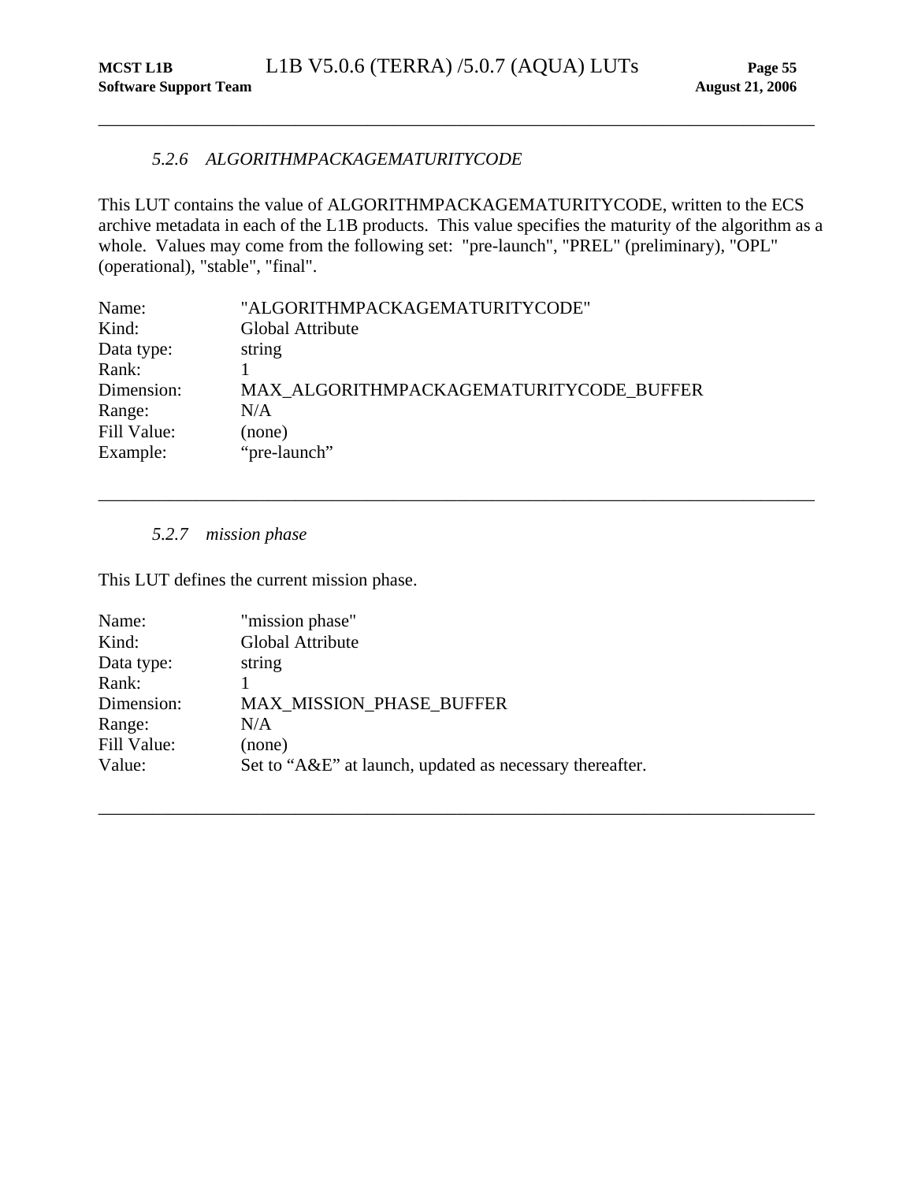### *5.2.6 ALGORITHMPACKAGEMATURITYCODE*

This LUT contains the value of ALGORITHMPACKAGEMATURITYCODE, written to the ECS archive metadata in each of the L1B products. This value specifies the maturity of the algorithm as a whole. Values may come from the following set: "pre-launch", "PREL" (preliminary), "OPL" (operational), "stable", "final".

| | |
|---|---|
| Name: | "ALGORITHMPACKAGEMATURITYCODE" |
| Kind: | Global Attribute |
| Data type: | string |
| Rank: | 1 |
| Dimension: | MAX_ALGORITHMPACKAGEMATURITYCODE_BUFFER |
| Range: | N/A |
| Fill Value: | (none) |
| Example: | “pre-launch” |

---

### *5.2.7 mission phase*

This LUT defines the current mission phase.

| | |
|---|---|
| Name: | "mission phase" |
| Kind: | Global Attribute |
| Data type: | string |
| Rank: | 1 |
| Dimension: | MAX_MISSION_PHASE_BUFFER |
| Range: | N/A |
| Fill Value: | (none) |
| Value: | Set to “A&E” at launch, updated as necessary thereafter. |

---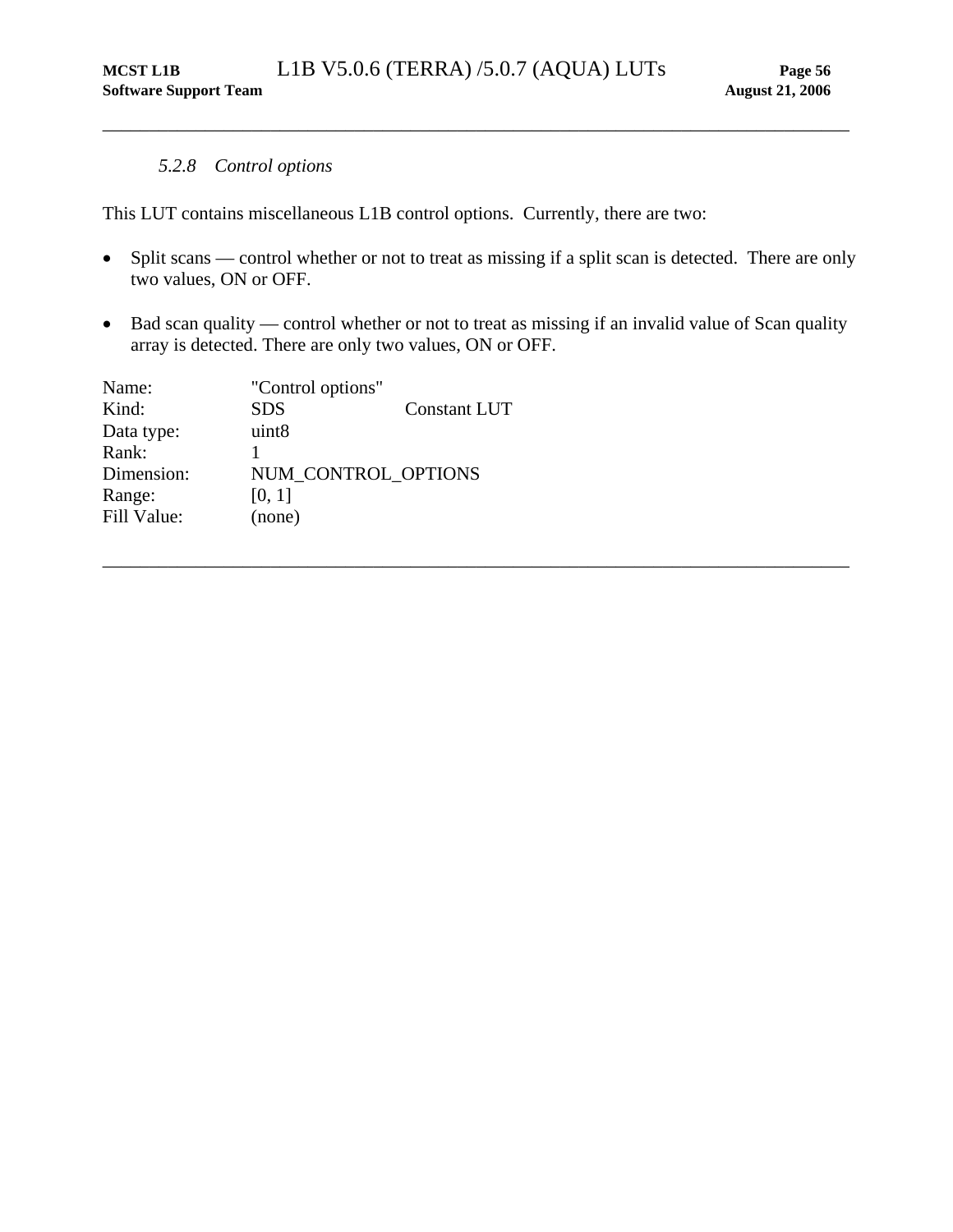### *5.2.8 Control options*

This LUT contains miscellaneous L1B control options. Currently, there are two:

- Split scans — control whether or not to treat as missing if a split scan is detected. There are only two values, ON or OFF.
- Bad scan quality — control whether or not to treat as missing if an invalid value of Scan quality array is detected. There are only two values, ON or OFF.

| | | |
|---|---|---|
| Name: | "Control options" | |
| Kind: | SDS | Constant LUT |
| Data type: | uint8 | |
| Rank: | 1 | |
| Dimension: | NUM_CONTROL_OPTIONS | |
| Range: | [0, 1] | |
| Fill Value: | (none) | |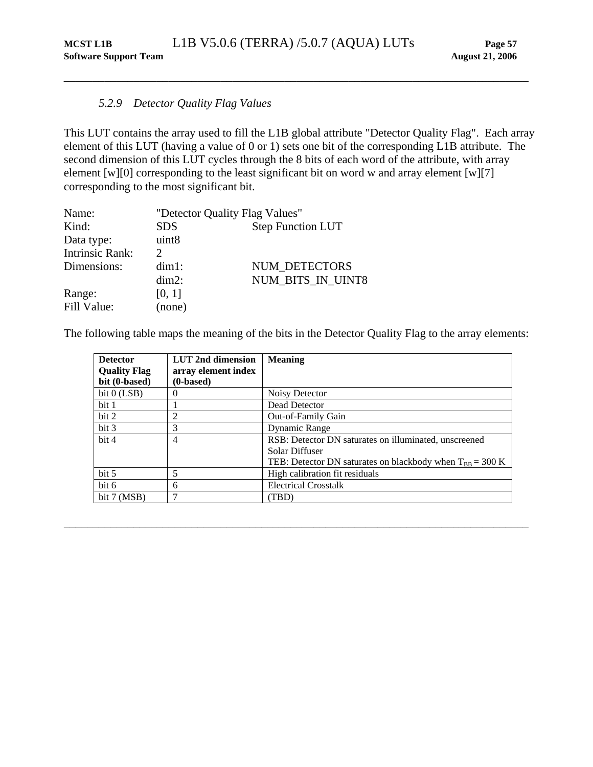### *5.2.9 Detector Quality Flag Values*

This LUT contains the array used to fill the L1B global attribute "Detector Quality Flag". Each array element of this LUT (having a value of 0 or 1) sets one bit of the corresponding L1B attribute. The second dimension of this LUT cycles through the 8 bits of each word of the attribute, with array element [w][0] corresponding to the least significant bit on word w and array element [w][7] corresponding to the most significant bit.

| | | |
|---|---|---|
| Name: | "Detector Quality Flag Values" | |
| Kind: | SDS | Step Function LUT |
| Data type: | uint8 | |
| Intrinsic Rank: | 2 | |
| Dimensions: | dim1: | NUM_DETECTORS |
| | dim2: | NUM_BITS_IN_UINT8 |
| Range: | [0, 1] | |
| Fill Value: | (none) | |

The following table maps the meaning of the bits in the Detector Quality Flag to the array elements:

| **Detector Quality Flag bit (0-based)** | **LUT 2nd dimension array element index (0-based)** | **Meaning** |
|---|---|---|
| bit 0 (LSB) | 0 | Noisy Detector |
| bit 1 | 1 | Dead Detector |
| bit 2 | 2 | Out-of-Family Gain |
| bit 3 | 3 | Dynamic Range |
| bit 4 | 4 | RSB: Detector DN saturates on illuminated, unscreened Solar Diffuser<br>TEB: Detector DN saturates on blackbody when $T_{BB}$ = 300 K |
| bit 5 | 5 | High calibration fit residuals |
| bit 6 | 6 | Electrical Crosstalk |
| bit 7 (MSB) | 7 | (TBD) |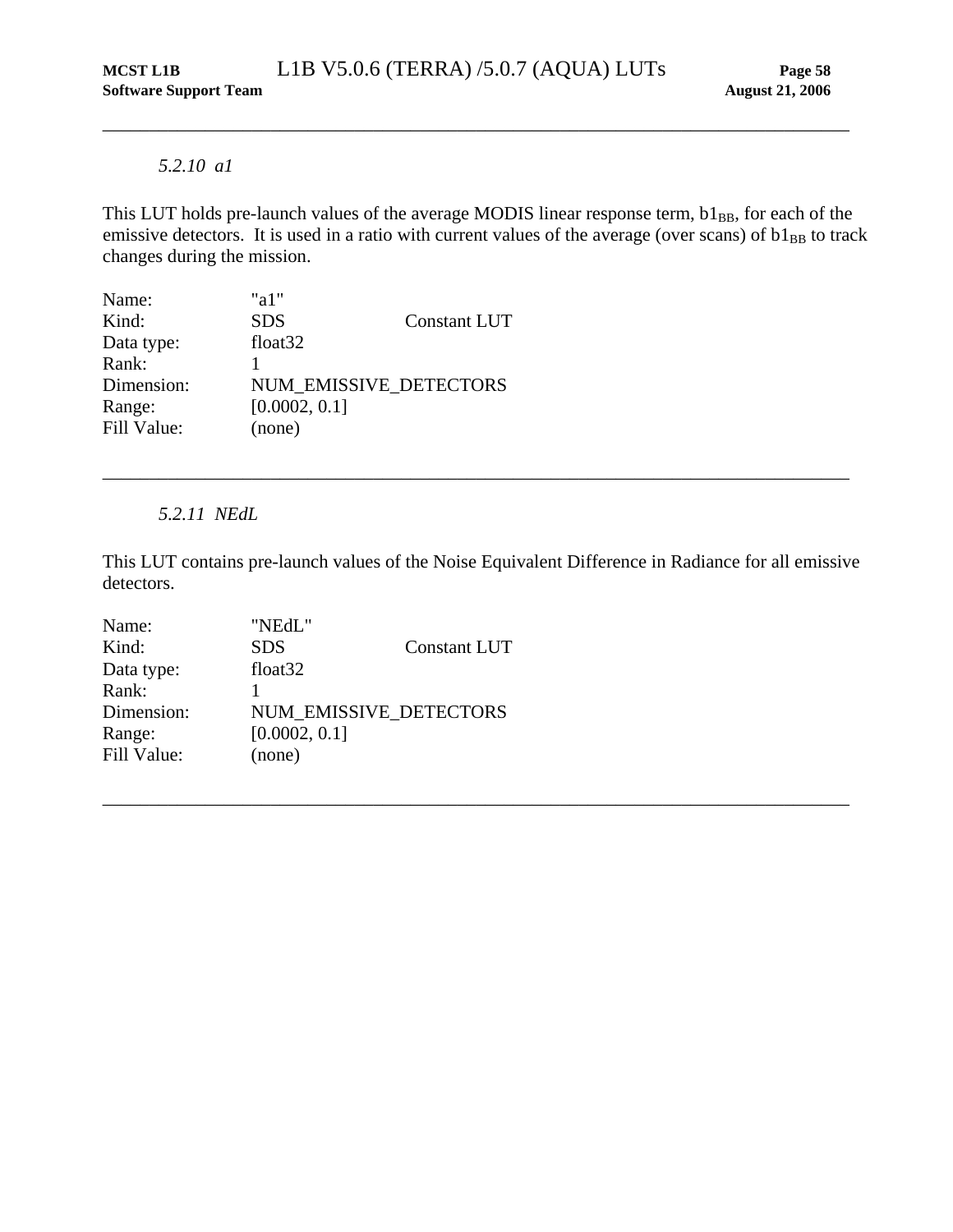### *5.2.10 a1*

This LUT holds pre-launch values of the average MODIS linear response term, $b1_{BB}$, for each of the emissive detectors. It is used in a ratio with current values of the average (over scans) of $b1_{BB}$ to track changes during the mission.

| | | |
|---|---|---|
| Name: | "a1" | |
| Kind: | SDS | Constant LUT |
| Data type: | float32 | |
| Rank: | 1 | |
| Dimension: | NUM_EMISSIVE_DETECTORS | |
| Range: | [0.0002, 0.1] | |
| Fill Value: | (none) | |

---

### *5.2.11 NEdL*

This LUT contains pre-launch values of the Noise Equivalent Difference in Radiance for all emissive detectors.

| | | |
|---|---|---|
| Name: | "NEdL" | |
| Kind: | SDS | Constant LUT |
| Data type: | float32 | |
| Rank: | 1 | |
| Dimension: | NUM_EMISSIVE_DETECTORS | |
| Range: | [0.0002, 0.1] | |
| Fill Value: | (none) | |

---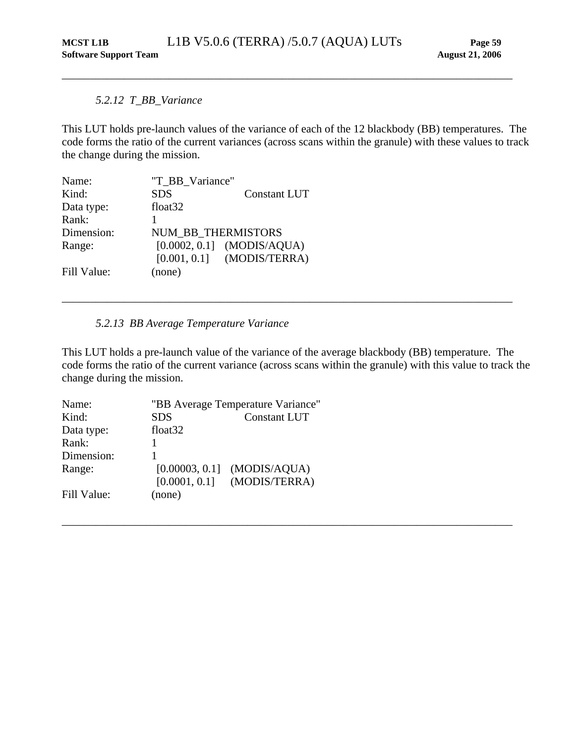### *5.2.12 T_BB_Variance*

This LUT holds pre-launch values of the variance of each of the 12 blackbody (BB) temperatures. The code forms the ratio of the current variances (across scans within the granule) with these values to track the change during the mission.

| | | |
|---|---|---|
| Name: | "T_BB_Variance" | |
| Kind: | SDS | Constant LUT |
| Data type: | float32 | |
| Rank: | 1 | |
| Dimension: | NUM_BB_THERMISTORS | |
| Range: | [0.0002, 0.1] | (MODIS/AQUA) |
| | [0.001, 0.1] | (MODIS/TERRA) |
| Fill Value: | (none) | |

---

### *5.2.13 BB Average Temperature Variance*

This LUT holds a pre-launch value of the variance of the average blackbody (BB) temperature. The code forms the ratio of the current variance (across scans within the granule) with this value to track the change during the mission.

| | | |
|---|---|---|
| Name: | "BB Average Temperature Variance" | |
| Kind: | SDS | Constant LUT |
| Data type: | float32 | |
| Rank: | 1 | |
| Dimension: | 1 | |
| Range: | [0.00003, 0.1] | (MODIS/AQUA) |
| | [0.0001, 0.1] | (MODIS/TERRA) |
| Fill Value: | (none) | |

---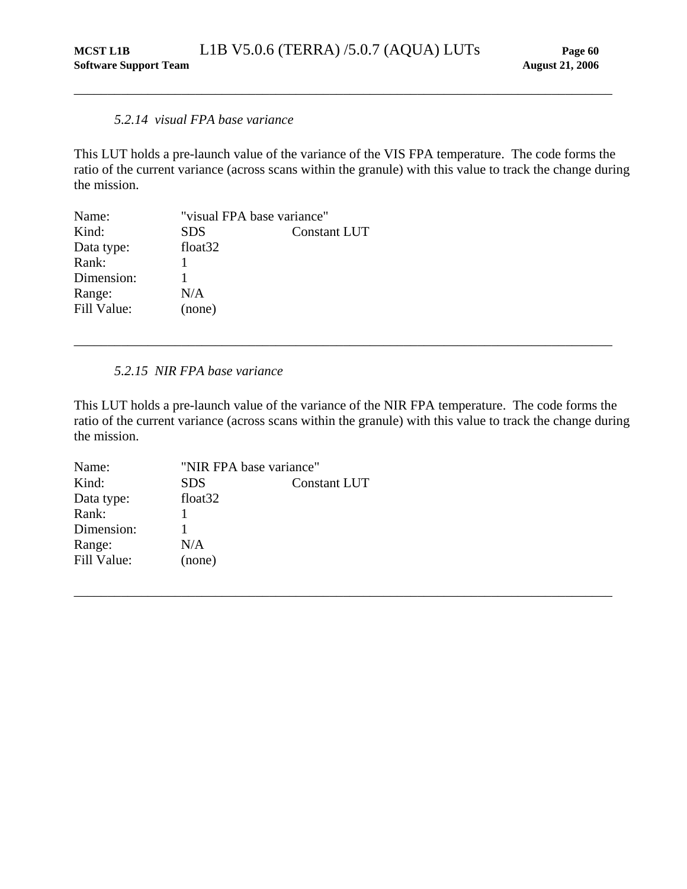### *5.2.14 visual FPA base variance*

This LUT holds a pre-launch value of the variance of the VIS FPA temperature. The code forms the ratio of the current variance (across scans within the granule) with this value to track the change during the mission.

| | | |
|---|---|---|
| Name: | "visual FPA base variance" | |
| Kind: | SDS | Constant LUT |
| Data type: | float32 | |
| Rank: | 1 | |
| Dimension: | 1 | |
| Range: | N/A | |
| Fill Value: | (none) | |

---

### *5.2.15 NIR FPA base variance*

This LUT holds a pre-launch value of the variance of the NIR FPA temperature. The code forms the ratio of the current variance (across scans within the granule) with this value to track the change during the mission.

| | | |
|---|---|---|
| Name: | "NIR FPA base variance" | |
| Kind: | SDS | Constant LUT |
| Data type: | float32 | |
| Rank: | 1 | |
| Dimension: | 1 | |
| Range: | N/A | |
| Fill Value: | (none) | |

---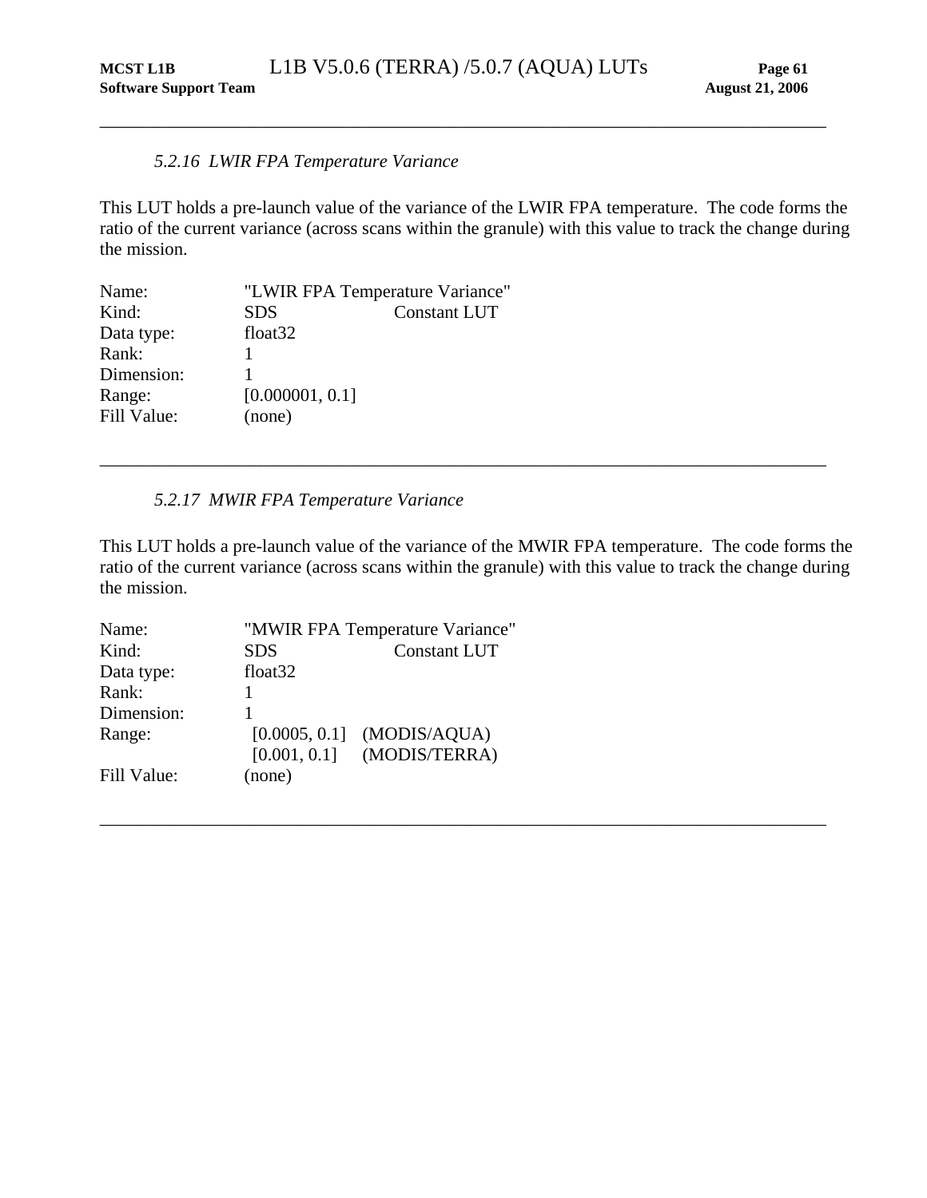### 5.2.16 *LWIR FPA Temperature Variance*

This LUT holds a pre-launch value of the variance of the LWIR FPA temperature. The code forms the ratio of the current variance (across scans within the granule) with this value to track the change during the mission.

| | | |
|---|---|---|
| Name: | "LWIR FPA Temperature Variance" | |
| Kind: | SDS | Constant LUT |
| Data type: | float32 | |
| Rank: | 1 | |
| Dimension: | 1 | |
| Range: | [0.000001, 0.1] | |
| Fill Value: | (none) | |

---

### 5.2.17 *MWIR FPA Temperature Variance*

This LUT holds a pre-launch value of the variance of the MWIR FPA temperature. The code forms the ratio of the current variance (across scans within the granule) with this value to track the change during the mission.

| | | |
|---|---|---|
| Name: | "MWIR FPA Temperature Variance" | |
| Kind: | SDS | Constant LUT |
| Data type: | float32 | |
| Rank: | 1 | |
| Dimension: | 1 | |
| Range: | [0.0005, 0.1] | (MODIS/AQUA) |
| | [0.001, 0.1] | (MODIS/TERRA) |
| Fill Value: | (none) | |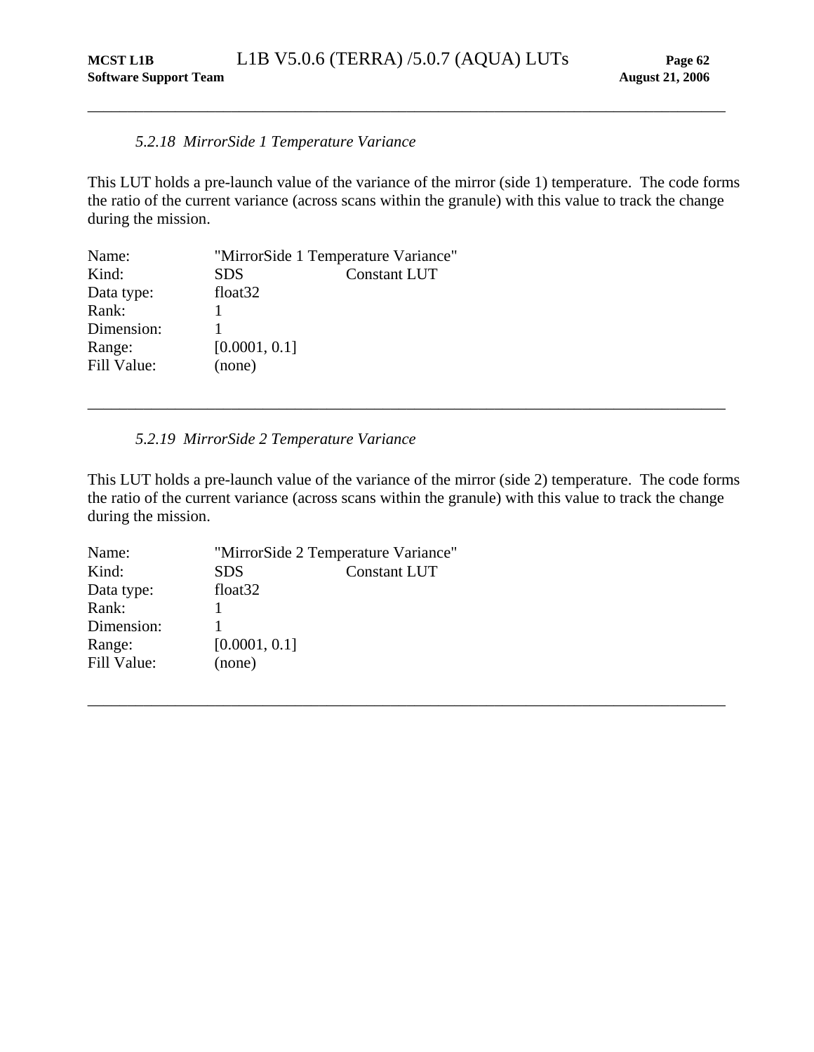### *5.2.18 MirrorSide 1 Temperature Variance*

This LUT holds a pre-launch value of the variance of the mirror (side 1) temperature. The code forms the ratio of the current variance (across scans within the granule) with this value to track the change during the mission.

| | | |
|---|---|---|
| Name: | "MirrorSide 1 Temperature Variance" | |
| Kind: | SDS | Constant LUT |
| Data type: | float32 | |
| Rank: | 1 | |
| Dimension: | 1 | |
| Range: | [0.0001, 0.1] | |
| Fill Value: | (none) | |

---

### *5.2.19 MirrorSide 2 Temperature Variance*

This LUT holds a pre-launch value of the variance of the mirror (side 2) temperature. The code forms the ratio of the current variance (across scans within the granule) with this value to track the change during the mission.

| | | |
|---|---|---|
| Name: | "MirrorSide 2 Temperature Variance" | |
| Kind: | SDS | Constant LUT |
| Data type: | float32 | |
| Rank: | 1 | |
| Dimension: | 1 | |
| Range: | [0.0001, 0.1] | |
| Fill Value: | (none) | |

---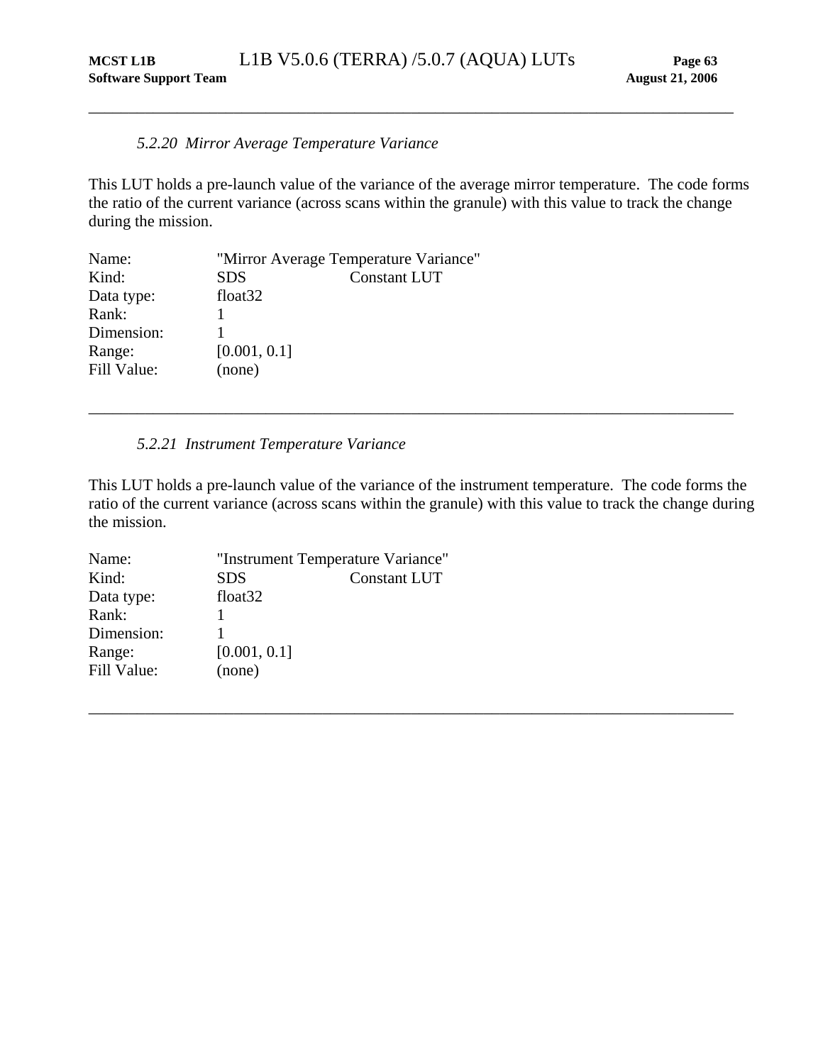### *5.2.20 Mirror Average Temperature Variance*

This LUT holds a pre-launch value of the variance of the average mirror temperature. The code forms the ratio of the current variance (across scans within the granule) with this value to track the change during the mission.

| | | |
|---|---|---|
| Name: | "Mirror Average Temperature Variance" | |
| Kind: | SDS | Constant LUT |
| Data type: | float32 | |
| Rank: | 1 | |
| Dimension: | 1 | |
| Range: | [0.001, 0.1] | |
| Fill Value: | (none) | |

---

### *5.2.21 Instrument Temperature Variance*

This LUT holds a pre-launch value of the variance of the instrument temperature. The code forms the ratio of the current variance (across scans within the granule) with this value to track the change during the mission.

| | | |
|---|---|---|
| Name: | "Instrument Temperature Variance" | |
| Kind: | SDS | Constant LUT |
| Data type: | float32 | |
| Rank: | 1 | |
| Dimension: | 1 | |
| Range: | [0.001, 0.1] | |
| Fill Value: | (none) | |

---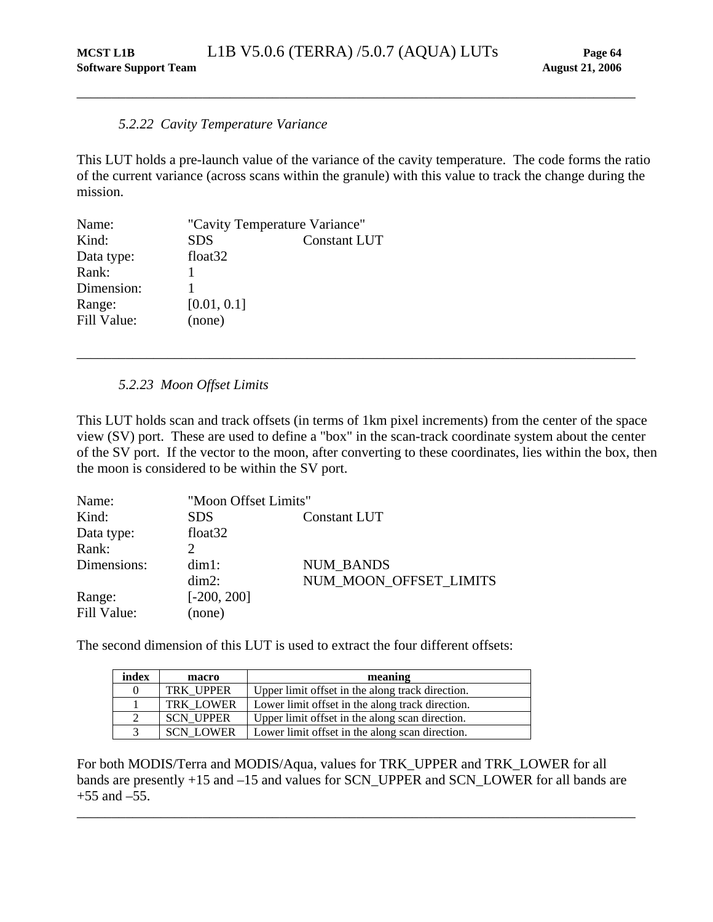### *5.2.22 Cavity Temperature Variance*

This LUT holds a pre-launch value of the variance of the cavity temperature. The code forms the ratio of the current variance (across scans within the granule) with this value to track the change during the mission.

| | | |
|---|---|---|
| Name: | "Cavity Temperature Variance" | |
| Kind: | SDS | Constant LUT |
| Data type: | float32 | |
| Rank: | 1 | |
| Dimension: | 1 | |
| Range: | [0.01, 0.1] | |
| Fill Value: | (none) | |

---

### *5.2.23 Moon Offset Limits*

This LUT holds scan and track offsets (in terms of 1km pixel increments) from the center of the space view (SV) port. These are used to define a "box" in the scan-track coordinate system about the center of the SV port. If the vector to the moon, after converting to these coordinates, lies within the box, then the moon is considered to be within the SV port.

| | | |
|---|---|---|
| Name: | "Moon Offset Limits" | |
| Kind: | SDS | Constant LUT |
| Data type: | float32 | |
| Rank: | 2 | |
| Dimensions: | dim1: | NUM_BANDS |
| | dim2: | NUM_MOON_OFFSET_LIMITS |
| Range: | [-200, 200] | |
| Fill Value: | (none) | |

The second dimension of this LUT is used to extract the four different offsets:

| index | macro | meaning |
|---|---|---|
| 0 | TRK_UPPER | Upper limit offset in the along track direction. |
| 1 | TRK_LOWER | Lower limit offset in the along track direction. |
| 2 | SCN_UPPER | Upper limit offset in the along scan direction. |
| 3 | SCN_LOWER | Lower limit offset in the along scan direction. |

For both MODIS/Terra and MODIS/Aqua, values for TRK_UPPER and TRK_LOWER for all bands are presently +15 and –15 and values for SCN_UPPER and SCN_LOWER for all bands are +55 and –55.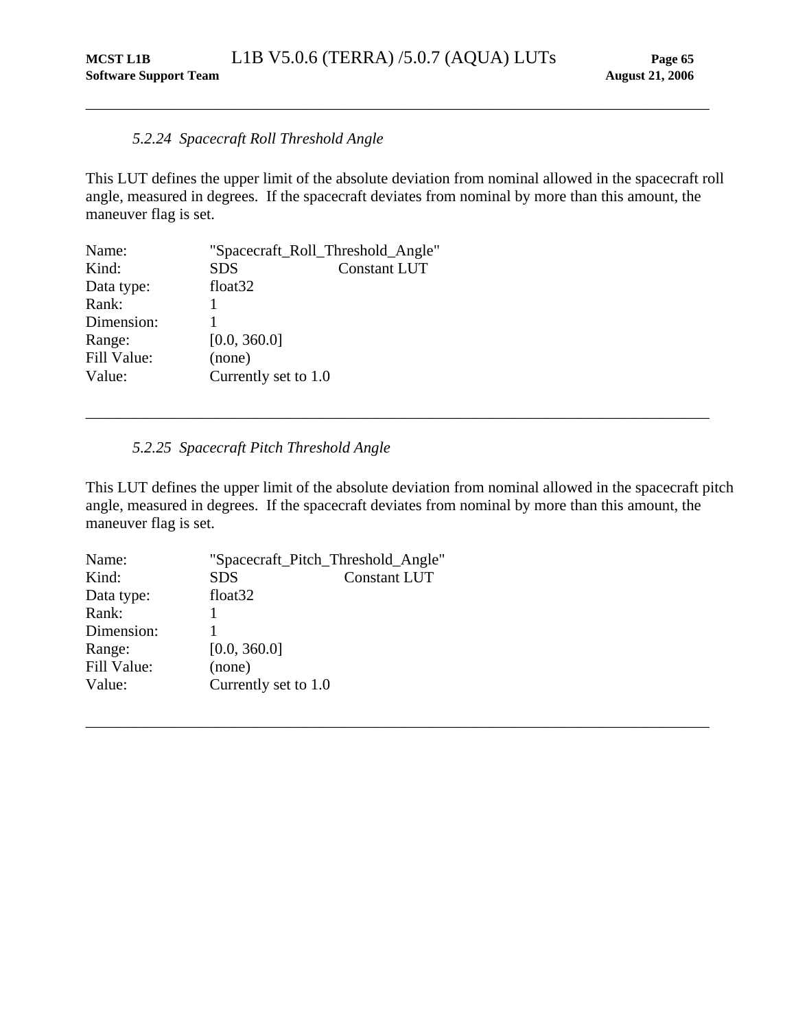### *5.2.24 Spacecraft Roll Threshold Angle*

This LUT defines the upper limit of the absolute deviation from nominal allowed in the spacecraft roll angle, measured in degrees. If the spacecraft deviates from nominal by more than this amount, the maneuver flag is set.

| | | |
|---|---|---|
| Name: | "Spacecraft_Roll_Threshold_Angle" | |
| Kind: | SDS | Constant LUT |
| Data type: | float32 | |
| Rank: | 1 | |
| Dimension: | 1 | |
| Range: | [0.0, 360.0] | |
| Fill Value: | (none) | |
| Value: | Currently set to 1.0 | |

---

### *5.2.25 Spacecraft Pitch Threshold Angle*

This LUT defines the upper limit of the absolute deviation from nominal allowed in the spacecraft pitch angle, measured in degrees. If the spacecraft deviates from nominal by more than this amount, the maneuver flag is set.

| | | |
|---|---|---|
| Name: | "Spacecraft_Pitch_Threshold_Angle" | |
| Kind: | SDS | Constant LUT |
| Data type: | float32 | |
| Rank: | 1 | |
| Dimension: | 1 | |
| Range: | [0.0, 360.0] | |
| Fill Value: | (none) | |
| Value: | Currently set to 1.0 | |

---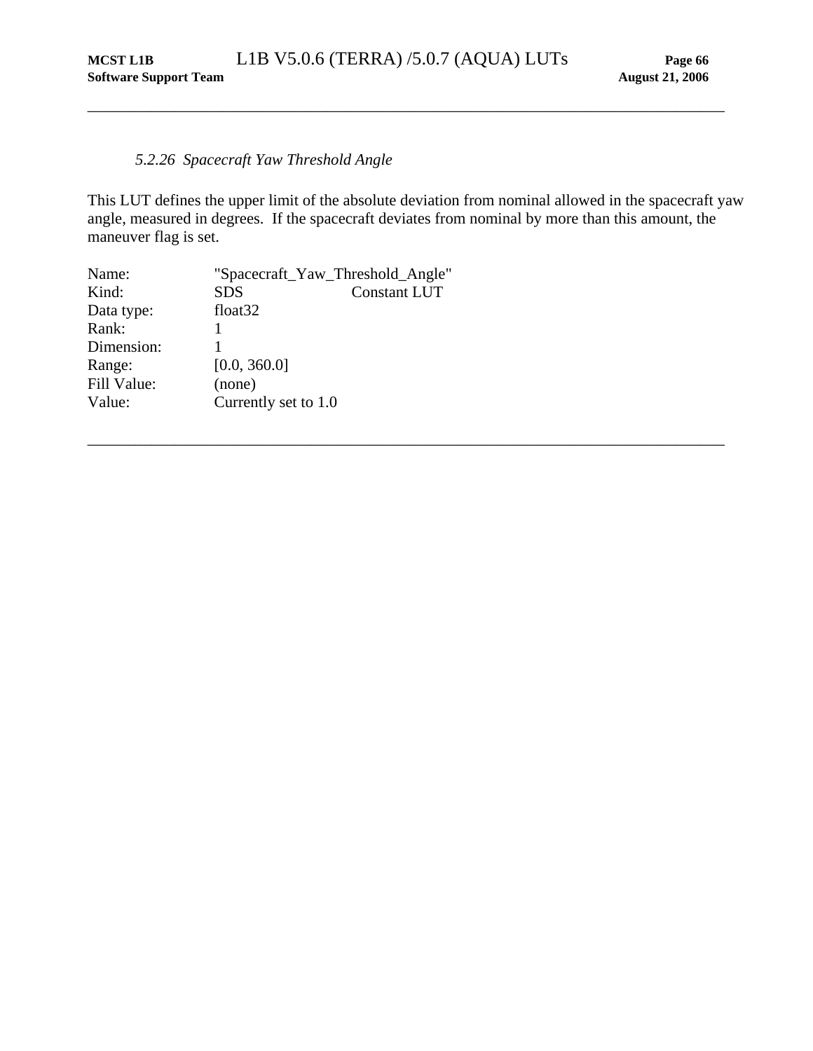### *5.2.26 Spacecraft Yaw Threshold Angle*

This LUT defines the upper limit of the absolute deviation from nominal allowed in the spacecraft yaw angle, measured in degrees. If the spacecraft deviates from nominal by more than this amount, the maneuver flag is set.

| | | |
|---|---|---|
| Name: | "Spacecraft_Yaw_Threshold_Angle" | |
| Kind: | SDS | Constant LUT |
| Data type: | float32 | |
| Rank: | 1 | |
| Dimension: | 1 | |
| Range: | [0.0, 360.0] | |
| Fill Value: | (none) | |
| Value: | Currently set to 1.0 | |